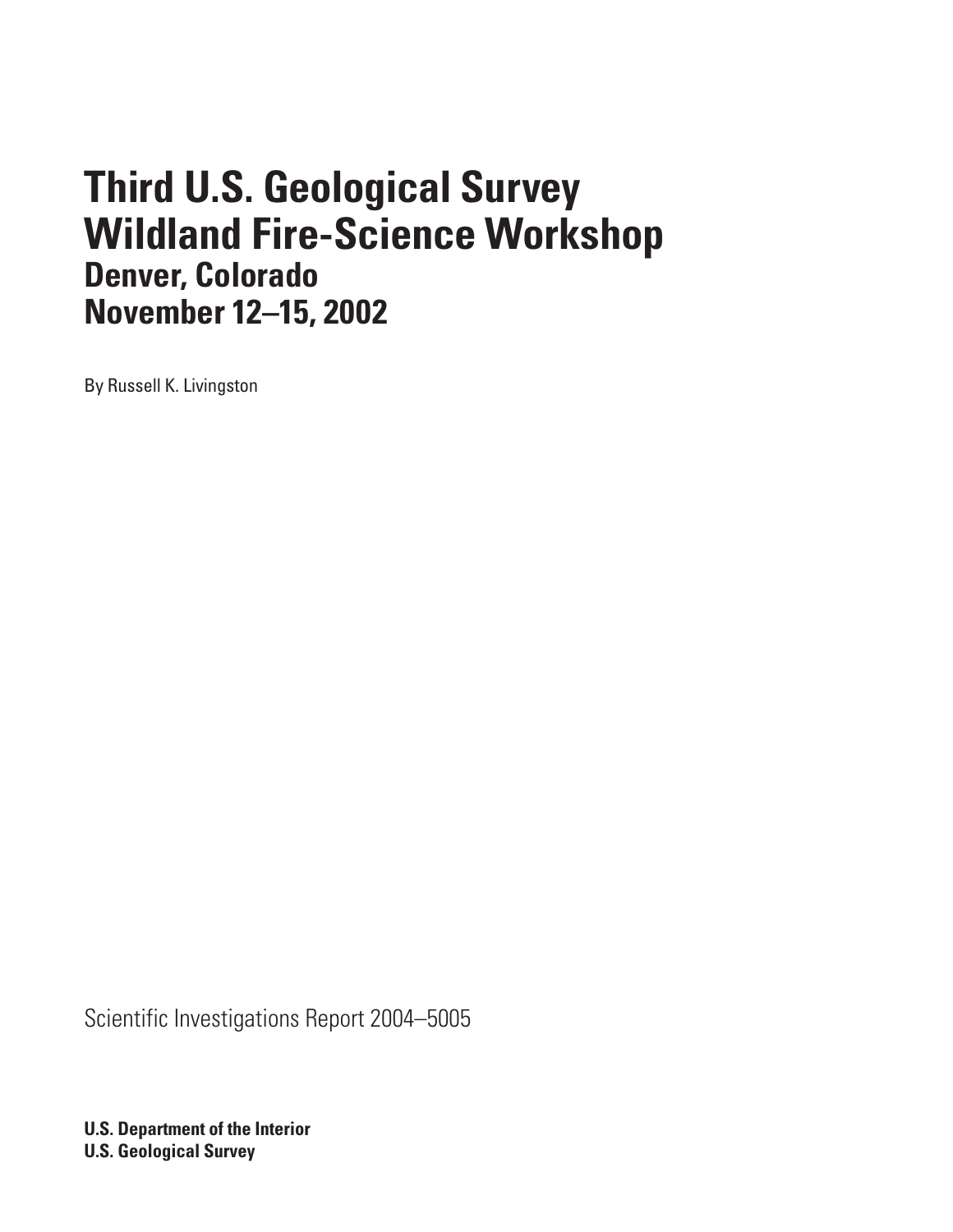# Third U.S. Geological Survey Wildland Fire-Science Workshop

## Denver, Colorado
## November 12–15, 2002

By Russell K. Livingston

Scientific Investigations Report 2004–5005

**U.S. Department of the Interior**
**U.S. Geological Survey**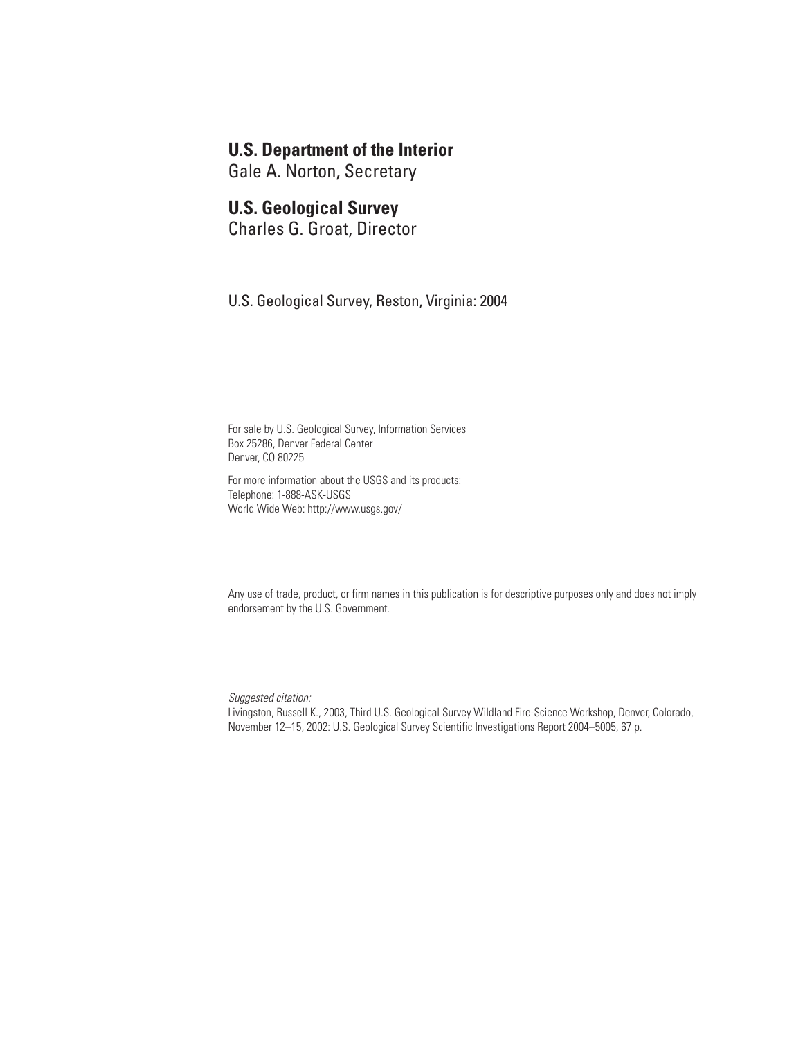**U.S. Department of the Interior**
Gale A. Norton, Secretary

**U.S. Geological Survey**
Charles G. Groat, Director

U.S. Geological Survey, Reston, Virginia: 2004

For sale by U.S. Geological Survey, Information Services
Box 25286, Denver Federal Center
Denver, CO 80225

For more information about the USGS and its products:
Telephone: 1-888-ASK-USGS
World Wide Web: http://www.usgs.gov/

Any use of trade, product, or firm names in this publication is for descriptive purposes only and does not imply endorsement by the U.S. Government.

*Suggested citation:*
Livingston, Russell K., 2003, Third U.S. Geological Survey Wildland Fire-Science Workshop, Denver, Colorado, November 12–15, 2002: U.S. Geological Survey Scientific Investigations Report 2004–5005, 67 p.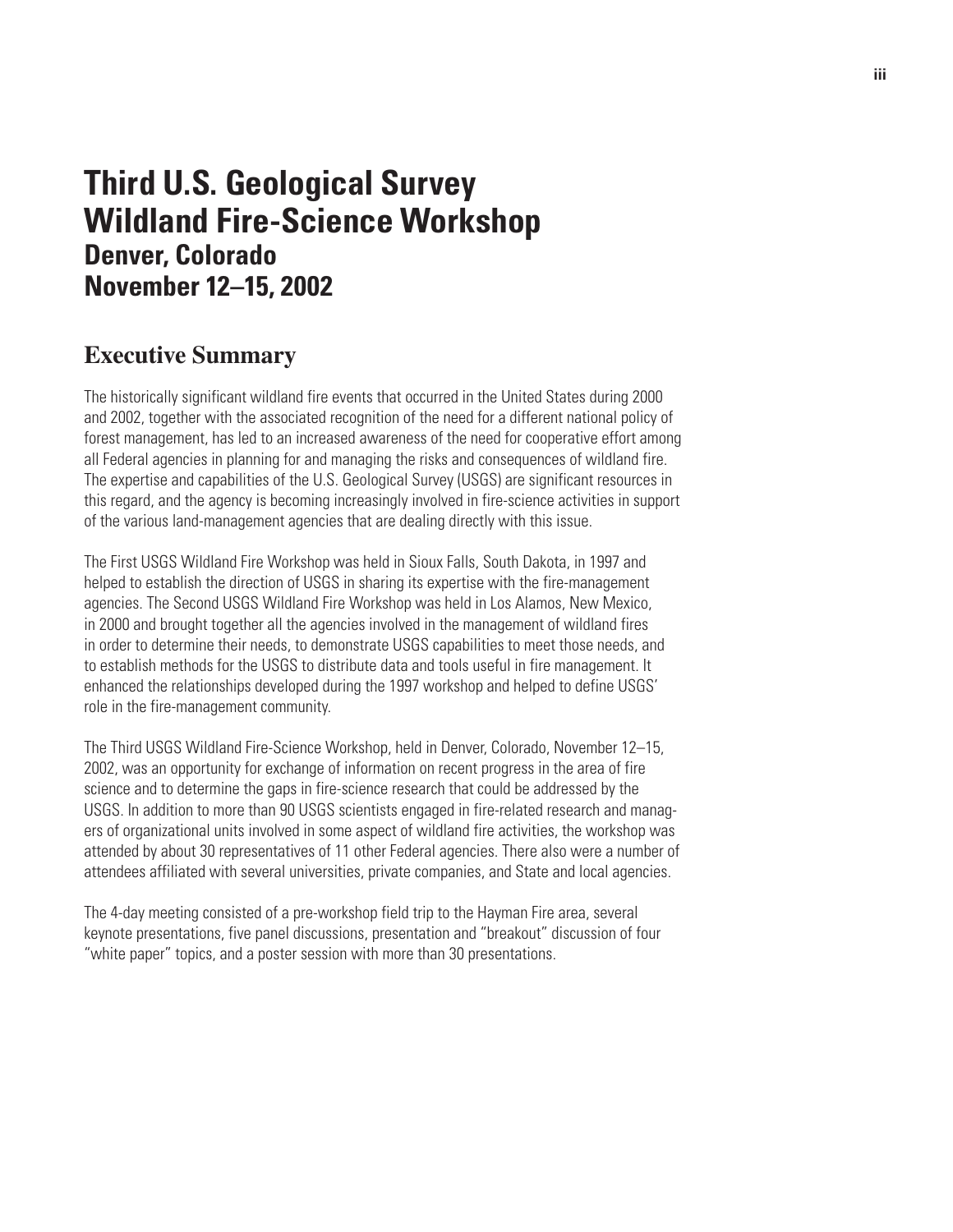# Third U.S. Geological Survey Wildland Fire-Science Workshop

## Denver, Colorado
## November 12–15, 2002

## Executive Summary

The historically significant wildland fire events that occurred in the United States during 2000 and 2002, together with the associated recognition of the need for a different national policy of forest management, has led to an increased awareness of the need for cooperative effort among all Federal agencies in planning for and managing the risks and consequences of wildland fire. The expertise and capabilities of the U.S. Geological Survey (USGS) are significant resources in this regard, and the agency is becoming increasingly involved in fire-science activities in support of the various land-management agencies that are dealing directly with this issue.

The First USGS Wildland Fire Workshop was held in Sioux Falls, South Dakota, in 1997 and helped to establish the direction of USGS in sharing its expertise with the fire-management agencies. The Second USGS Wildland Fire Workshop was held in Los Alamos, New Mexico, in 2000 and brought together all the agencies involved in the management of wildland fires in order to determine their needs, to demonstrate USGS capabilities to meet those needs, and to establish methods for the USGS to distribute data and tools useful in fire management. It enhanced the relationships developed during the 1997 workshop and helped to define USGS' role in the fire-management community.

The Third USGS Wildland Fire-Science Workshop, held in Denver, Colorado, November 12–15, 2002, was an opportunity for exchange of information on recent progress in the area of fire science and to determine the gaps in fire-science research that could be addressed by the USGS. In addition to more than 90 USGS scientists engaged in fire-related research and managers of organizational units involved in some aspect of wildland fire activities, the workshop was attended by about 30 representatives of 11 other Federal agencies. There also were a number of attendees affiliated with several universities, private companies, and State and local agencies.

The 4-day meeting consisted of a pre-workshop field trip to the Hayman Fire area, several keynote presentations, five panel discussions, presentation and "breakout" discussion of four "white paper" topics, and a poster session with more than 30 presentations.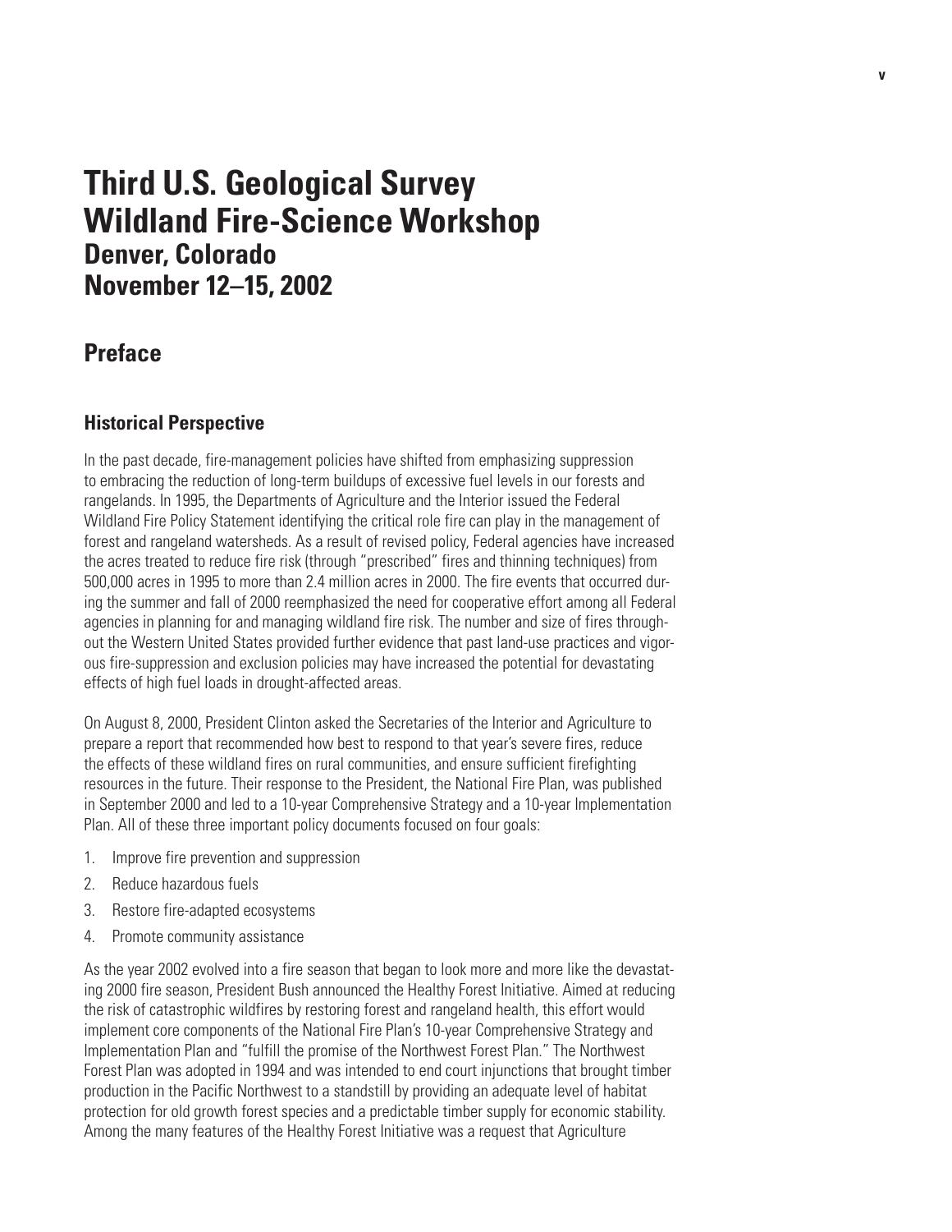# Third U.S. Geological Survey Wildland Fire-Science Workshop
## Denver, Colorado
## November 12–15, 2002

## Preface

### Historical Perspective

In the past decade, fire-management policies have shifted from emphasizing suppression to embracing the reduction of long-term buildups of excessive fuel levels in our forests and rangelands. In 1995, the Departments of Agriculture and the Interior issued the Federal Wildland Fire Policy Statement identifying the critical role fire can play in the management of forest and rangeland watersheds. As a result of revised policy, Federal agencies have increased the acres treated to reduce fire risk (through "prescribed" fires and thinning techniques) from 500,000 acres in 1995 to more than 2.4 million acres in 2000. The fire events that occurred during the summer and fall of 2000 reemphasized the need for cooperative effort among all Federal agencies in planning for and managing wildland fire risk. The number and size of fires throughout the Western United States provided further evidence that past land-use practices and vigorous fire-suppression and exclusion policies may have increased the potential for devastating effects of high fuel loads in drought-affected areas.

On August 8, 2000, President Clinton asked the Secretaries of the Interior and Agriculture to prepare a report that recommended how best to respond to that year's severe fires, reduce the effects of these wildland fires on rural communities, and ensure sufficient firefighting resources in the future. Their response to the President, the National Fire Plan, was published in September 2000 and led to a 10-year Comprehensive Strategy and a 10-year Implementation Plan. All of these three important policy documents focused on four goals:

1. Improve fire prevention and suppression
2. Reduce hazardous fuels
3. Restore fire-adapted ecosystems
4. Promote community assistance

As the year 2002 evolved into a fire season that began to look more and more like the devastating 2000 fire season, President Bush announced the Healthy Forest Initiative. Aimed at reducing the risk of catastrophic wildfires by restoring forest and rangeland health, this effort would implement core components of the National Fire Plan's 10-year Comprehensive Strategy and Implementation Plan and "fulfill the promise of the Northwest Forest Plan." The Northwest Forest Plan was adopted in 1994 and was intended to end court injunctions that brought timber production in the Pacific Northwest to a standstill by providing an adequate level of habitat protection for old growth forest species and a predictable timber supply for economic stability. Among the many features of the Healthy Forest Initiative was a request that Agriculture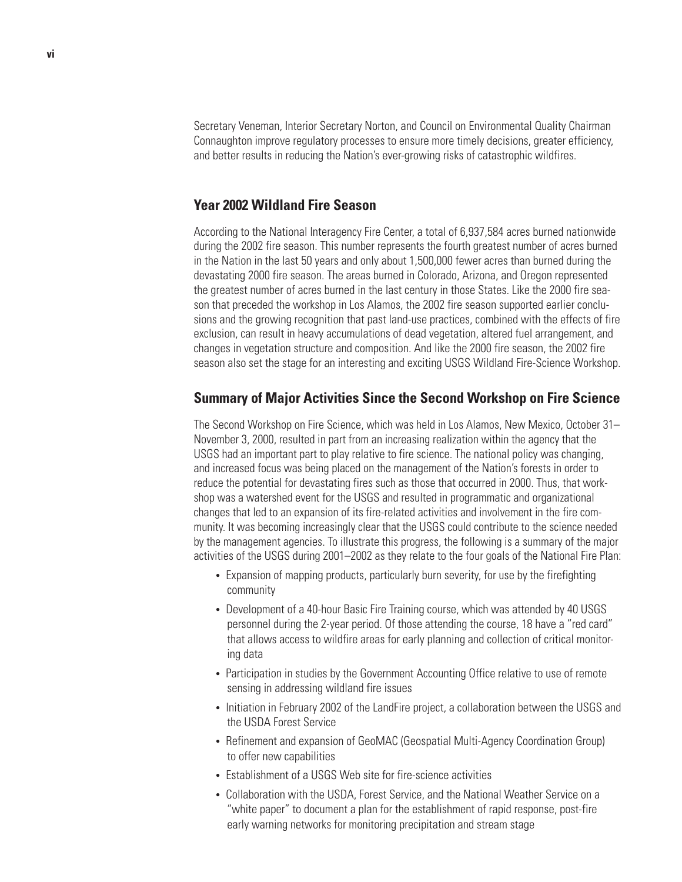Secretary Veneman, Interior Secretary Norton, and Council on Environmental Quality Chairman Connaughton improve regulatory processes to ensure more timely decisions, greater efficiency, and better results in reducing the Nation's ever-growing risks of catastrophic wildfires.

## Year 2002 Wildland Fire Season

According to the National Interagency Fire Center, a total of 6,937,584 acres burned nationwide during the 2002 fire season. This number represents the fourth greatest number of acres burned in the Nation in the last 50 years and only about 1,500,000 fewer acres than burned during the devastating 2000 fire season. The areas burned in Colorado, Arizona, and Oregon represented the greatest number of acres burned in the last century in those States. Like the 2000 fire season that preceded the workshop in Los Alamos, the 2002 fire season supported earlier conclusions and the growing recognition that past land-use practices, combined with the effects of fire exclusion, can result in heavy accumulations of dead vegetation, altered fuel arrangement, and changes in vegetation structure and composition. And like the 2000 fire season, the 2002 fire season also set the stage for an interesting and exciting USGS Wildland Fire-Science Workshop.

## Summary of Major Activities Since the Second Workshop on Fire Science

The Second Workshop on Fire Science, which was held in Los Alamos, New Mexico, October 31–November 3, 2000, resulted in part from an increasing realization within the agency that the USGS had an important part to play relative to fire science. The national policy was changing, and increased focus was being placed on the management of the Nation's forests in order to reduce the potential for devastating fires such as those that occurred in 2000. Thus, that workshop was a watershed event for the USGS and resulted in programmatic and organizational changes that led to an expansion of its fire-related activities and involvement in the fire community. It was becoming increasingly clear that the USGS could contribute to the science needed by the management agencies. To illustrate this progress, the following is a summary of the major activities of the USGS during 2001–2002 as they relate to the four goals of the National Fire Plan:

- Expansion of mapping products, particularly burn severity, for use by the firefighting community
- Development of a 40-hour Basic Fire Training course, which was attended by 40 USGS personnel during the 2-year period. Of those attending the course, 18 have a "red card" that allows access to wildfire areas for early planning and collection of critical monitoring data
- Participation in studies by the Government Accounting Office relative to use of remote sensing in addressing wildland fire issues
- Initiation in February 2002 of the LandFire project, a collaboration between the USGS and the USDA Forest Service
- Refinement and expansion of GeoMAC (Geospatial Multi-Agency Coordination Group) to offer new capabilities
- Establishment of a USGS Web site for fire-science activities
- Collaboration with the USDA, Forest Service, and the National Weather Service on a "white paper" to document a plan for the establishment of rapid response, post-fire early warning networks for monitoring precipitation and stream stage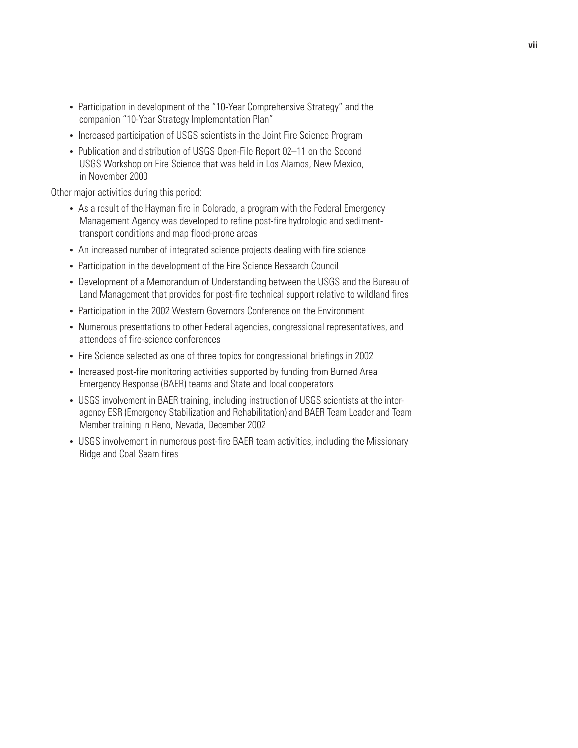- Participation in development of the "10-Year Comprehensive Strategy" and the companion "10-Year Strategy Implementation Plan"
- Increased participation of USGS scientists in the Joint Fire Science Program
- Publication and distribution of USGS Open-File Report 02–11 on the Second USGS Workshop on Fire Science that was held in Los Alamos, New Mexico, in November 2000

Other major activities during this period:

- As a result of the Hayman fire in Colorado, a program with the Federal Emergency Management Agency was developed to refine post-fire hydrologic and sediment-transport conditions and map flood-prone areas
- An increased number of integrated science projects dealing with fire science
- Participation in the development of the Fire Science Research Council
- Development of a Memorandum of Understanding between the USGS and the Bureau of Land Management that provides for post-fire technical support relative to wildland fires
- Participation in the 2002 Western Governors Conference on the Environment
- Numerous presentations to other Federal agencies, congressional representatives, and attendees of fire-science conferences
- Fire Science selected as one of three topics for congressional briefings in 2002
- Increased post-fire monitoring activities supported by funding from Burned Area Emergency Response (BAER) teams and State and local cooperators
- USGS involvement in BAER training, including instruction of USGS scientists at the inter-agency ESR (Emergency Stabilization and Rehabilitation) and BAER Team Leader and Team Member training in Reno, Nevada, December 2002
- USGS involvement in numerous post-fire BAER team activities, including the Missionary Ridge and Coal Seam fires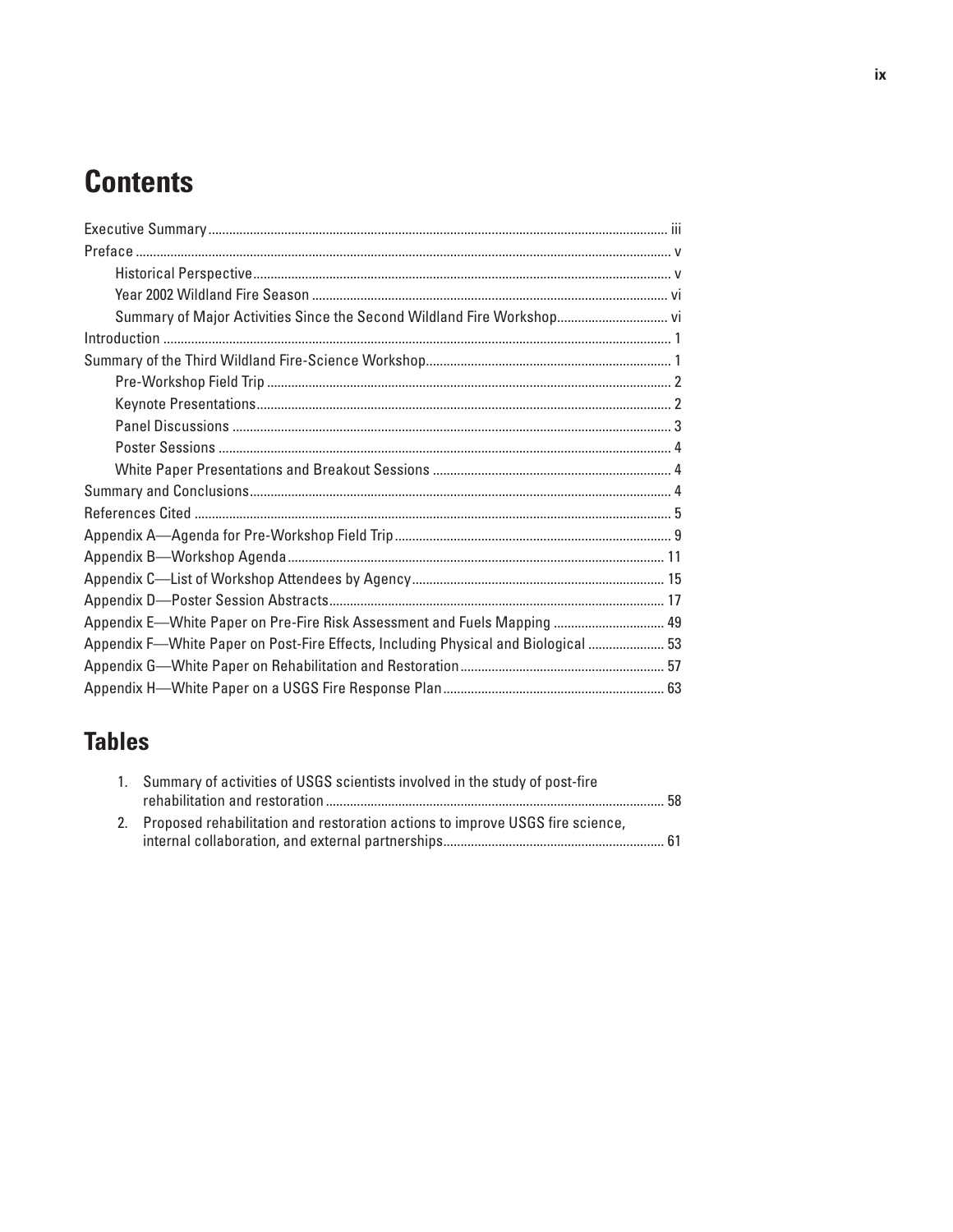# Contents

Executive Summary ............ iii
Preface ............ v
  Historical Perspective ............ v
  Year 2002 Wildland Fire Season ............ vi
  Summary of Major Activities Since the Second Wildland Fire Workshop ............ vi
Introduction ............ 1
Summary of the Third Wildland Fire-Science Workshop ............ 1
  Pre-Workshop Field Trip ............ 2
  Keynote Presentations ............ 2
  Panel Discussions ............ 3
  Poster Sessions ............ 4
  White Paper Presentations and Breakout Sessions ............ 4
Summary and Conclusions ............ 4
References Cited ............ 5
Appendix A—Agenda for Pre-Workshop Field Trip ............ 9
Appendix B—Workshop Agenda ............ 11
Appendix C—List of Workshop Attendees by Agency ............ 15
Appendix D—Poster Session Abstracts ............ 17
Appendix E—White Paper on Pre-Fire Risk Assessment and Fuels Mapping ............ 49
Appendix F—White Paper on Post-Fire Effects, Including Physical and Biological ............ 53
Appendix G—White Paper on Rehabilitation and Restoration ............ 57
Appendix H—White Paper on a USGS Fire Response Plan ............ 63

# Tables

1. Summary of activities of USGS scientists involved in the study of post-fire rehabilitation and restoration ............ 58
2. Proposed rehabilitation and restoration actions to improve USGS fire science, internal collaboration, and external partnerships ............ 61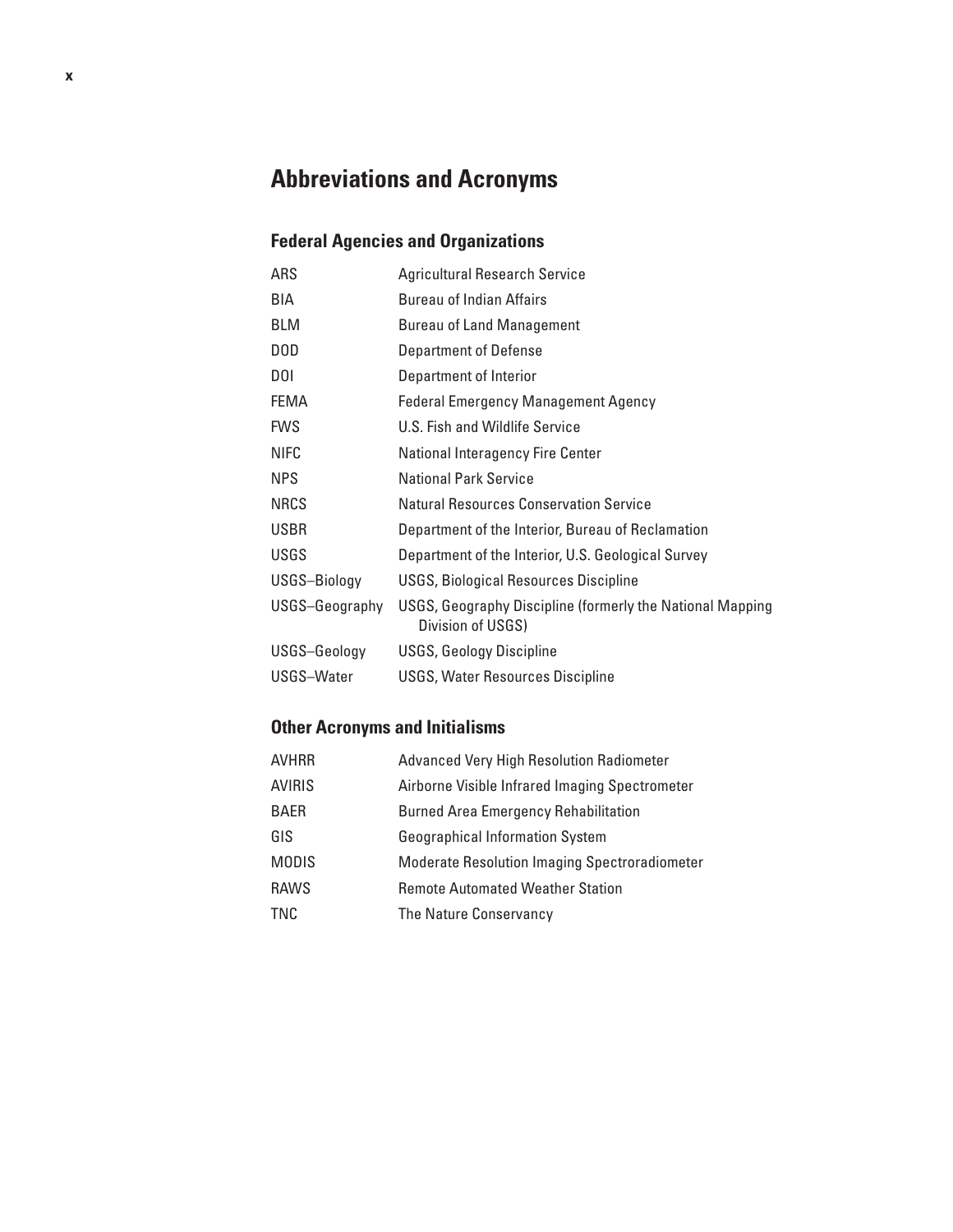# Abbreviations and Acronyms

## Federal Agencies and Organizations

| | |
|---|---|
| ARS | Agricultural Research Service |
| BIA | Bureau of Indian Affairs |
| BLM | Bureau of Land Management |
| DOD | Department of Defense |
| DOI | Department of Interior |
| FEMA | Federal Emergency Management Agency |
| FWS | U.S. Fish and Wildlife Service |
| NIFC | National Interagency Fire Center |
| NPS | National Park Service |
| NRCS | Natural Resources Conservation Service |
| USBR | Department of the Interior, Bureau of Reclamation |
| USGS | Department of the Interior, U.S. Geological Survey |
| USGS–Biology | USGS, Biological Resources Discipline |
| USGS–Geography | USGS, Geography Discipline (formerly the National Mapping Division of USGS) |
| USGS–Geology | USGS, Geology Discipline |
| USGS–Water | USGS, Water Resources Discipline |

## Other Acronyms and Initialisms

| | |
|---|---|
| AVHRR | Advanced Very High Resolution Radiometer |
| AVIRIS | Airborne Visible Infrared Imaging Spectrometer |
| BAER | Burned Area Emergency Rehabilitation |
| GIS | Geographical Information System |
| MODIS | Moderate Resolution Imaging Spectroradiometer |
| RAWS | Remote Automated Weather Station |
| TNC | The Nature Conservancy |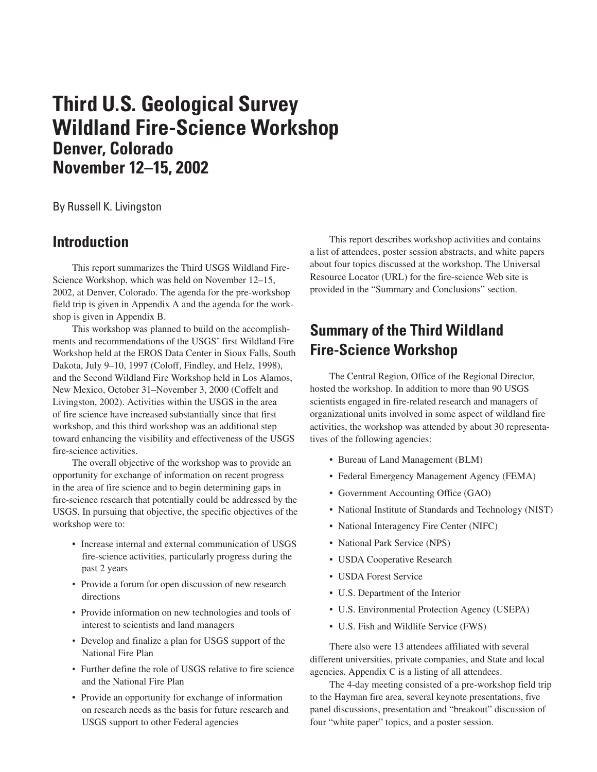# Third U.S. Geological Survey Wildland Fire-Science Workshop
## Denver, Colorado
## November 12–15, 2002

By Russell K. Livingston

## Introduction

This report summarizes the Third USGS Wildland Fire-Science Workshop, which was held on November 12–15, 2002, at Denver, Colorado. The agenda for the pre-workshop field trip is given in Appendix A and the agenda for the workshop is given in Appendix B.

This workshop was planned to build on the accomplishments and recommendations of the USGS' first Wildland Fire Workshop held at the EROS Data Center in Sioux Falls, South Dakota, July 9–10, 1997 (Coloff, Findley, and Helz, 1998), and the Second Wildland Fire Workshop held in Los Alamos, New Mexico, October 31–November 3, 2000 (Coffelt and Livingston, 2002). Activities within the USGS in the area of fire science have increased substantially since that first workshop, and this third workshop was an additional step toward enhancing the visibility and effectiveness of the USGS fire-science activities.

The overall objective of the workshop was to provide an opportunity for exchange of information on recent progress in the area of fire science and to begin determining gaps in fire-science research that potentially could be addressed by the USGS. In pursuing that objective, the specific objectives of the workshop were to:

- Increase internal and external communication of USGS fire-science activities, particularly progress during the past 2 years
- Provide a forum for open discussion of new research directions
- Provide information on new technologies and tools of interest to scientists and land managers
- Develop and finalize a plan for USGS support of the National Fire Plan
- Further define the role of USGS relative to fire science and the National Fire Plan
- Provide an opportunity for exchange of information on research needs as the basis for future research and USGS support to other Federal agencies

This report describes workshop activities and contains a list of attendees, poster session abstracts, and white papers about four topics discussed at the workshop. The Universal Resource Locator (URL) for the fire-science Web site is provided in the "Summary and Conclusions" section.

## Summary of the Third Wildland Fire-Science Workshop

The Central Region, Office of the Regional Director, hosted the workshop. In addition to more than 90 USGS scientists engaged in fire-related research and managers of organizational units involved in some aspect of wildland fire activities, the workshop was attended by about 30 representatives of the following agencies:

- Bureau of Land Management (BLM)
- Federal Emergency Management Agency (FEMA)
- Government Accounting Office (GAO)
- National Institute of Standards and Technology (NIST)
- National Interagency Fire Center (NIFC)
- National Park Service (NPS)
- USDA Cooperative Research
- USDA Forest Service
- U.S. Department of the Interior
- U.S. Environmental Protection Agency (USEPA)
- U.S. Fish and Wildlife Service (FWS)

There also were 13 attendees affiliated with several different universities, private companies, and State and local agencies. Appendix C is a listing of all attendees.

The 4-day meeting consisted of a pre-workshop field trip to the Hayman fire area, several keynote presentations, five panel discussions, presentation and "breakout" discussion of four "white paper" topics, and a poster session.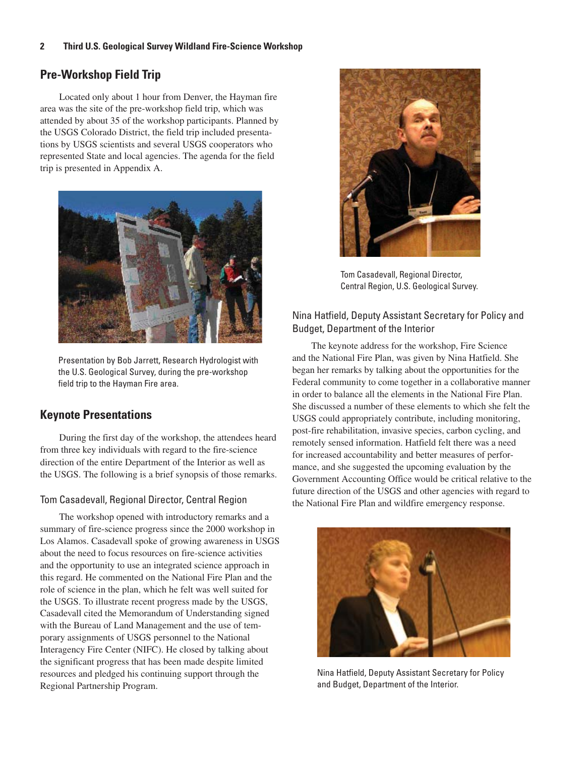## Pre-Workshop Field Trip

Located only about 1 hour from Denver, the Hayman fire area was the site of the pre-workshop field trip, which was attended by about 35 of the workshop participants. Planned by the USGS Colorado District, the field trip included presentations by USGS scientists and several USGS cooperators who represented State and local agencies. The agenda for the field trip is presented in Appendix A.

Presentation by Bob Jarrett, Research Hydrologist with the U.S. Geological Survey, during the pre-workshop field trip to the Hayman Fire area.

## Keynote Presentations

During the first day of the workshop, the attendees heard from three key individuals with regard to the fire-science direction of the entire Department of the Interior as well as the USGS. The following is a brief synopsis of those remarks.

### Tom Casadevall, Regional Director, Central Region

The workshop opened with introductory remarks and a summary of fire-science progress since the 2000 workshop in Los Alamos. Casadevall spoke of growing awareness in USGS about the need to focus resources on fire-science activities and the opportunity to use an integrated science approach in this regard. He commented on the National Fire Plan and the role of science in the plan, which he felt was well suited for the USGS. To illustrate recent progress made by the USGS, Casadevall cited the Memorandum of Understanding signed with the Bureau of Land Management and the use of temporary assignments of USGS personnel to the National Interagency Fire Center (NIFC). He closed by talking about the significant progress that has been made despite limited resources and pledged his continuing support through the Regional Partnership Program.

Tom Casadevall, Regional Director, Central Region, U.S. Geological Survey.

### Nina Hatfield, Deputy Assistant Secretary for Policy and Budget, Department of the Interior

The keynote address for the workshop, Fire Science and the National Fire Plan, was given by Nina Hatfield. She began her remarks by talking about the opportunities for the Federal community to come together in a collaborative manner in order to balance all the elements in the National Fire Plan. She discussed a number of these elements to which she felt the USGS could appropriately contribute, including monitoring, post-fire rehabilitation, invasive species, carbon cycling, and remotely sensed information. Hatfield felt there was a need for increased accountability and better measures of performance, and she suggested the upcoming evaluation by the Government Accounting Office would be critical relative to the future direction of the USGS and other agencies with regard to the National Fire Plan and wildfire emergency response.

Nina Hatfield, Deputy Assistant Secretary for Policy and Budget, Department of the Interior.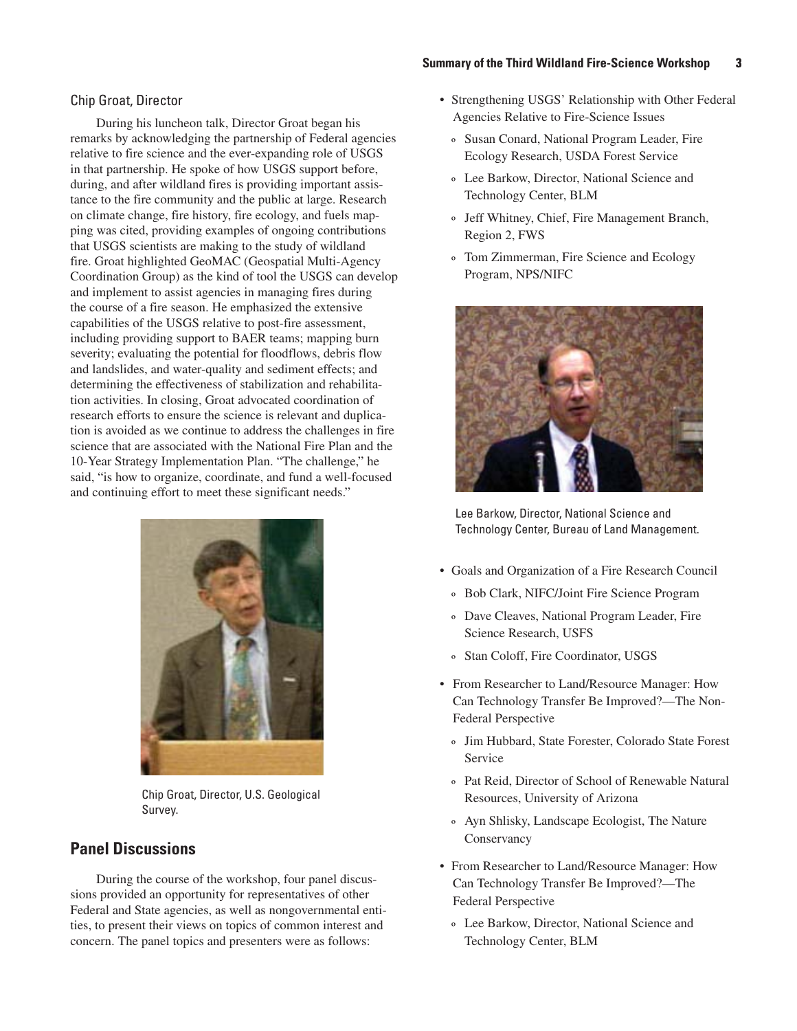### Chip Groat, Director

During his luncheon talk, Director Groat began his remarks by acknowledging the partnership of Federal agencies relative to fire science and the ever-expanding role of USGS in that partnership. He spoke of how USGS support before, during, and after wildland fires is providing important assistance to the fire community and the public at large. Research on climate change, fire history, fire ecology, and fuels mapping was cited, providing examples of ongoing contributions that USGS scientists are making to the study of wildland fire. Groat highlighted GeoMAC (Geospatial Multi-Agency Coordination Group) as the kind of tool the USGS can develop and implement to assist agencies in managing fires during the course of a fire season. He emphasized the extensive capabilities of the USGS relative to post-fire assessment, including providing support to BAER teams; mapping burn severity; evaluating the potential for floodflows, debris flow and landslides, and water-quality and sediment effects; and determining the effectiveness of stabilization and rehabilitation activities. In closing, Groat advocated coordination of research efforts to ensure the science is relevant and duplication is avoided as we continue to address the challenges in fire science that are associated with the National Fire Plan and the 10-Year Strategy Implementation Plan. "The challenge," he said, "is how to organize, coordinate, and fund a well-focused and continuing effort to meet these significant needs."

Chip Groat, Director, U.S. Geological Survey.

## Panel Discussions

During the course of the workshop, four panel discussions provided an opportunity for representatives of other Federal and State agencies, as well as nongovernmental entities, to present their views on topics of common interest and concern. The panel topics and presenters were as follows:

- Strengthening USGS' Relationship with Other Federal Agencies Relative to Fire-Science Issues
  - Susan Conard, National Program Leader, Fire Ecology Research, USDA Forest Service
  - Lee Barkow, Director, National Science and Technology Center, BLM
  - Jeff Whitney, Chief, Fire Management Branch, Region 2, FWS
  - Tom Zimmerman, Fire Science and Ecology Program, NPS/NIFC

Lee Barkow, Director, National Science and Technology Center, Bureau of Land Management.

- Goals and Organization of a Fire Research Council
  - Bob Clark, NIFC/Joint Fire Science Program
  - Dave Cleaves, National Program Leader, Fire Science Research, USFS
  - Stan Coloff, Fire Coordinator, USGS
- From Researcher to Land/Resource Manager: How Can Technology Transfer Be Improved?—The Non-Federal Perspective
  - Jim Hubbard, State Forester, Colorado State Forest Service
  - Pat Reid, Director of School of Renewable Natural Resources, University of Arizona
  - Ayn Shlisky, Landscape Ecologist, The Nature Conservancy
- From Researcher to Land/Resource Manager: How Can Technology Transfer Be Improved?—The Federal Perspective
  - Lee Barkow, Director, National Science and Technology Center, BLM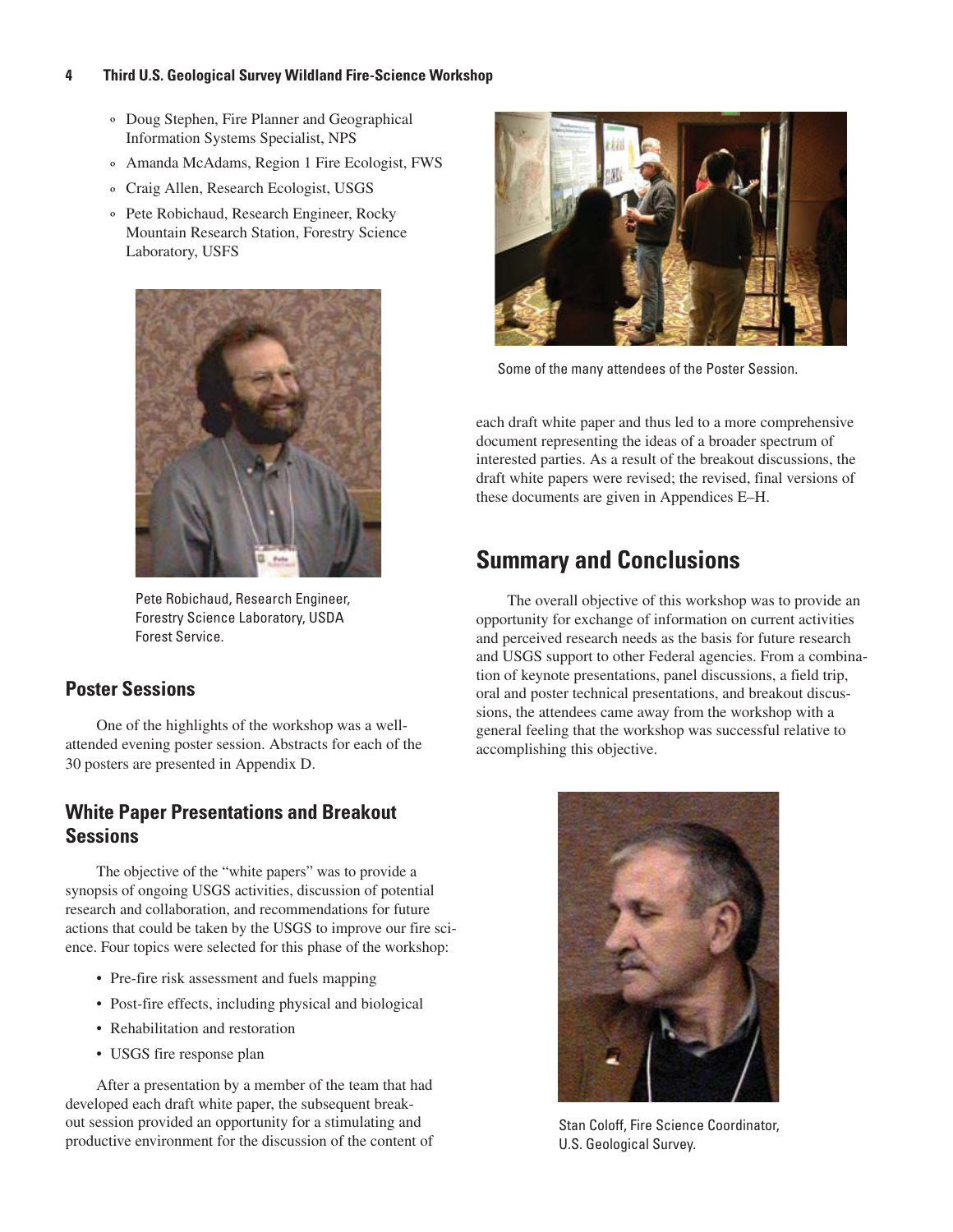- Doug Stephen, Fire Planner and Geographical Information Systems Specialist, NPS
- Amanda McAdams, Region 1 Fire Ecologist, FWS
- Craig Allen, Research Ecologist, USGS
- Pete Robichaud, Research Engineer, Rocky Mountain Research Station, Forestry Science Laboratory, USFS

Pete Robichaud, Research Engineer, Forestry Science Laboratory, USDA Forest Service.

### Poster Sessions

One of the highlights of the workshop was a well-attended evening poster session. Abstracts for each of the 30 posters are presented in Appendix D.

### White Paper Presentations and Breakout Sessions

The objective of the "white papers" was to provide a synopsis of ongoing USGS activities, discussion of potential research and collaboration, and recommendations for future actions that could be taken by the USGS to improve our fire science. Four topics were selected for this phase of the workshop:

- Pre-fire risk assessment and fuels mapping
- Post-fire effects, including physical and biological
- Rehabilitation and restoration
- USGS fire response plan

After a presentation by a member of the team that had developed each draft white paper, the subsequent breakout session provided an opportunity for a stimulating and productive environment for the discussion of the content of each draft white paper and thus led to a more comprehensive document representing the ideas of a broader spectrum of interested parties. As a result of the breakout discussions, the draft white papers were revised; the revised, final versions of these documents are given in Appendices E–H.

Some of the many attendees of the Poster Session.

## Summary and Conclusions

The overall objective of this workshop was to provide an opportunity for exchange of information on current activities and perceived research needs as the basis for future research and USGS support to other Federal agencies. From a combination of keynote presentations, panel discussions, a field trip, oral and poster technical presentations, and breakout discussions, the attendees came away from the workshop with a general feeling that the workshop was successful relative to accomplishing this objective.

Stan Coloff, Fire Science Coordinator, U.S. Geological Survey.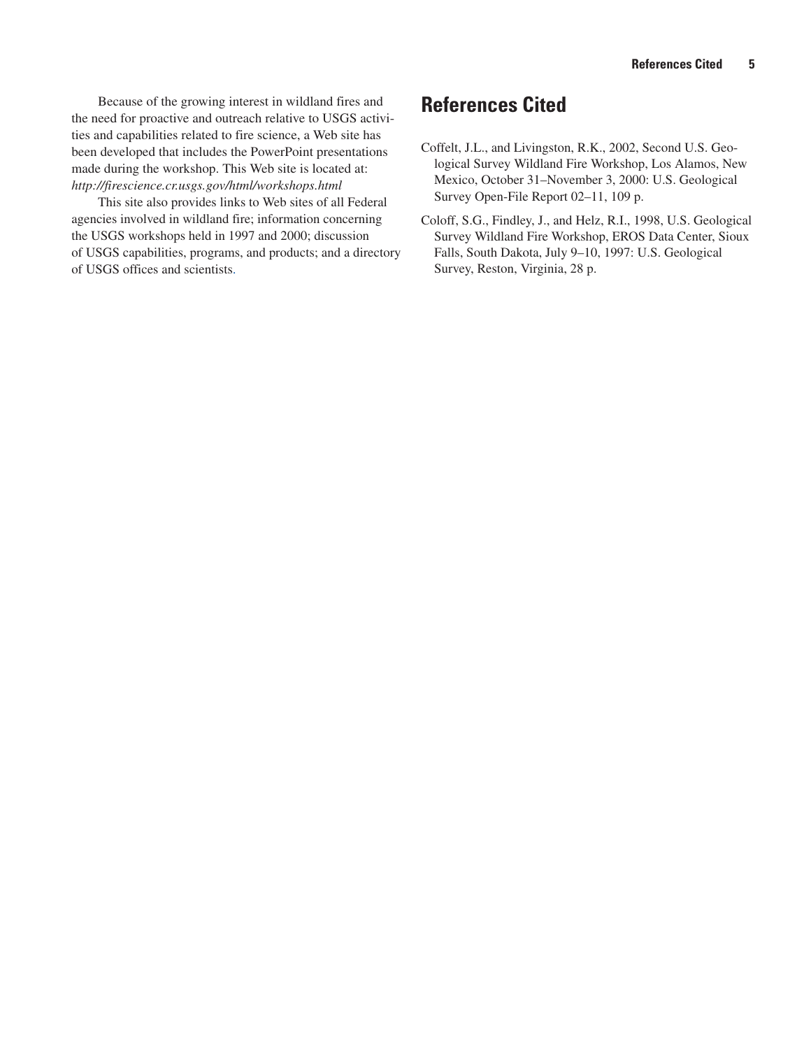Because of the growing interest in wildland fires and the need for proactive and outreach relative to USGS activities and capabilities related to fire science, a Web site has been developed that includes the PowerPoint presentations made during the workshop. This Web site is located at: *http://firescience.cr.usgs.gov/html/workshops.html*

This site also provides links to Web sites of all Federal agencies involved in wildland fire; information concerning the USGS workshops held in 1997 and 2000; discussion of USGS capabilities, programs, and products; and a directory of USGS offices and scientists.

# References Cited

Coffelt, J.L., and Livingston, R.K., 2002, Second U.S. Geological Survey Wildland Fire Workshop, Los Alamos, New Mexico, October 31–November 3, 2000: U.S. Geological Survey Open-File Report 02–11, 109 p.

Coloff, S.G., Findley, J., and Helz, R.I., 1998, U.S. Geological Survey Wildland Fire Workshop, EROS Data Center, Sioux Falls, South Dakota, July 9–10, 1997: U.S. Geological Survey, Reston, Virginia, 28 p.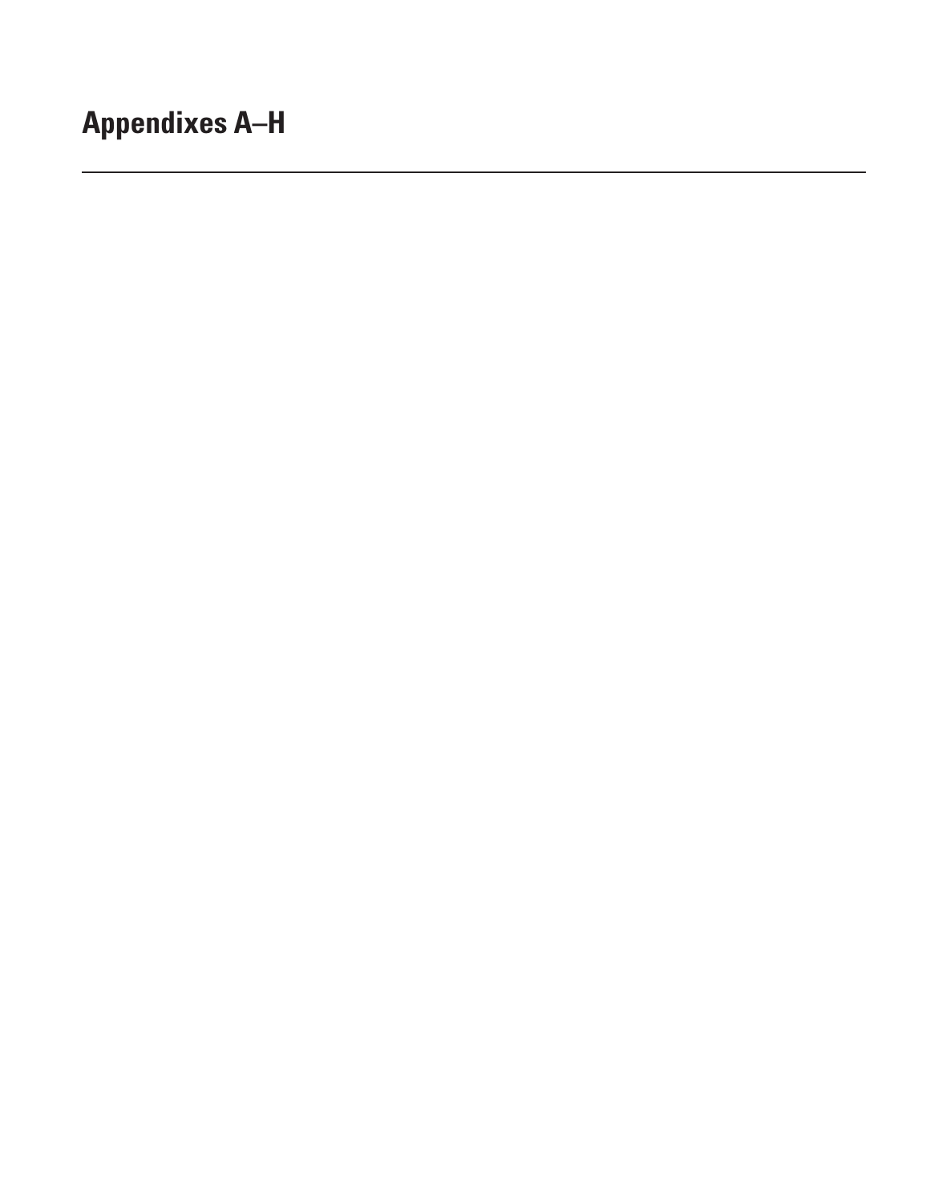# Appendixes A–H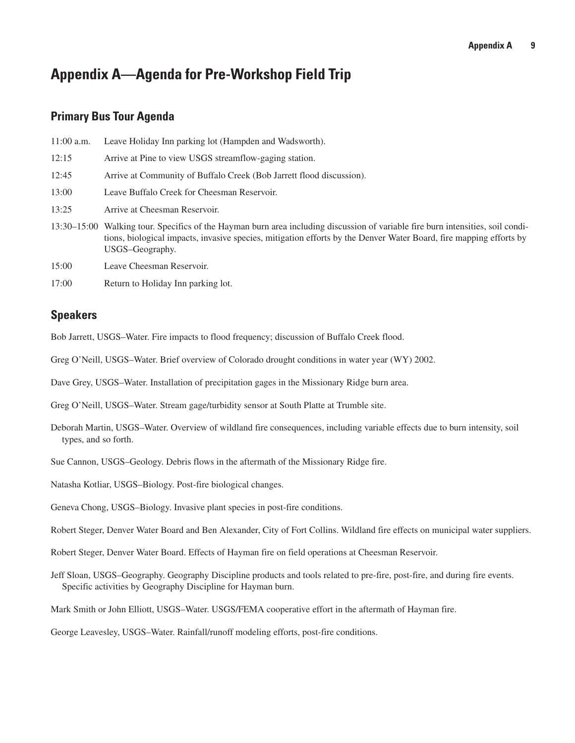# Appendix A—Agenda for Pre-Workshop Field Trip

## Primary Bus Tour Agenda

11:00 a.m. Leave Holiday Inn parking lot (Hampden and Wadsworth).

12:15 Arrive at Pine to view USGS streamflow-gaging station.

12:45 Arrive at Community of Buffalo Creek (Bob Jarrett flood discussion).

13:00 Leave Buffalo Creek for Cheesman Reservoir.

13:25 Arrive at Cheesman Reservoir.

13:30–15:00 Walking tour. Specifics of the Hayman burn area including discussion of variable fire burn intensities, soil conditions, biological impacts, invasive species, mitigation efforts by the Denver Water Board, fire mapping efforts by USGS–Geography.

15:00 Leave Cheesman Reservoir.

17:00 Return to Holiday Inn parking lot.

## Speakers

Bob Jarrett, USGS–Water. Fire impacts to flood frequency; discussion of Buffalo Creek flood.

Greg O'Neill, USGS–Water. Brief overview of Colorado drought conditions in water year (WY) 2002.

Dave Grey, USGS–Water. Installation of precipitation gages in the Missionary Ridge burn area.

Greg O'Neill, USGS–Water. Stream gage/turbidity sensor at South Platte at Trumble site.

Deborah Martin, USGS–Water. Overview of wildland fire consequences, including variable effects due to burn intensity, soil types, and so forth.

Sue Cannon, USGS–Geology. Debris flows in the aftermath of the Missionary Ridge fire.

Natasha Kotliar, USGS–Biology. Post-fire biological changes.

Geneva Chong, USGS–Biology. Invasive plant species in post-fire conditions.

Robert Steger, Denver Water Board and Ben Alexander, City of Fort Collins. Wildland fire effects on municipal water suppliers.

Robert Steger, Denver Water Board. Effects of Hayman fire on field operations at Cheesman Reservoir.

Jeff Sloan, USGS–Geography. Geography Discipline products and tools related to pre-fire, post-fire, and during fire events. Specific activities by Geography Discipline for Hayman burn.

Mark Smith or John Elliott, USGS–Water. USGS/FEMA cooperative effort in the aftermath of Hayman fire.

George Leavesley, USGS–Water. Rainfall/runoff modeling efforts, post-fire conditions.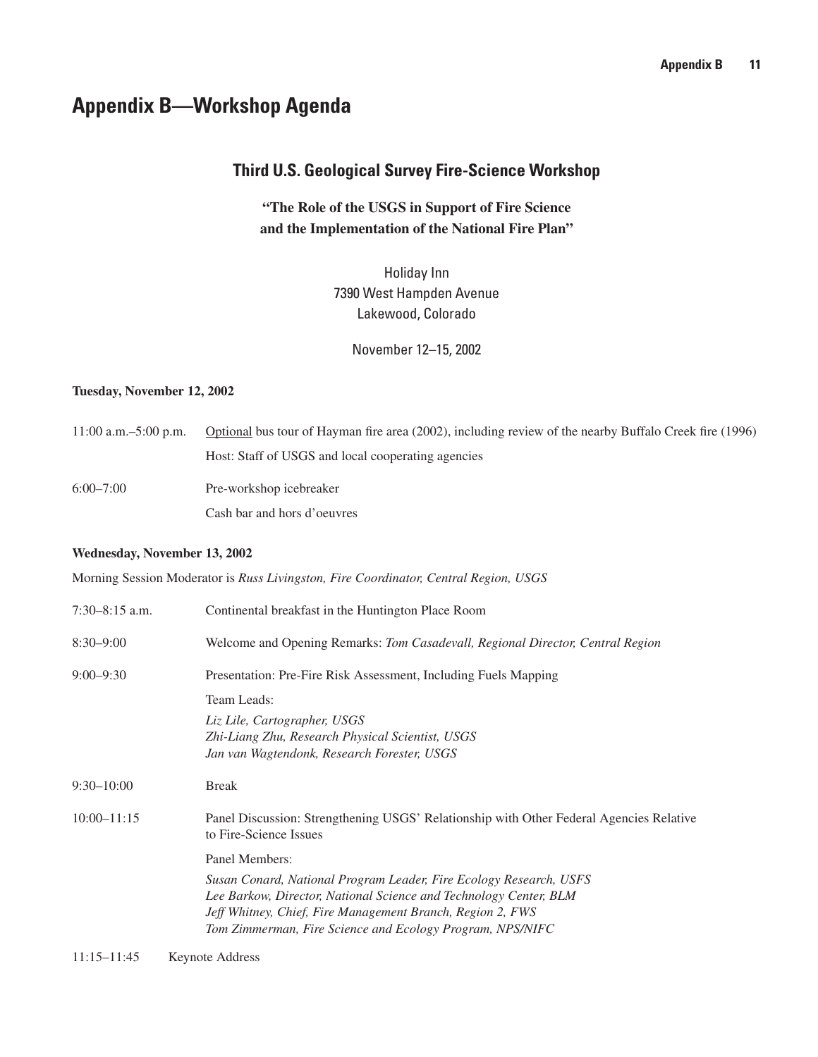# Appendix B—Workshop Agenda

## Third U.S. Geological Survey Fire-Science Workshop

**"The Role of the USGS in Support of Fire Science and the Implementation of the National Fire Plan"**

Holiday Inn
7390 West Hampden Avenue
Lakewood, Colorado

November 12–15, 2002

**Tuesday, November 12, 2002**

11:00 a.m.–5:00 p.m. Optional bus tour of Hayman fire area (2002), including review of the nearby Buffalo Creek fire (1996)

Host: Staff of USGS and local cooperating agencies

6:00–7:00 Pre-workshop icebreaker

Cash bar and hors d'oeuvres

**Wednesday, November 13, 2002**

Morning Session Moderator is *Russ Livingston, Fire Coordinator, Central Region, USGS*

7:30–8:15 a.m. Continental breakfast in the Huntington Place Room

8:30–9:00 Welcome and Opening Remarks: *Tom Casadevall, Regional Director, Central Region*

9:00–9:30 Presentation: Pre-Fire Risk Assessment, Including Fuels Mapping

Team Leads:

*Liz Lile, Cartographer, USGS*
*Zhi-Liang Zhu, Research Physical Scientist, USGS*
*Jan van Wagtendonk, Research Forester, USGS*

9:30–10:00 Break

10:00–11:15 Panel Discussion: Strengthening USGS' Relationship with Other Federal Agencies Relative to Fire-Science Issues

Panel Members:

*Susan Conard, National Program Leader, Fire Ecology Research, USFS*
*Lee Barkow, Director, National Science and Technology Center, BLM*
*Jeff Whitney, Chief, Fire Management Branch, Region 2, FWS*
*Tom Zimmerman, Fire Science and Ecology Program, NPS/NIFC*

11:15–11:45 Keynote Address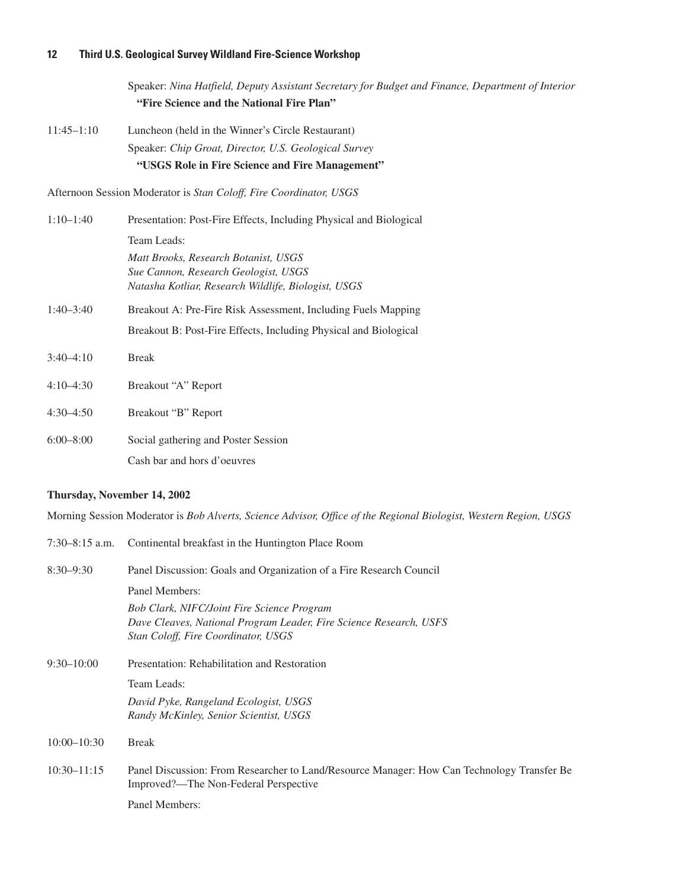Speaker: *Nina Hatfield, Deputy Assistant Secretary for Budget and Finance, Department of Interior*

**"Fire Science and the National Fire Plan"**

11:45–1:10 Luncheon (held in the Winner's Circle Restaurant)

Speaker: *Chip Groat, Director, U.S. Geological Survey*

**"USGS Role in Fire Science and Fire Management"**

Afternoon Session Moderator is *Stan Coloff, Fire Coordinator, USGS*

1:10–1:40 Presentation: Post-Fire Effects, Including Physical and Biological

Team Leads:

*Matt Brooks, Research Botanist, USGS*
*Sue Cannon, Research Geologist, USGS*
*Natasha Kotliar, Research Wildlife, Biologist, USGS*

1:40–3:40 Breakout A: Pre-Fire Risk Assessment, Including Fuels Mapping

Breakout B: Post-Fire Effects, Including Physical and Biological

3:40–4:10 Break

4:10–4:30 Breakout "A" Report

4:30–4:50 Breakout "B" Report

6:00–8:00 Social gathering and Poster Session

Cash bar and hors d'oeuvres

**Thursday, November 14, 2002**

Morning Session Moderator is *Bob Alverts, Science Advisor, Office of the Regional Biologist, Western Region, USGS*

7:30–8:15 a.m. Continental breakfast in the Huntington Place Room

8:30–9:30 Panel Discussion: Goals and Organization of a Fire Research Council

Panel Members:

*Bob Clark, NIFC/Joint Fire Science Program*
*Dave Cleaves, National Program Leader, Fire Science Research, USFS*
*Stan Coloff, Fire Coordinator, USGS*

9:30–10:00 Presentation: Rehabilitation and Restoration

Team Leads:

*David Pyke, Rangeland Ecologist, USGS*
*Randy McKinley, Senior Scientist, USGS*

10:00–10:30 Break

10:30–11:15 Panel Discussion: From Researcher to Land/Resource Manager: How Can Technology Transfer Be Improved?—The Non-Federal Perspective

Panel Members: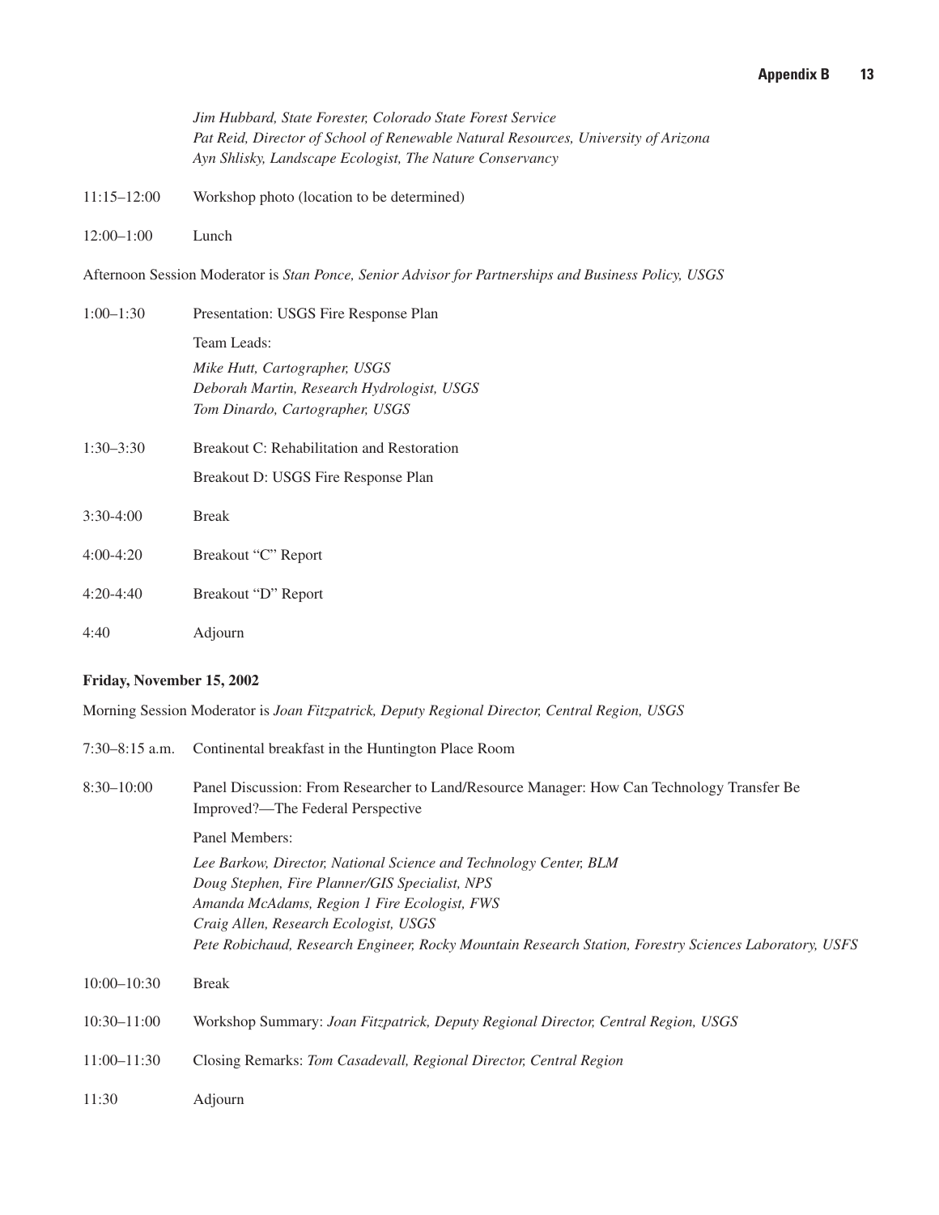*Jim Hubbard, State Forester, Colorado State Forest Service*
*Pat Reid, Director of School of Renewable Natural Resources, University of Arizona*
*Ayn Shlisky, Landscape Ecologist, The Nature Conservancy*

11:15–12:00 Workshop photo (location to be determined)

12:00–1:00 Lunch

Afternoon Session Moderator is *Stan Ponce, Senior Advisor for Partnerships and Business Policy, USGS*

1:00–1:30 Presentation: USGS Fire Response Plan

Team Leads:

*Mike Hutt, Cartographer, USGS*
*Deborah Martin, Research Hydrologist, USGS*
*Tom Dinardo, Cartographer, USGS*

1:30–3:30 Breakout C: Rehabilitation and Restoration

Breakout D: USGS Fire Response Plan

3:30-4:00 Break

4:00-4:20 Breakout "C" Report

4:20-4:40 Breakout "D" Report

4:40 Adjourn

**Friday, November 15, 2002**

Morning Session Moderator is *Joan Fitzpatrick, Deputy Regional Director, Central Region, USGS*

7:30–8:15 a.m. Continental breakfast in the Huntington Place Room

8:30–10:00 Panel Discussion: From Researcher to Land/Resource Manager: How Can Technology Transfer Be Improved?—The Federal Perspective

Panel Members:

*Lee Barkow, Director, National Science and Technology Center, BLM*
*Doug Stephen, Fire Planner/GIS Specialist, NPS*
*Amanda McAdams, Region 1 Fire Ecologist, FWS*
*Craig Allen, Research Ecologist, USGS*
*Pete Robichaud, Research Engineer, Rocky Mountain Research Station, Forestry Sciences Laboratory, USFS*

10:00–10:30 Break

10:30–11:00 Workshop Summary: *Joan Fitzpatrick, Deputy Regional Director, Central Region, USGS*

11:00–11:30 Closing Remarks: *Tom Casadevall, Regional Director, Central Region*

11:30 Adjourn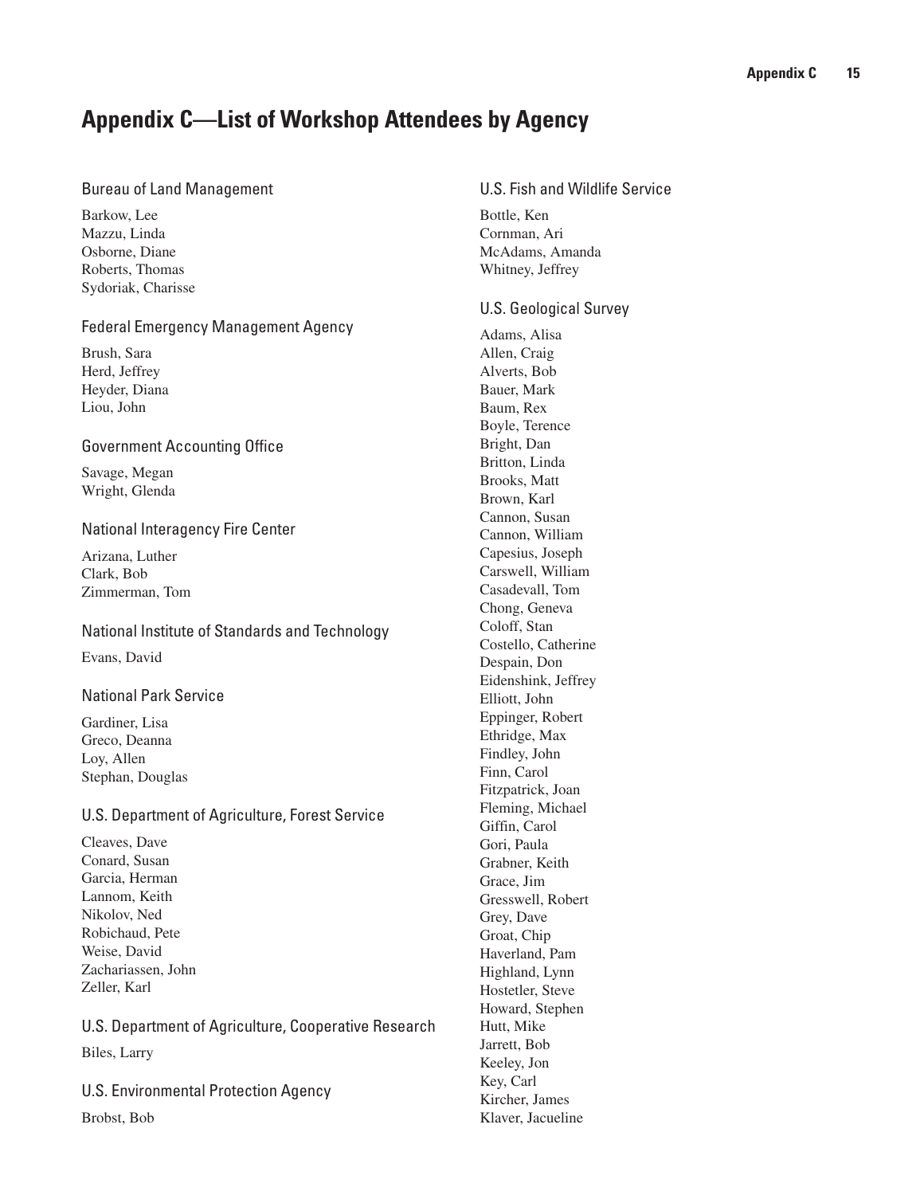# Appendix C—List of Workshop Attendees by Agency

### Bureau of Land Management

Barkow, Lee
Mazzu, Linda
Osborne, Diane
Roberts, Thomas
Sydoriak, Charisse

### Federal Emergency Management Agency

Brush, Sara
Herd, Jeffrey
Heyder, Diana
Liou, John

### Government Accounting Office

Savage, Megan
Wright, Glenda

### National Interagency Fire Center

Arizana, Luther
Clark, Bob
Zimmerman, Tom

### National Institute of Standards and Technology

Evans, David

### National Park Service

Gardiner, Lisa
Greco, Deanna
Loy, Allen
Stephan, Douglas

### U.S. Department of Agriculture, Forest Service

Cleaves, Dave
Conard, Susan
Garcia, Herman
Lannom, Keith
Nikolov, Ned
Robichaud, Pete
Weise, David
Zachariassen, John
Zeller, Karl

### U.S. Department of Agriculture, Cooperative Research

Biles, Larry

### U.S. Environmental Protection Agency

Brobst, Bob

### U.S. Fish and Wildlife Service

Bottle, Ken
Cornman, Ari
McAdams, Amanda
Whitney, Jeffrey

### U.S. Geological Survey

Adams, Alisa
Allen, Craig
Alverts, Bob
Bauer, Mark
Baum, Rex
Boyle, Terence
Bright, Dan
Britton, Linda
Brooks, Matt
Brown, Karl
Cannon, Susan
Cannon, William
Capesius, Joseph
Carswell, William
Casadevall, Tom
Chong, Geneva
Coloff, Stan
Costello, Catherine
Despain, Don
Eidenshink, Jeffrey
Elliott, John
Eppinger, Robert
Ethridge, Max
Findley, John
Finn, Carol
Fitzpatrick, Joan
Fleming, Michael
Giffin, Carol
Gori, Paula
Grabner, Keith
Grace, Jim
Gresswell, Robert
Grey, Dave
Groat, Chip
Haverland, Pam
Highland, Lynn
Hostetler, Steve
Howard, Stephen
Hutt, Mike
Jarrett, Bob
Keeley, Jon
Key, Carl
Kircher, James
Klaver, Jacueline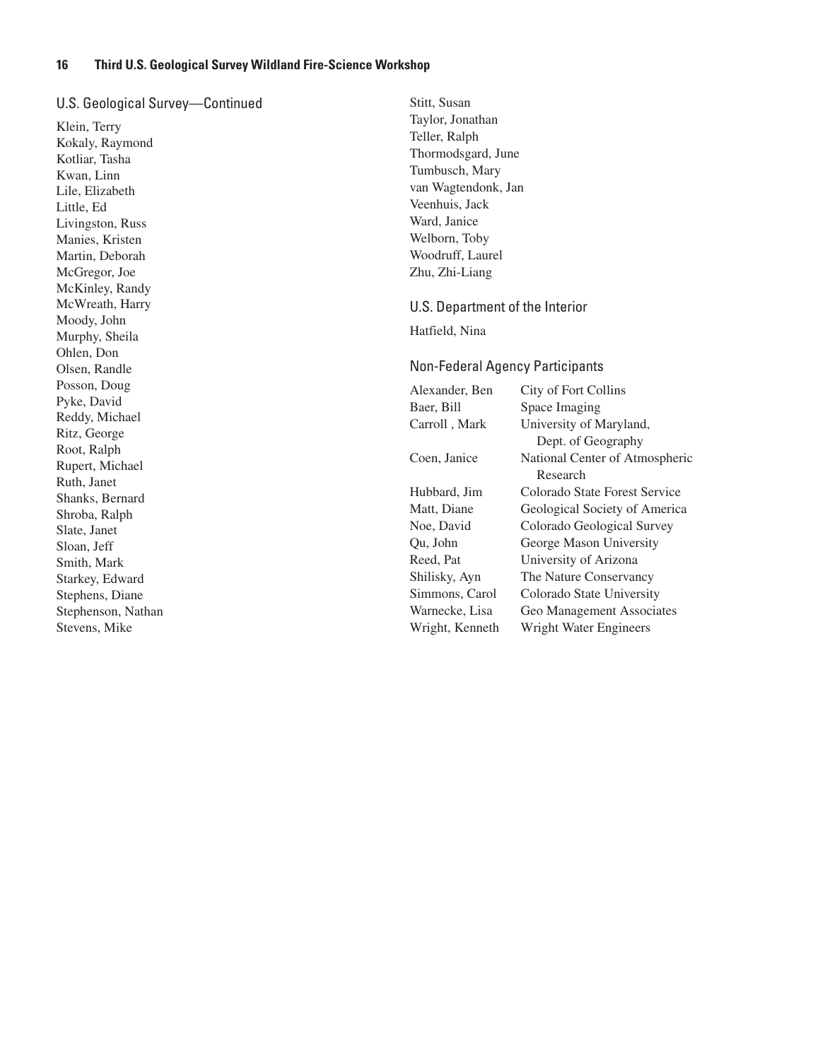## U.S. Geological Survey—Continued

Klein, Terry
Kokaly, Raymond
Kotliar, Tasha
Kwan, Linn
Lile, Elizabeth
Little, Ed
Livingston, Russ
Manies, Kristen
Martin, Deborah
McGregor, Joe
McKinley, Randy
McWreath, Harry
Moody, John
Murphy, Sheila
Ohlen, Don
Olsen, Randle
Posson, Doug
Pyke, David
Reddy, Michael
Ritz, George
Root, Ralph
Rupert, Michael
Ruth, Janet
Shanks, Bernard
Shroba, Ralph
Slate, Janet
Sloan, Jeff
Smith, Mark
Starkey, Edward
Stephens, Diane
Stephenson, Nathan
Stevens, Mike
Stitt, Susan
Taylor, Jonathan
Teller, Ralph
Thormodsgard, June
Tumbusch, Mary
van Wagtendonk, Jan
Veenhuis, Jack
Ward, Janice
Welborn, Toby
Woodruff, Laurel
Zhu, Zhi-Liang

## U.S. Department of the Interior

Hatfield, Nina

## Non-Federal Agency Participants

| | |
|---|---|
| Alexander, Ben | City of Fort Collins |
| Baer, Bill | Space Imaging |
| Carroll , Mark | University of Maryland, Dept. of Geography |
| Coen, Janice | National Center of Atmospheric Research |
| Hubbard, Jim | Colorado State Forest Service |
| Matt, Diane | Geological Society of America |
| Noe, David | Colorado Geological Survey |
| Qu, John | George Mason University |
| Reed, Pat | University of Arizona |
| Shilisky, Ayn | The Nature Conservancy |
| Simmons, Carol | Colorado State University |
| Warnecke, Lisa | Geo Management Associates |
| Wright, Kenneth | Wright Water Engineers |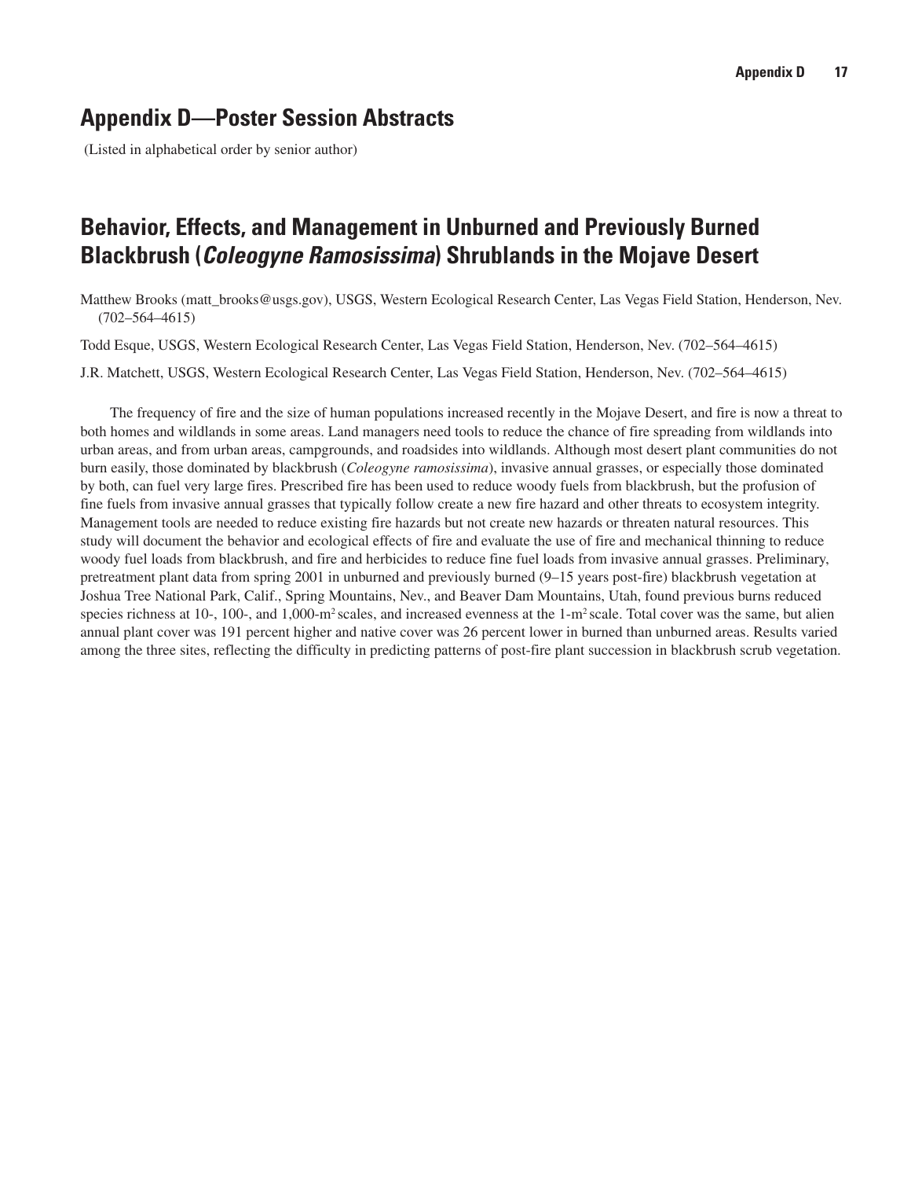# Appendix D—Poster Session Abstracts

(Listed in alphabetical order by senior author)

## Behavior, Effects, and Management in Unburned and Previously Burned Blackbrush (*Coleogyne Ramosissima*) Shrublands in the Mojave Desert

Matthew Brooks (matt_brooks@usgs.gov), USGS, Western Ecological Research Center, Las Vegas Field Station, Henderson, Nev. (702–564–4615)

Todd Esque, USGS, Western Ecological Research Center, Las Vegas Field Station, Henderson, Nev. (702–564–4615)

J.R. Matchett, USGS, Western Ecological Research Center, Las Vegas Field Station, Henderson, Nev. (702–564–4615)

The frequency of fire and the size of human populations increased recently in the Mojave Desert, and fire is now a threat to both homes and wildlands in some areas. Land managers need tools to reduce the chance of fire spreading from wildlands into urban areas, and from urban areas, campgrounds, and roadsides into wildlands. Although most desert plant communities do not burn easily, those dominated by blackbrush (*Coleogyne ramosissima*), invasive annual grasses, or especially those dominated by both, can fuel very large fires. Prescribed fire has been used to reduce woody fuels from blackbrush, but the profusion of fine fuels from invasive annual grasses that typically follow create a new fire hazard and other threats to ecosystem integrity. Management tools are needed to reduce existing fire hazards but not create new hazards or threaten natural resources. This study will document the behavior and ecological effects of fire and evaluate the use of fire and mechanical thinning to reduce woody fuel loads from blackbrush, and fire and herbicides to reduce fine fuel loads from invasive annual grasses. Preliminary, pretreatment plant data from spring 2001 in unburned and previously burned (9–15 years post-fire) blackbrush vegetation at Joshua Tree National Park, Calif., Spring Mountains, Nev., and Beaver Dam Mountains, Utah, found previous burns reduced species richness at 10-, 100-, and 1,000-$m^2$ scales, and increased evenness at the 1-$m^2$ scale. Total cover was the same, but alien annual plant cover was 191 percent higher and native cover was 26 percent lower in burned than unburned areas. Results varied among the three sites, reflecting the difficulty in predicting patterns of post-fire plant succession in blackbrush scrub vegetation.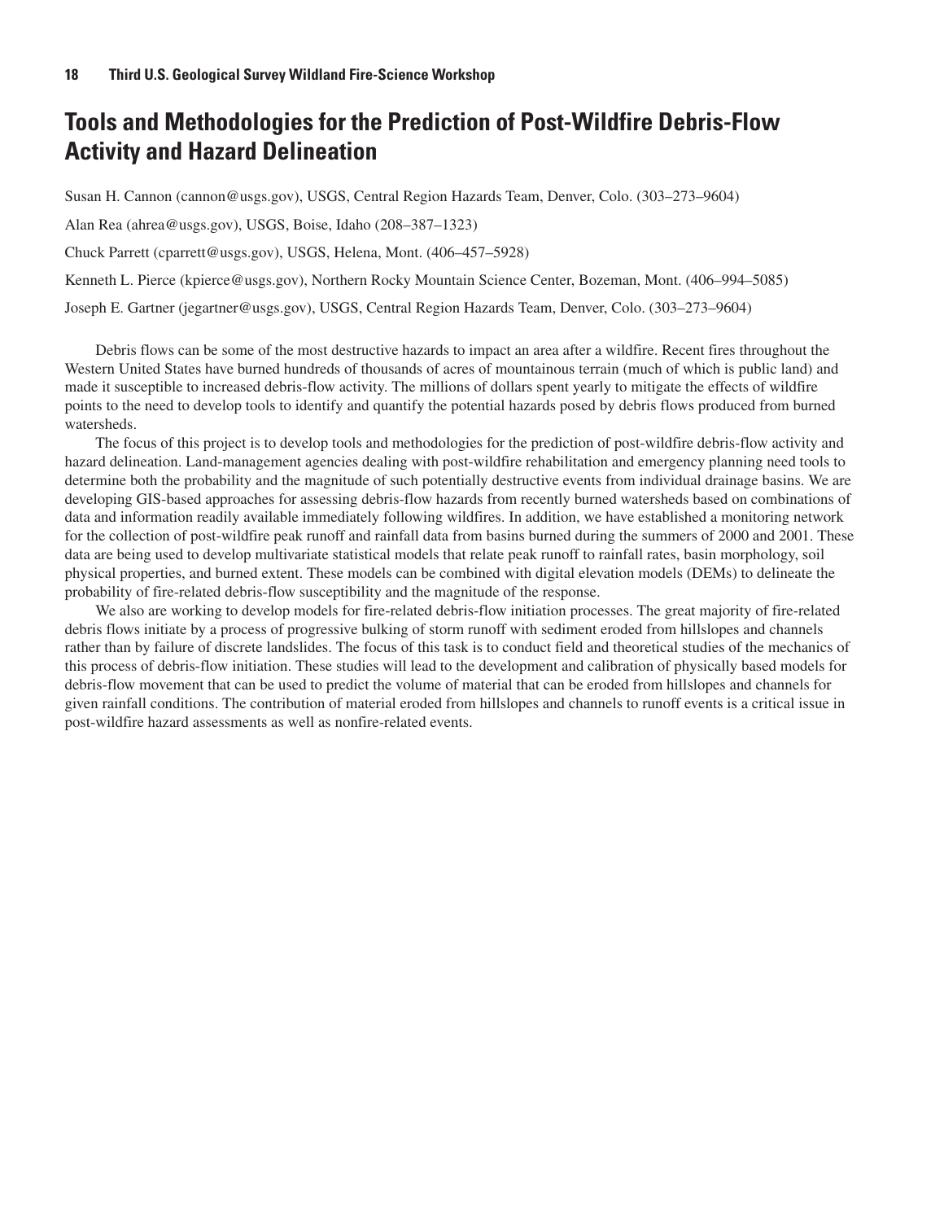## Tools and Methodologies for the Prediction of Post-Wildfire Debris-Flow Activity and Hazard Delineation

Susan H. Cannon (cannon@usgs.gov), USGS, Central Region Hazards Team, Denver, Colo. (303–273–9604)

Alan Rea (ahrea@usgs.gov), USGS, Boise, Idaho (208–387–1323)

Chuck Parrett (cparrett@usgs.gov), USGS, Helena, Mont. (406–457–5928)

Kenneth L. Pierce (kpierce@usgs.gov), Northern Rocky Mountain Science Center, Bozeman, Mont. (406–994–5085)

Joseph E. Gartner (jegartner@usgs.gov), USGS, Central Region Hazards Team, Denver, Colo. (303–273–9604)

Debris flows can be some of the most destructive hazards to impact an area after a wildfire. Recent fires throughout the Western United States have burned hundreds of thousands of acres of mountainous terrain (much of which is public land) and made it susceptible to increased debris-flow activity. The millions of dollars spent yearly to mitigate the effects of wildfire points to the need to develop tools to identify and quantify the potential hazards posed by debris flows produced from burned watersheds.

The focus of this project is to develop tools and methodologies for the prediction of post-wildfire debris-flow activity and hazard delineation. Land-management agencies dealing with post-wildfire rehabilitation and emergency planning need tools to determine both the probability and the magnitude of such potentially destructive events from individual drainage basins. We are developing GIS-based approaches for assessing debris-flow hazards from recently burned watersheds based on combinations of data and information readily available immediately following wildfires. In addition, we have established a monitoring network for the collection of post-wildfire peak runoff and rainfall data from basins burned during the summers of 2000 and 2001. These data are being used to develop multivariate statistical models that relate peak runoff to rainfall rates, basin morphology, soil physical properties, and burned extent. These models can be combined with digital elevation models (DEMs) to delineate the probability of fire-related debris-flow susceptibility and the magnitude of the response.

We also are working to develop models for fire-related debris-flow initiation processes. The great majority of fire-related debris flows initiate by a process of progressive bulking of storm runoff with sediment eroded from hillslopes and channels rather than by failure of discrete landslides. The focus of this task is to conduct field and theoretical studies of the mechanics of this process of debris-flow initiation. These studies will lead to the development and calibration of physically based models for debris-flow movement that can be used to predict the volume of material that can be eroded from hillslopes and channels for given rainfall conditions. The contribution of material eroded from hillslopes and channels to runoff events is a critical issue in post-wildfire hazard assessments as well as nonfire-related events.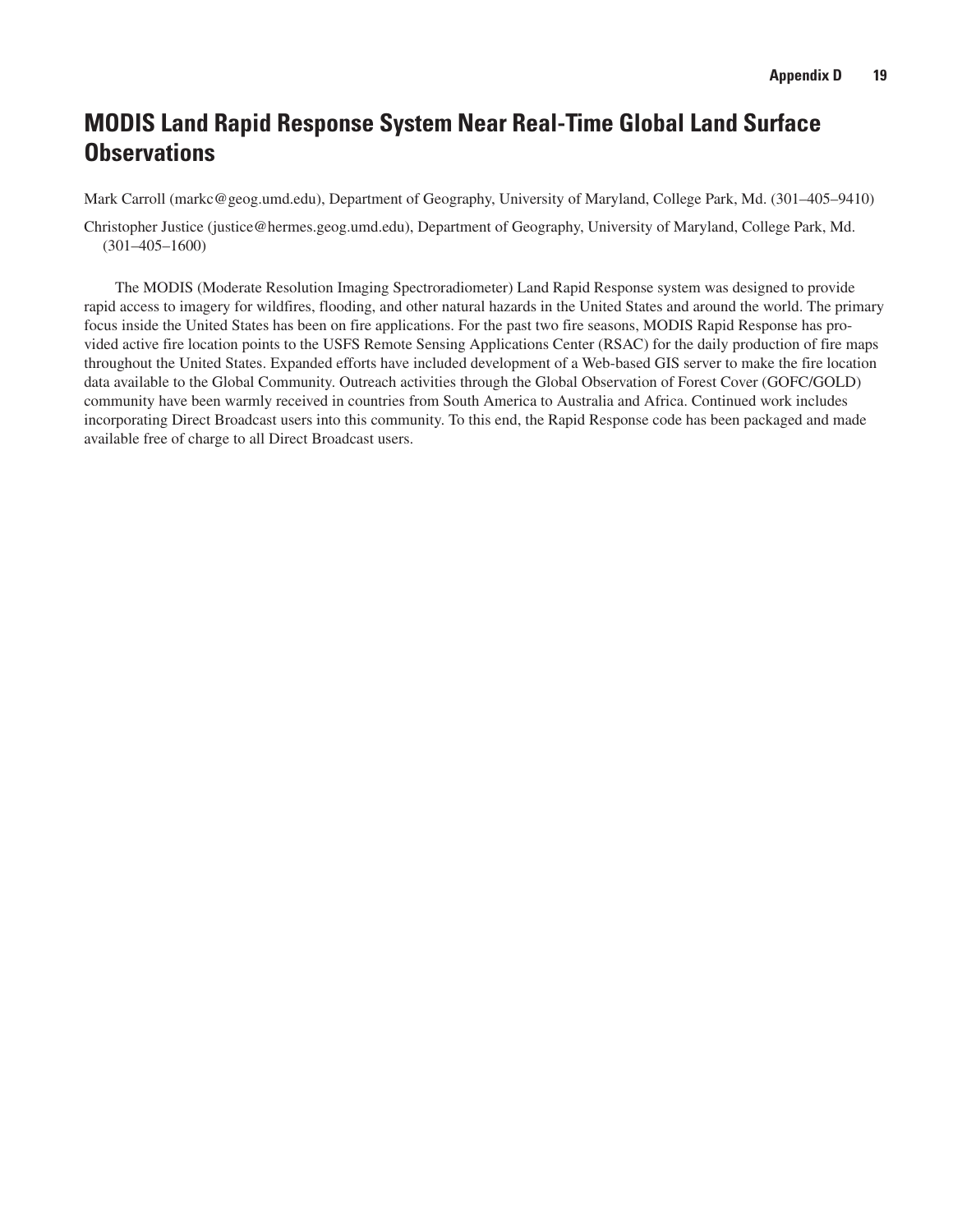# MODIS Land Rapid Response System Near Real-Time Global Land Surface Observations

Mark Carroll (markc@geog.umd.edu), Department of Geography, University of Maryland, College Park, Md. (301–405–9410)

Christopher Justice (justice@hermes.geog.umd.edu), Department of Geography, University of Maryland, College Park, Md. (301–405–1600)

The MODIS (Moderate Resolution Imaging Spectroradiometer) Land Rapid Response system was designed to provide rapid access to imagery for wildfires, flooding, and other natural hazards in the United States and around the world. The primary focus inside the United States has been on fire applications. For the past two fire seasons, MODIS Rapid Response has provided active fire location points to the USFS Remote Sensing Applications Center (RSAC) for the daily production of fire maps throughout the United States. Expanded efforts have included development of a Web-based GIS server to make the fire location data available to the Global Community. Outreach activities through the Global Observation of Forest Cover (GOFC/GOLD) community have been warmly received in countries from South America to Australia and Africa. Continued work includes incorporating Direct Broadcast users into this community. To this end, the Rapid Response code has been packaged and made available free of charge to all Direct Broadcast users.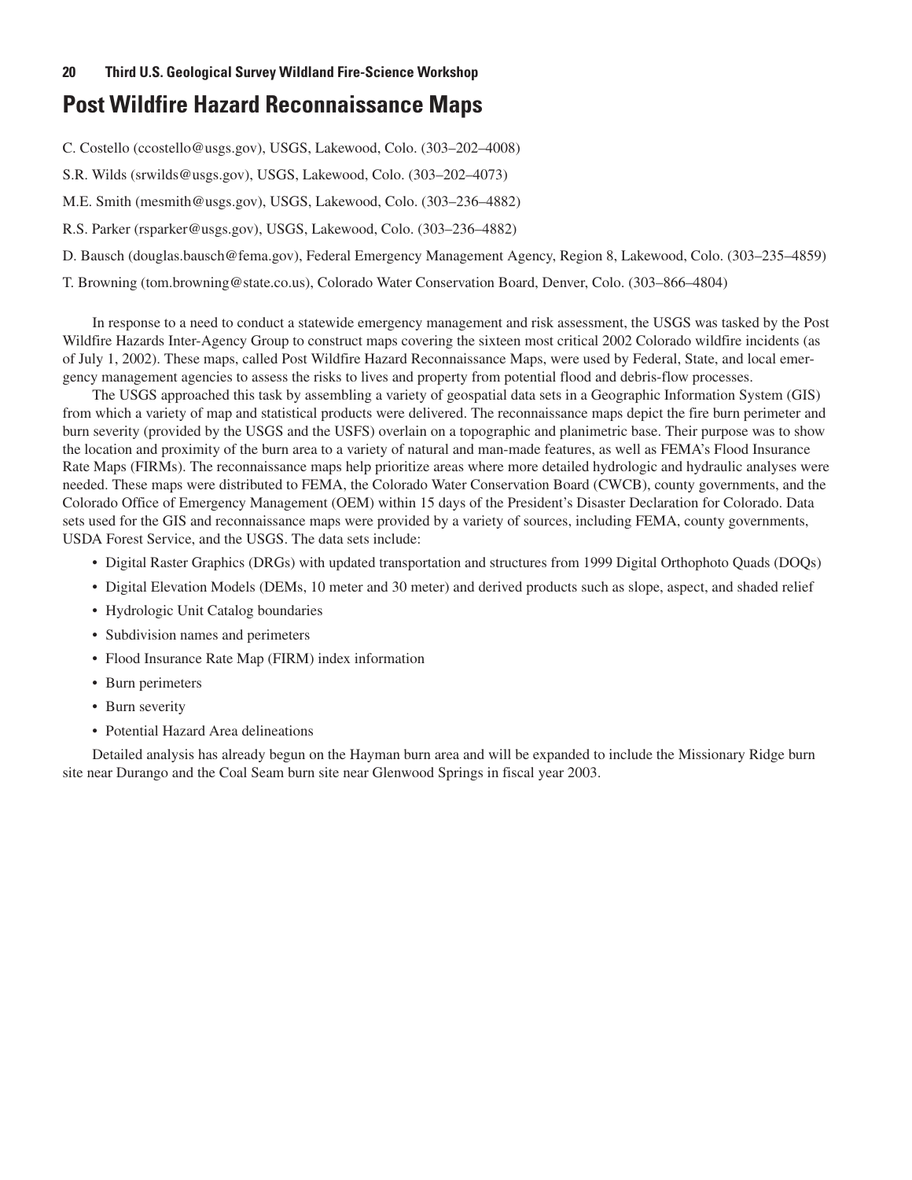# Post Wildfire Hazard Reconnaissance Maps

C. Costello (ccostello@usgs.gov), USGS, Lakewood, Colo. (303–202–4008)

S.R. Wilds (srwilds@usgs.gov), USGS, Lakewood, Colo. (303–202–4073)

M.E. Smith (mesmith@usgs.gov), USGS, Lakewood, Colo. (303–236–4882)

R.S. Parker (rsparker@usgs.gov), USGS, Lakewood, Colo. (303–236–4882)

D. Bausch (douglas.bausch@fema.gov), Federal Emergency Management Agency, Region 8, Lakewood, Colo. (303–235–4859)

T. Browning (tom.browning@state.co.us), Colorado Water Conservation Board, Denver, Colo. (303–866–4804)

In response to a need to conduct a statewide emergency management and risk assessment, the USGS was tasked by the Post Wildfire Hazards Inter-Agency Group to construct maps covering the sixteen most critical 2002 Colorado wildfire incidents (as of July 1, 2002). These maps, called Post Wildfire Hazard Reconnaissance Maps, were used by Federal, State, and local emergency management agencies to assess the risks to lives and property from potential flood and debris-flow processes.

The USGS approached this task by assembling a variety of geospatial data sets in a Geographic Information System (GIS) from which a variety of map and statistical products were delivered. The reconnaissance maps depict the fire burn perimeter and burn severity (provided by the USGS and the USFS) overlain on a topographic and planimetric base. Their purpose was to show the location and proximity of the burn area to a variety of natural and man-made features, as well as FEMA's Flood Insurance Rate Maps (FIRMs). The reconnaissance maps help prioritize areas where more detailed hydrologic and hydraulic analyses were needed. These maps were distributed to FEMA, the Colorado Water Conservation Board (CWCB), county governments, and the Colorado Office of Emergency Management (OEM) within 15 days of the President's Disaster Declaration for Colorado. Data sets used for the GIS and reconnaissance maps were provided by a variety of sources, including FEMA, county governments, USDA Forest Service, and the USGS. The data sets include:

- Digital Raster Graphics (DRGs) with updated transportation and structures from 1999 Digital Orthophoto Quads (DOQs)
- Digital Elevation Models (DEMs, 10 meter and 30 meter) and derived products such as slope, aspect, and shaded relief
- Hydrologic Unit Catalog boundaries
- Subdivision names and perimeters
- Flood Insurance Rate Map (FIRM) index information
- Burn perimeters
- Burn severity
- Potential Hazard Area delineations

Detailed analysis has already begun on the Hayman burn area and will be expanded to include the Missionary Ridge burn site near Durango and the Coal Seam burn site near Glenwood Springs in fiscal year 2003.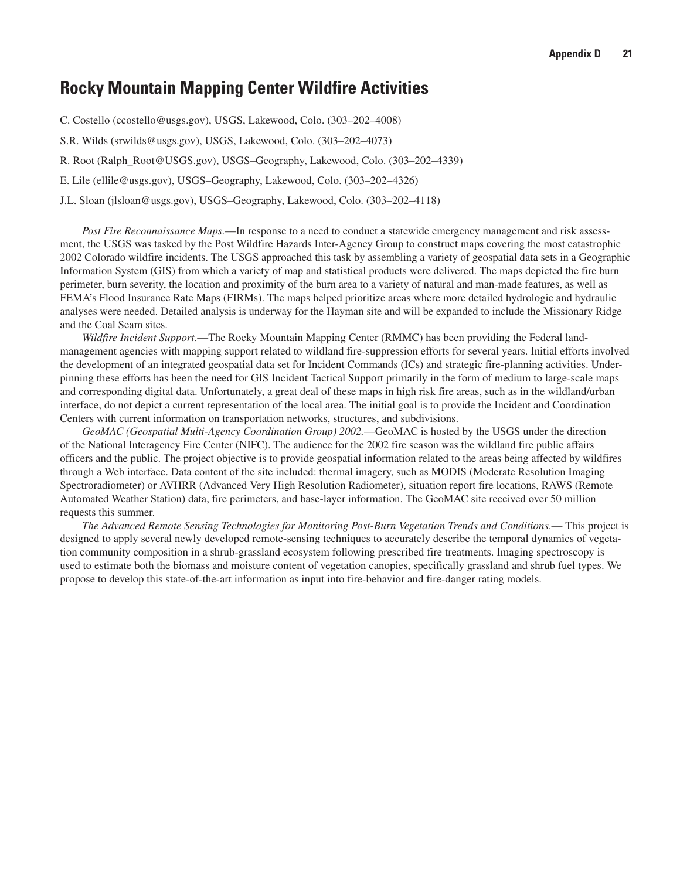## Rocky Mountain Mapping Center Wildfire Activities

C. Costello (ccostello@usgs.gov), USGS, Lakewood, Colo. (303–202–4008)

S.R. Wilds (srwilds@usgs.gov), USGS, Lakewood, Colo. (303–202–4073)

R. Root (Ralph_Root@USGS.gov), USGS–Geography, Lakewood, Colo. (303–202–4339)

E. Lile (ellile@usgs.gov), USGS–Geography, Lakewood, Colo. (303–202–4326)

J.L. Sloan (jlsloan@usgs.gov), USGS–Geography, Lakewood, Colo. (303–202–4118)

*Post Fire Reconnaissance Maps.*—In response to a need to conduct a statewide emergency management and risk assessment, the USGS was tasked by the Post Wildfire Hazards Inter-Agency Group to construct maps covering the most catastrophic 2002 Colorado wildfire incidents. The USGS approached this task by assembling a variety of geospatial data sets in a Geographic Information System (GIS) from which a variety of map and statistical products were delivered. The maps depicted the fire burn perimeter, burn severity, the location and proximity of the burn area to a variety of natural and man-made features, as well as FEMA's Flood Insurance Rate Maps (FIRMs). The maps helped prioritize areas where more detailed hydrologic and hydraulic analyses were needed. Detailed analysis is underway for the Hayman site and will be expanded to include the Missionary Ridge and the Coal Seam sites.

*Wildfire Incident Support.*—The Rocky Mountain Mapping Center (RMMC) has been providing the Federal land-management agencies with mapping support related to wildland fire-suppression efforts for several years. Initial efforts involved the development of an integrated geospatial data set for Incident Commands (ICs) and strategic fire-planning activities. Underpinning these efforts has been the need for GIS Incident Tactical Support primarily in the form of medium to large-scale maps and corresponding digital data. Unfortunately, a great deal of these maps in high risk fire areas, such as in the wildland/urban interface, do not depict a current representation of the local area. The initial goal is to provide the Incident and Coordination Centers with current information on transportation networks, structures, and subdivisions.

*GeoMAC (Geospatial Multi-Agency Coordination Group) 2002.*—GeoMAC is hosted by the USGS under the direction of the National Interagency Fire Center (NIFC). The audience for the 2002 fire season was the wildland fire public affairs officers and the public. The project objective is to provide geospatial information related to the areas being affected by wildfires through a Web interface. Data content of the site included: thermal imagery, such as MODIS (Moderate Resolution Imaging Spectroradiometer) or AVHRR (Advanced Very High Resolution Radiometer), situation report fire locations, RAWS (Remote Automated Weather Station) data, fire perimeters, and base-layer information. The GeoMAC site received over 50 million requests this summer.

*The Advanced Remote Sensing Technologies for Monitoring Post-Burn Vegetation Trends and Conditions.*— This project is designed to apply several newly developed remote-sensing techniques to accurately describe the temporal dynamics of vegetation community composition in a shrub-grassland ecosystem following prescribed fire treatments. Imaging spectroscopy is used to estimate both the biomass and moisture content of vegetation canopies, specifically grassland and shrub fuel types. We propose to develop this state-of-the-art information as input into fire-behavior and fire-danger rating models.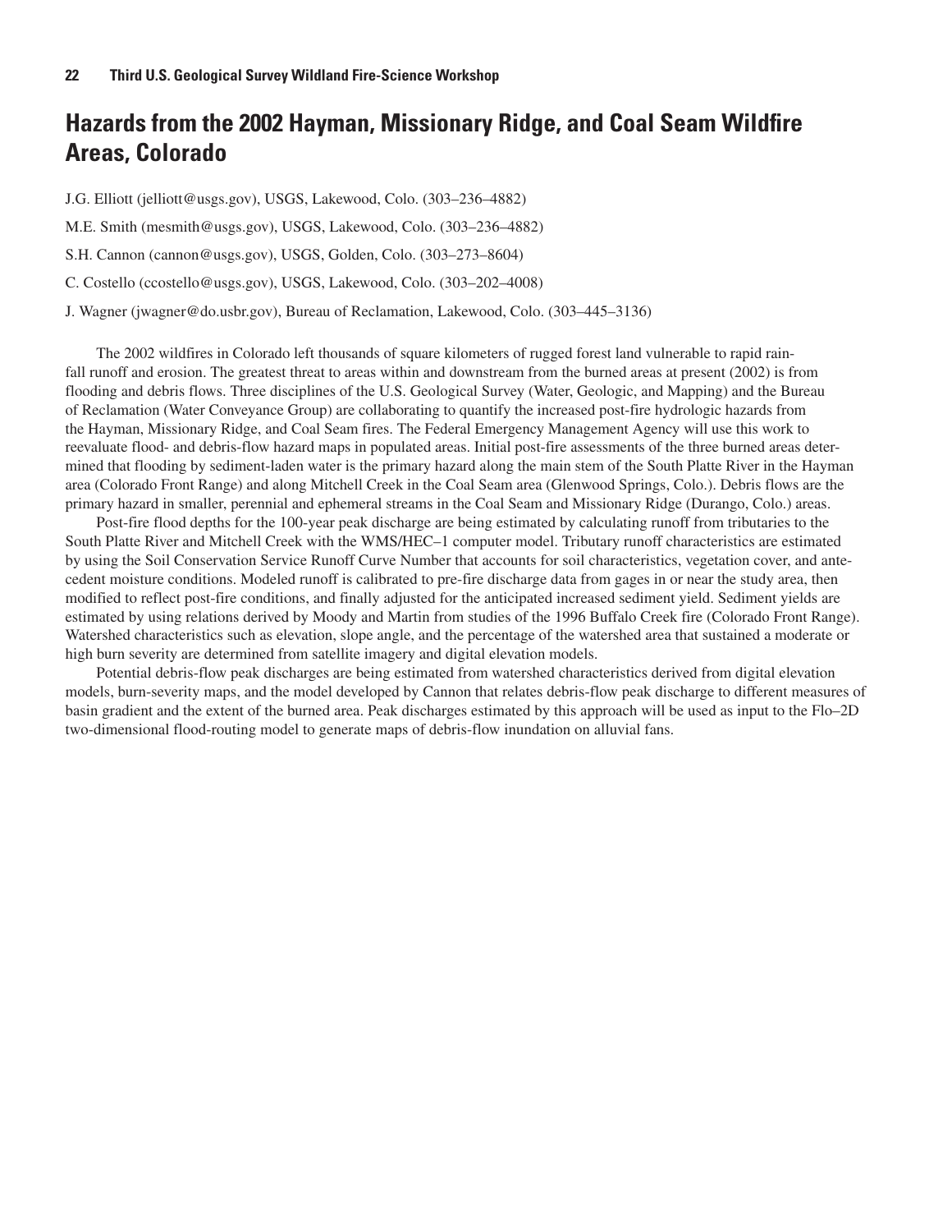# Hazards from the 2002 Hayman, Missionary Ridge, and Coal Seam Wildfire Areas, Colorado

J.G. Elliott (jelliott@usgs.gov), USGS, Lakewood, Colo. (303–236–4882)

M.E. Smith (mesmith@usgs.gov), USGS, Lakewood, Colo. (303–236–4882)

S.H. Cannon (cannon@usgs.gov), USGS, Golden, Colo. (303–273–8604)

C. Costello (ccostello@usgs.gov), USGS, Lakewood, Colo. (303–202–4008)

J. Wagner (jwagner@do.usbr.gov), Bureau of Reclamation, Lakewood, Colo. (303–445–3136)

The 2002 wildfires in Colorado left thousands of square kilometers of rugged forest land vulnerable to rapid rainfall runoff and erosion. The greatest threat to areas within and downstream from the burned areas at present (2002) is from flooding and debris flows. Three disciplines of the U.S. Geological Survey (Water, Geologic, and Mapping) and the Bureau of Reclamation (Water Conveyance Group) are collaborating to quantify the increased post-fire hydrologic hazards from the Hayman, Missionary Ridge, and Coal Seam fires. The Federal Emergency Management Agency will use this work to reevaluate flood- and debris-flow hazard maps in populated areas. Initial post-fire assessments of the three burned areas determined that flooding by sediment-laden water is the primary hazard along the main stem of the South Platte River in the Hayman area (Colorado Front Range) and along Mitchell Creek in the Coal Seam area (Glenwood Springs, Colo.). Debris flows are the primary hazard in smaller, perennial and ephemeral streams in the Coal Seam and Missionary Ridge (Durango, Colo.) areas.

Post-fire flood depths for the 100-year peak discharge are being estimated by calculating runoff from tributaries to the South Platte River and Mitchell Creek with the WMS/HEC–1 computer model. Tributary runoff characteristics are estimated by using the Soil Conservation Service Runoff Curve Number that accounts for soil characteristics, vegetation cover, and antecedent moisture conditions. Modeled runoff is calibrated to pre-fire discharge data from gages in or near the study area, then modified to reflect post-fire conditions, and finally adjusted for the anticipated increased sediment yield. Sediment yields are estimated by using relations derived by Moody and Martin from studies of the 1996 Buffalo Creek fire (Colorado Front Range). Watershed characteristics such as elevation, slope angle, and the percentage of the watershed area that sustained a moderate or high burn severity are determined from satellite imagery and digital elevation models.

Potential debris-flow peak discharges are being estimated from watershed characteristics derived from digital elevation models, burn-severity maps, and the model developed by Cannon that relates debris-flow peak discharge to different measures of basin gradient and the extent of the burned area. Peak discharges estimated by this approach will be used as input to the Flo–2D two-dimensional flood-routing model to generate maps of debris-flow inundation on alluvial fans.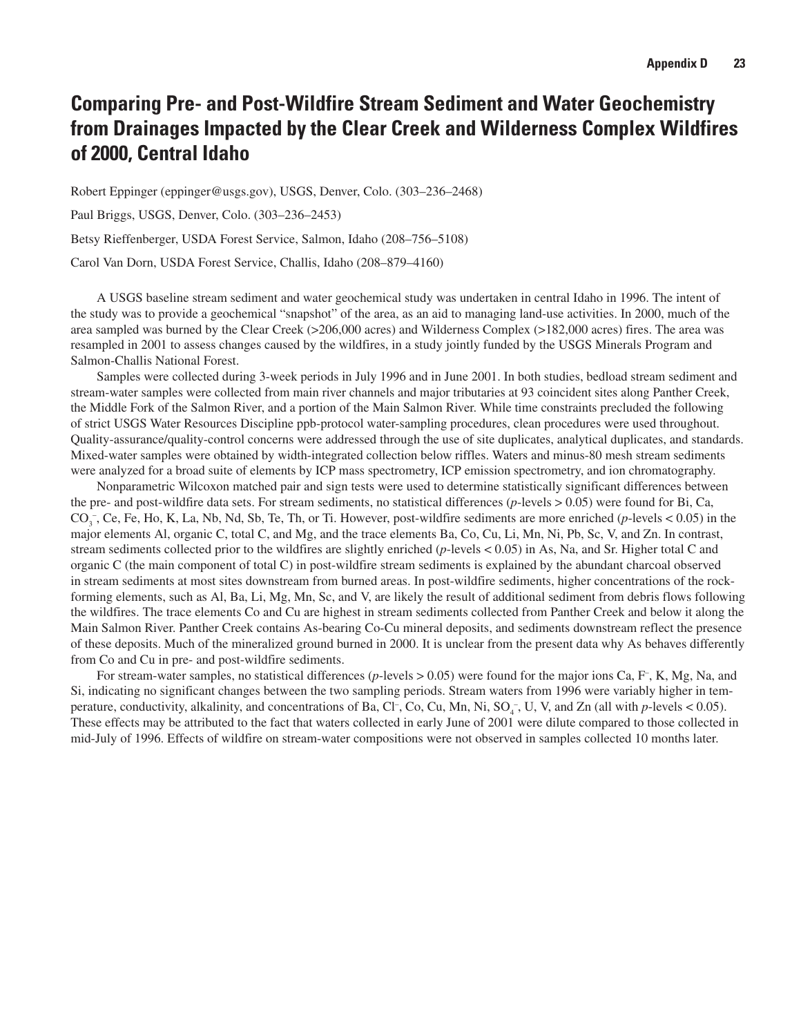# Comparing Pre- and Post-Wildfire Stream Sediment and Water Geochemistry from Drainages Impacted by the Clear Creek and Wilderness Complex Wildfires of 2000, Central Idaho

Robert Eppinger (eppinger@usgs.gov), USGS, Denver, Colo. (303–236–2468)

Paul Briggs, USGS, Denver, Colo. (303–236–2453)

Betsy Rieffenberger, USDA Forest Service, Salmon, Idaho (208–756–5108)

Carol Van Dorn, USDA Forest Service, Challis, Idaho (208–879–4160)

A USGS baseline stream sediment and water geochemical study was undertaken in central Idaho in 1996. The intent of the study was to provide a geochemical "snapshot" of the area, as an aid to managing land-use activities. In 2000, much of the area sampled was burned by the Clear Creek (>206,000 acres) and Wilderness Complex (>182,000 acres) fires. The area was resampled in 2001 to assess changes caused by the wildfires, in a study jointly funded by the USGS Minerals Program and Salmon-Challis National Forest.

Samples were collected during 3-week periods in July 1996 and in June 2001. In both studies, bedload stream sediment and stream-water samples were collected from main river channels and major tributaries at 93 coincident sites along Panther Creek, the Middle Fork of the Salmon River, and a portion of the Main Salmon River. While time constraints precluded the following of strict USGS Water Resources Discipline ppb-protocol water-sampling procedures, clean procedures were used throughout. Quality-assurance/quality-control concerns were addressed through the use of site duplicates, analytical duplicates, and standards. Mixed-water samples were obtained by width-integrated collection below riffles. Waters and minus-80 mesh stream sediments were analyzed for a broad suite of elements by ICP mass spectrometry, ICP emission spectrometry, and ion chromatography.

Nonparametric Wilcoxon matched pair and sign tests were used to determine statistically significant differences between the pre- and post-wildfire data sets. For stream sediments, no statistical differences (*p*-levels > 0.05) were found for Bi, Ca, $CO_3^-$, Ce, Fe, Ho, K, La, Nb, Nd, Sb, Te, Th, or Ti. However, post-wildfire sediments are more enriched (*p*-levels < 0.05) in the major elements Al, organic C, total C, and Mg, and the trace elements Ba, Co, Cu, Li, Mn, Ni, Pb, Sc, V, and Zn. In contrast, stream sediments collected prior to the wildfires are slightly enriched (*p*-levels < 0.05) in As, Na, and Sr. Higher total C and organic C (the main component of total C) in post-wildfire stream sediments is explained by the abundant charcoal observed in stream sediments at most sites downstream from burned areas. In post-wildfire sediments, higher concentrations of the rock-forming elements, such as Al, Ba, Li, Mg, Mn, Sc, and V, are likely the result of additional sediment from debris flows following the wildfires. The trace elements Co and Cu are highest in stream sediments collected from Panther Creek and below it along the Main Salmon River. Panther Creek contains As-bearing Co-Cu mineral deposits, and sediments downstream reflect the presence of these deposits. Much of the mineralized ground burned in 2000. It is unclear from the present data why As behaves differently from Co and Cu in pre- and post-wildfire sediments.

For stream-water samples, no statistical differences (*p*-levels > 0.05) were found for the major ions Ca, $F^-$, K, Mg, Na, and Si, indicating no significant changes between the two sampling periods. Stream waters from 1996 were variably higher in temperature, conductivity, alkalinity, and concentrations of Ba, $Cl^-$, Co, Cu, Mn, Ni, $SO_4^-$, U, V, and Zn (all with *p*-levels < 0.05). These effects may be attributed to the fact that waters collected in early June of 2001 were dilute compared to those collected in mid-July of 1996. Effects of wildfire on stream-water compositions were not observed in samples collected 10 months later.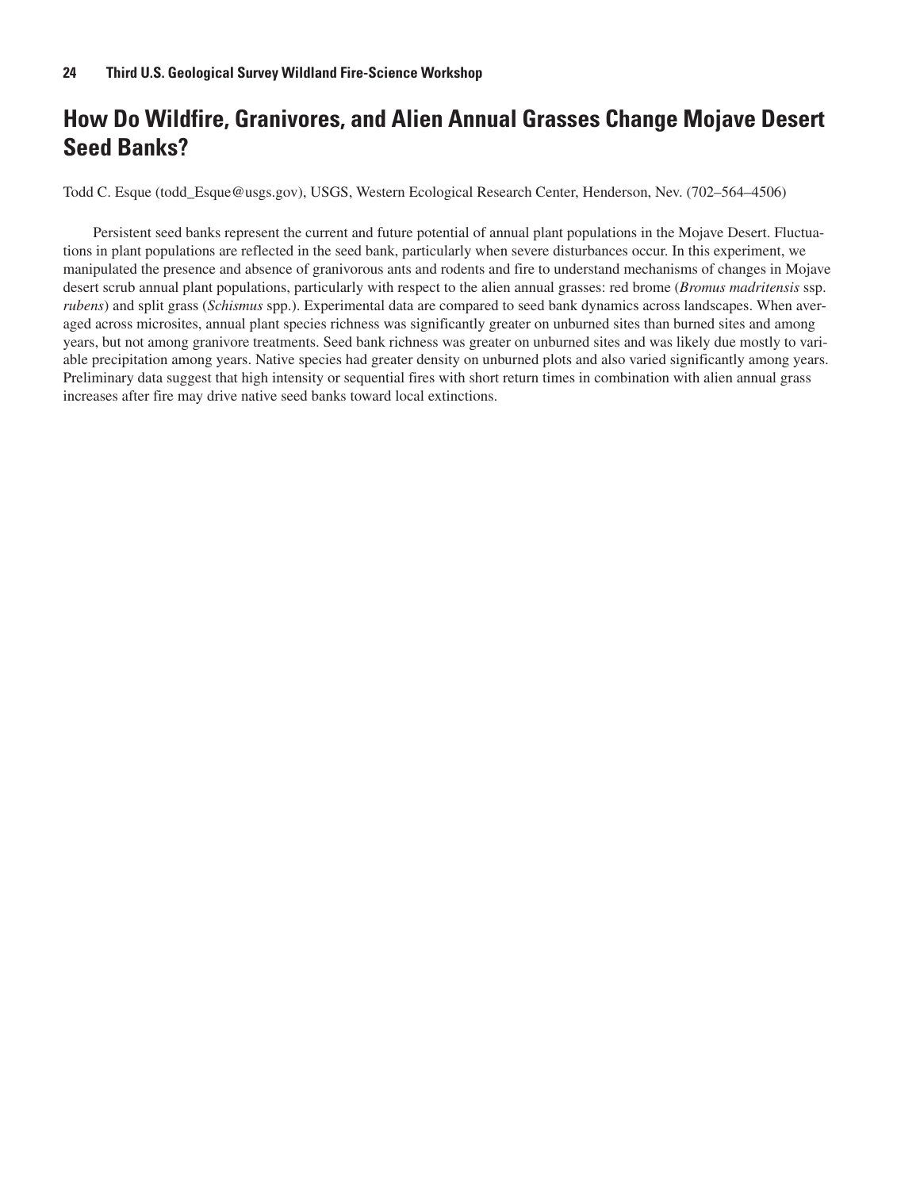# How Do Wildfire, Granivores, and Alien Annual Grasses Change Mojave Desert Seed Banks?

Todd C. Esque (todd_Esque@usgs.gov), USGS, Western Ecological Research Center, Henderson, Nev. (702–564–4506)

Persistent seed banks represent the current and future potential of annual plant populations in the Mojave Desert. Fluctuations in plant populations are reflected in the seed bank, particularly when severe disturbances occur. In this experiment, we manipulated the presence and absence of granivorous ants and rodents and fire to understand mechanisms of changes in Mojave desert scrub annual plant populations, particularly with respect to the alien annual grasses: red brome (*Bromus madritensis* ssp. *rubens*) and split grass (*Schismus* spp.). Experimental data are compared to seed bank dynamics across landscapes. When averaged across microsites, annual plant species richness was significantly greater on unburned sites than burned sites and among years, but not among granivore treatments. Seed bank richness was greater on unburned sites and was likely due mostly to variable precipitation among years. Native species had greater density on unburned plots and also varied significantly among years. Preliminary data suggest that high intensity or sequential fires with short return times in combination with alien annual grass increases after fire may drive native seed banks toward local extinctions.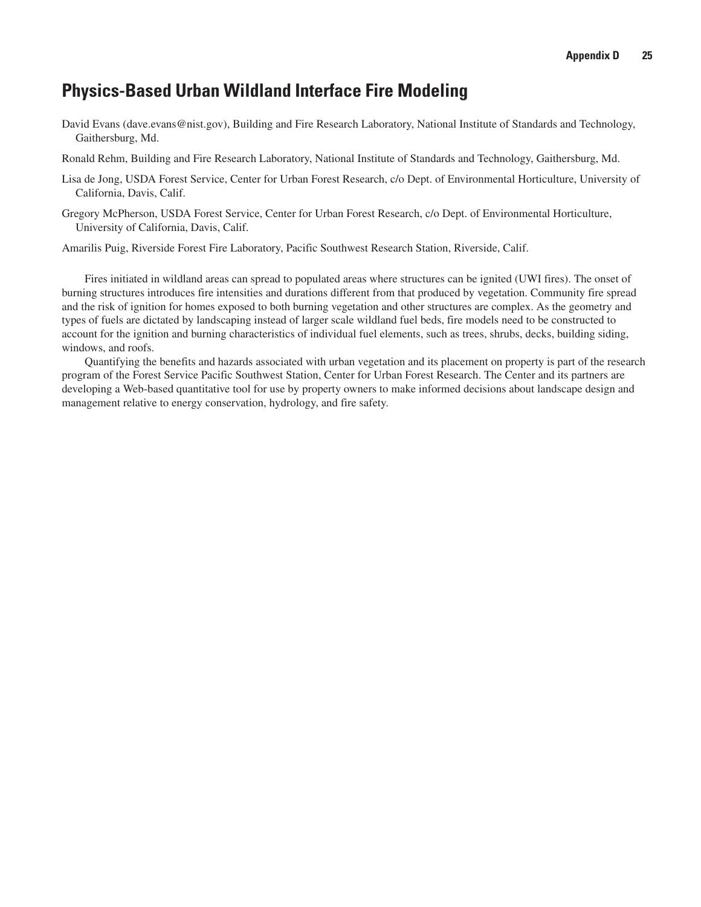## Physics-Based Urban Wildland Interface Fire Modeling

David Evans (dave.evans@nist.gov), Building and Fire Research Laboratory, National Institute of Standards and Technology, Gaithersburg, Md.

Ronald Rehm, Building and Fire Research Laboratory, National Institute of Standards and Technology, Gaithersburg, Md.

Lisa de Jong, USDA Forest Service, Center for Urban Forest Research, c/o Dept. of Environmental Horticulture, University of California, Davis, Calif.

Gregory McPherson, USDA Forest Service, Center for Urban Forest Research, c/o Dept. of Environmental Horticulture, University of California, Davis, Calif.

Amarilis Puig, Riverside Forest Fire Laboratory, Pacific Southwest Research Station, Riverside, Calif.

Fires initiated in wildland areas can spread to populated areas where structures can be ignited (UWI fires). The onset of burning structures introduces fire intensities and durations different from that produced by vegetation. Community fire spread and the risk of ignition for homes exposed to both burning vegetation and other structures are complex. As the geometry and types of fuels are dictated by landscaping instead of larger scale wildland fuel beds, fire models need to be constructed to account for the ignition and burning characteristics of individual fuel elements, such as trees, shrubs, decks, building siding, windows, and roofs.

Quantifying the benefits and hazards associated with urban vegetation and its placement on property is part of the research program of the Forest Service Pacific Southwest Station, Center for Urban Forest Research. The Center and its partners are developing a Web-based quantitative tool for use by property owners to make informed decisions about landscape design and management relative to energy conservation, hydrology, and fire safety.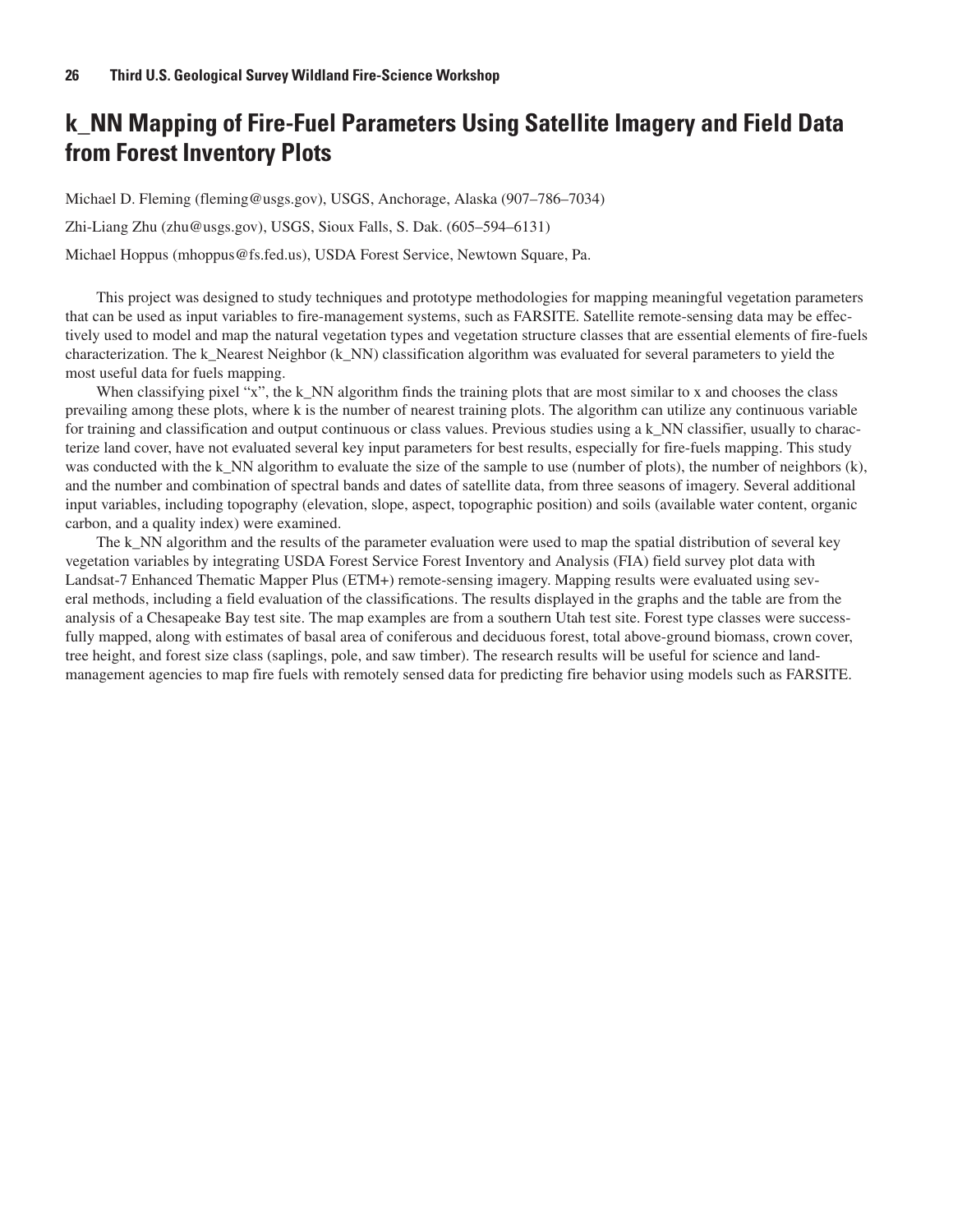# k_NN Mapping of Fire-Fuel Parameters Using Satellite Imagery and Field Data from Forest Inventory Plots

Michael D. Fleming (fleming@usgs.gov), USGS, Anchorage, Alaska (907–786–7034)

Zhi-Liang Zhu (zhu@usgs.gov), USGS, Sioux Falls, S. Dak. (605–594–6131)

Michael Hoppus (mhoppus@fs.fed.us), USDA Forest Service, Newtown Square, Pa.

This project was designed to study techniques and prototype methodologies for mapping meaningful vegetation parameters that can be used as input variables to fire-management systems, such as FARSITE. Satellite remote-sensing data may be effectively used to model and map the natural vegetation types and vegetation structure classes that are essential elements of fire-fuels characterization. The k_Nearest Neighbor (k_NN) classification algorithm was evaluated for several parameters to yield the most useful data for fuels mapping.

When classifying pixel "x", the k_NN algorithm finds the training plots that are most similar to x and chooses the class prevailing among these plots, where k is the number of nearest training plots. The algorithm can utilize any continuous variable for training and classification and output continuous or class values. Previous studies using a k_NN classifier, usually to characterize land cover, have not evaluated several key input parameters for best results, especially for fire-fuels mapping. This study was conducted with the k_NN algorithm to evaluate the size of the sample to use (number of plots), the number of neighbors (k), and the number and combination of spectral bands and dates of satellite data, from three seasons of imagery. Several additional input variables, including topography (elevation, slope, aspect, topographic position) and soils (available water content, organic carbon, and a quality index) were examined.

The k_NN algorithm and the results of the parameter evaluation were used to map the spatial distribution of several key vegetation variables by integrating USDA Forest Service Forest Inventory and Analysis (FIA) field survey plot data with Landsat-7 Enhanced Thematic Mapper Plus (ETM+) remote-sensing imagery. Mapping results were evaluated using several methods, including a field evaluation of the classifications. The results displayed in the graphs and the table are from the analysis of a Chesapeake Bay test site. The map examples are from a southern Utah test site. Forest type classes were successfully mapped, along with estimates of basal area of coniferous and deciduous forest, total above-ground biomass, crown cover, tree height, and forest size class (saplings, pole, and saw timber). The research results will be useful for science and land-management agencies to map fire fuels with remotely sensed data for predicting fire behavior using models such as FARSITE.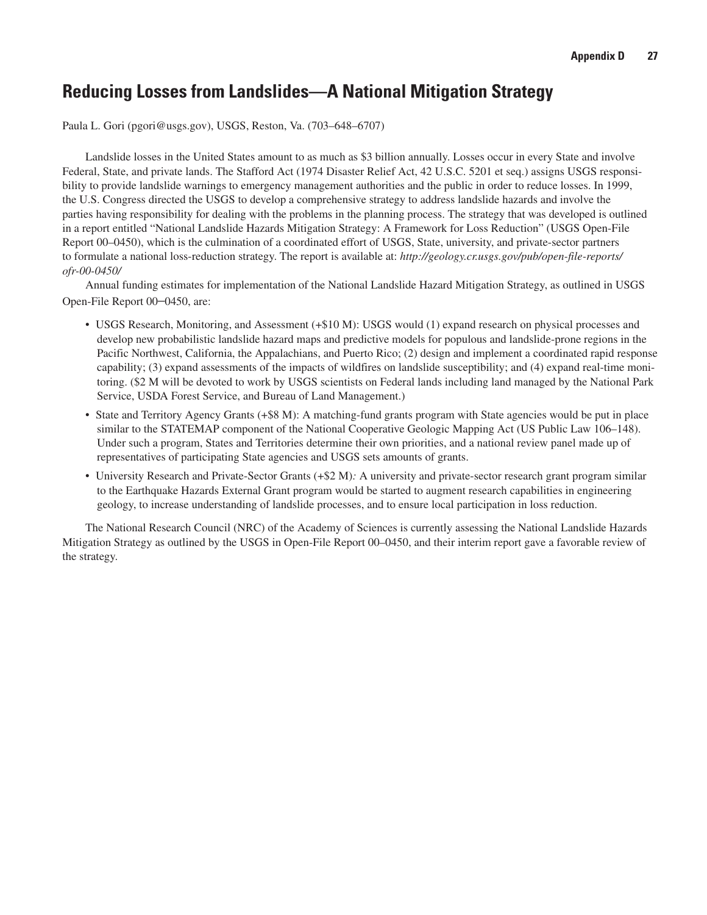# Reducing Losses from Landslides—A National Mitigation Strategy

Paula L. Gori (pgori@usgs.gov), USGS, Reston, Va. (703–648–6707)

Landslide losses in the United States amount to as much as $3 billion annually. Losses occur in every State and involve Federal, State, and private lands. The Stafford Act (1974 Disaster Relief Act, 42 U.S.C. 5201 et seq.) assigns USGS responsibility to provide landslide warnings to emergency management authorities and the public in order to reduce losses. In 1999, the U.S. Congress directed the USGS to develop a comprehensive strategy to address landslide hazards and involve the parties having responsibility for dealing with the problems in the planning process. The strategy that was developed is outlined in a report entitled "National Landslide Hazards Mitigation Strategy: A Framework for Loss Reduction" (USGS Open-File Report 00–0450), which is the culmination of a coordinated effort of USGS, State, university, and private-sector partners to formulate a national loss-reduction strategy. The report is available at: *http://geology.cr.usgs.gov/pub/open-file-reports/ofr-00-0450/*

Annual funding estimates for implementation of the National Landslide Hazard Mitigation Strategy, as outlined in USGS Open-File Report 00–0450, are:

- USGS Research, Monitoring, and Assessment (+$10 M): USGS would (1) expand research on physical processes and develop new probabilistic landslide hazard maps and predictive models for populous and landslide-prone regions in the Pacific Northwest, California, the Appalachians, and Puerto Rico; (2) design and implement a coordinated rapid response capability; (3) expand assessments of the impacts of wildfires on landslide susceptibility; and (4) expand real-time monitoring. ($2 M will be devoted to work by USGS scientists on Federal lands including land managed by the National Park Service, USDA Forest Service, and Bureau of Land Management.)
- State and Territory Agency Grants (+$8 M): A matching-fund grants program with State agencies would be put in place similar to the STATEMAP component of the National Cooperative Geologic Mapping Act (US Public Law 106–148). Under such a program, States and Territories determine their own priorities, and a national review panel made up of representatives of participating State agencies and USGS sets amounts of grants.
- University Research and Private-Sector Grants (+$2 M)*:* A university and private-sector research grant program similar to the Earthquake Hazards External Grant program would be started to augment research capabilities in engineering geology, to increase understanding of landslide processes, and to ensure local participation in loss reduction.

The National Research Council (NRC) of the Academy of Sciences is currently assessing the National Landslide Hazards Mitigation Strategy as outlined by the USGS in Open-File Report 00–0450, and their interim report gave a favorable review of the strategy.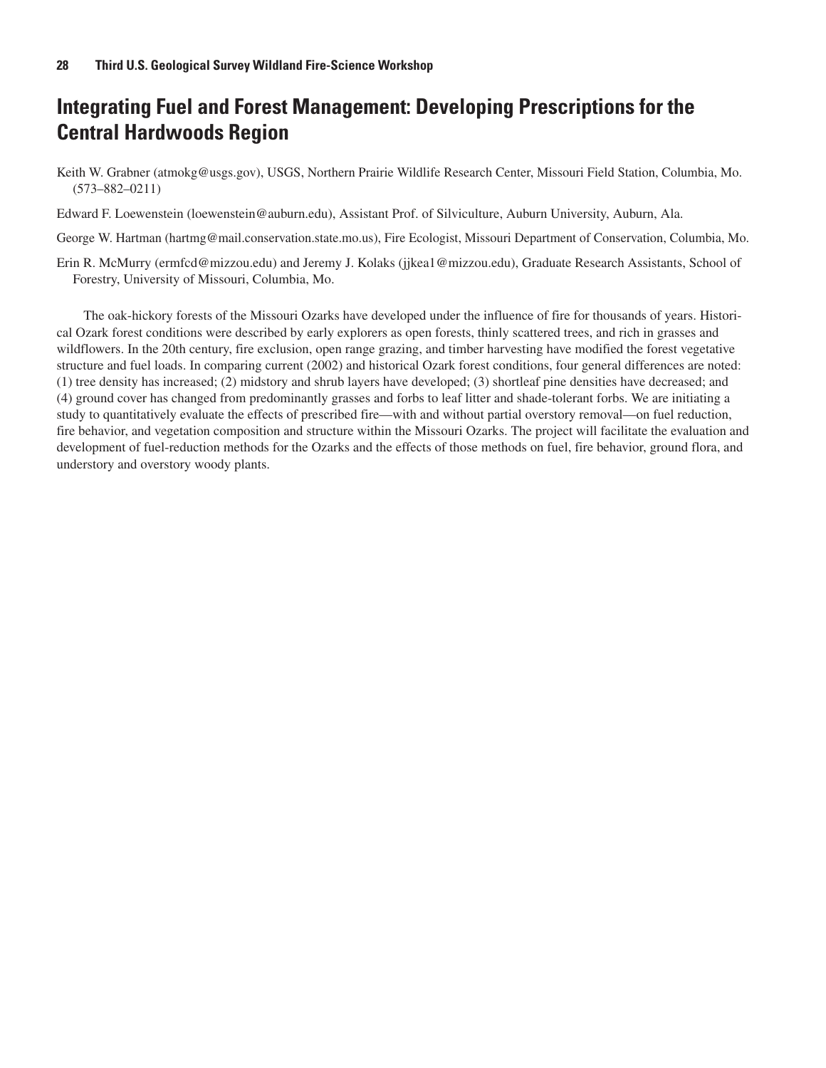## Integrating Fuel and Forest Management: Developing Prescriptions for the Central Hardwoods Region

Keith W. Grabner (atmokg@usgs.gov), USGS, Northern Prairie Wildlife Research Center, Missouri Field Station, Columbia, Mo. (573–882–0211)

Edward F. Loewenstein (loewenstein@auburn.edu), Assistant Prof. of Silviculture, Auburn University, Auburn, Ala.

George W. Hartman (hartmg@mail.conservation.state.mo.us), Fire Ecologist, Missouri Department of Conservation, Columbia, Mo.

Erin R. McMurry (ermfcd@mizzou.edu) and Jeremy J. Kolaks (jjkea1@mizzou.edu), Graduate Research Assistants, School of Forestry, University of Missouri, Columbia, Mo.

The oak-hickory forests of the Missouri Ozarks have developed under the influence of fire for thousands of years. Historical Ozark forest conditions were described by early explorers as open forests, thinly scattered trees, and rich in grasses and wildflowers. In the 20th century, fire exclusion, open range grazing, and timber harvesting have modified the forest vegetative structure and fuel loads. In comparing current (2002) and historical Ozark forest conditions, four general differences are noted: (1) tree density has increased; (2) midstory and shrub layers have developed; (3) shortleaf pine densities have decreased; and (4) ground cover has changed from predominantly grasses and forbs to leaf litter and shade-tolerant forbs. We are initiating a study to quantitatively evaluate the effects of prescribed fire—with and without partial overstory removal—on fuel reduction, fire behavior, and vegetation composition and structure within the Missouri Ozarks. The project will facilitate the evaluation and development of fuel-reduction methods for the Ozarks and the effects of those methods on fuel, fire behavior, ground flora, and understory and overstory woody plants.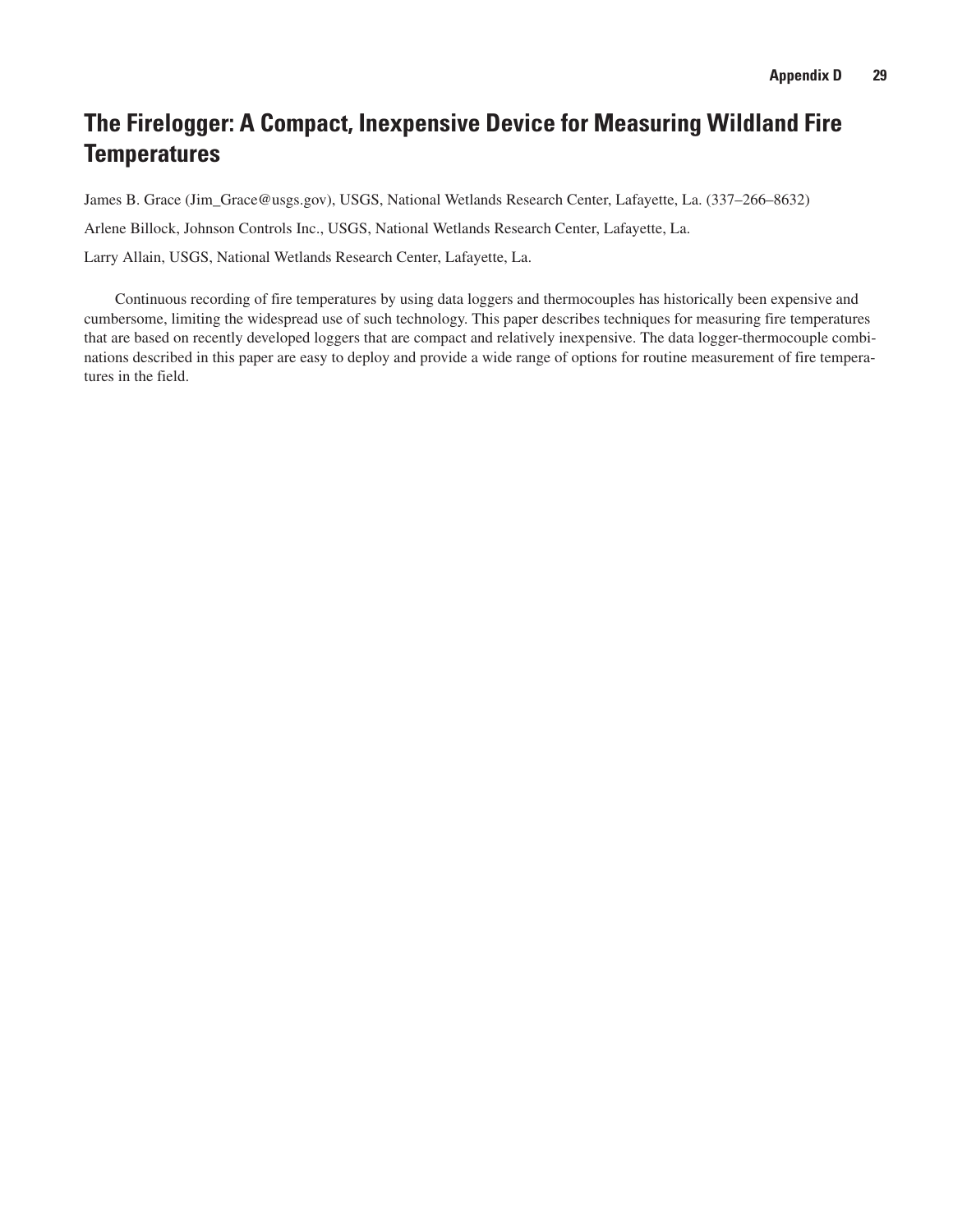# The Firelogger: A Compact, Inexpensive Device for Measuring Wildland Fire Temperatures

James B. Grace (Jim_Grace@usgs.gov), USGS, National Wetlands Research Center, Lafayette, La. (337–266–8632)

Arlene Billock, Johnson Controls Inc., USGS, National Wetlands Research Center, Lafayette, La.

Larry Allain, USGS, National Wetlands Research Center, Lafayette, La.

Continuous recording of fire temperatures by using data loggers and thermocouples has historically been expensive and cumbersome, limiting the widespread use of such technology. This paper describes techniques for measuring fire temperatures that are based on recently developed loggers that are compact and relatively inexpensive. The data logger-thermocouple combinations described in this paper are easy to deploy and provide a wide range of options for routine measurement of fire temperatures in the field.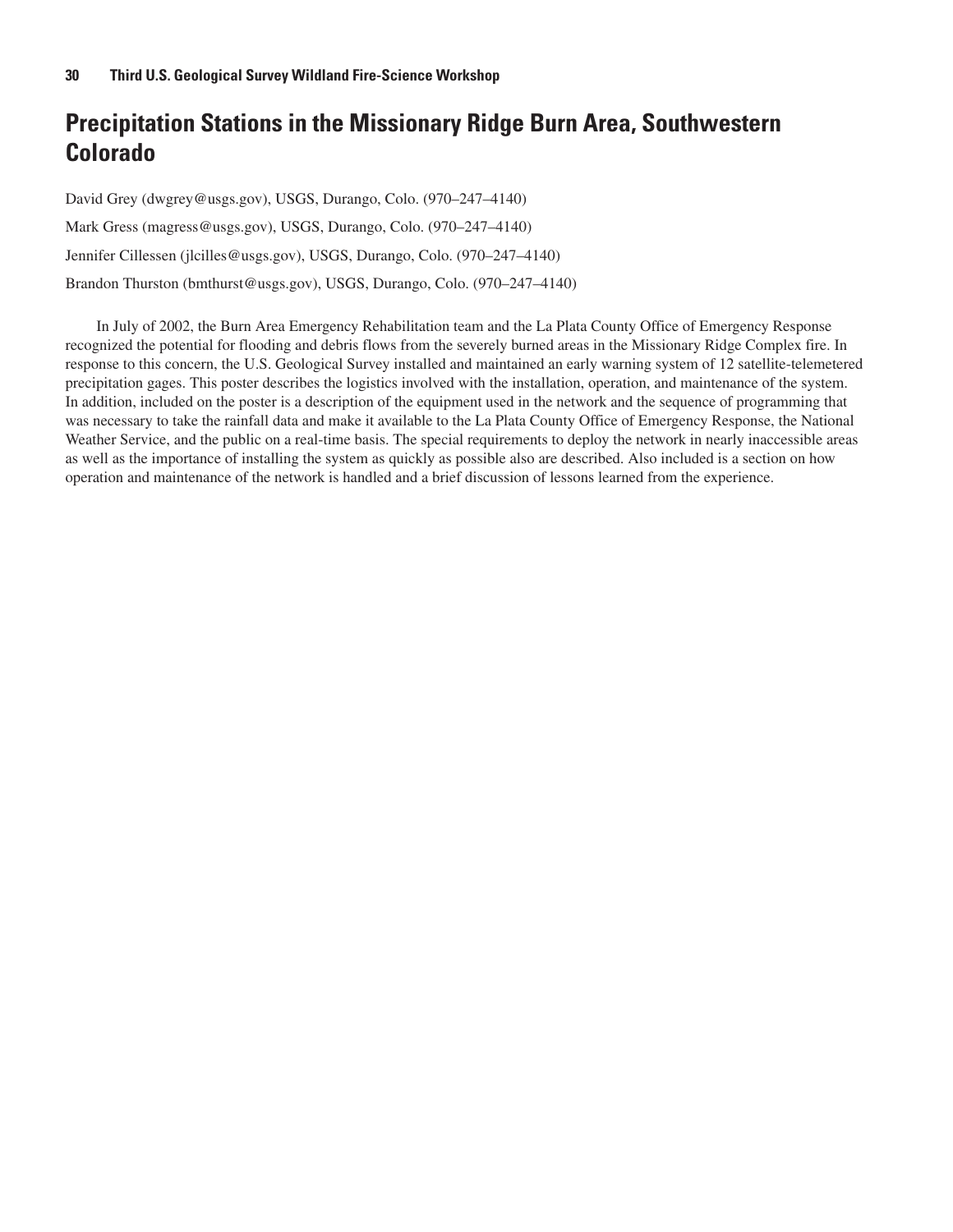# Precipitation Stations in the Missionary Ridge Burn Area, Southwestern Colorado

David Grey (dwgrey@usgs.gov), USGS, Durango, Colo. (970–247–4140)

Mark Gress (magress@usgs.gov), USGS, Durango, Colo. (970–247–4140)

Jennifer Cillessen (jlcilles@usgs.gov), USGS, Durango, Colo. (970–247–4140)

Brandon Thurston (bmthurst@usgs.gov), USGS, Durango, Colo. (970–247–4140)

In July of 2002, the Burn Area Emergency Rehabilitation team and the La Plata County Office of Emergency Response recognized the potential for flooding and debris flows from the severely burned areas in the Missionary Ridge Complex fire. In response to this concern, the U.S. Geological Survey installed and maintained an early warning system of 12 satellite-telemetered precipitation gages. This poster describes the logistics involved with the installation, operation, and maintenance of the system. In addition, included on the poster is a description of the equipment used in the network and the sequence of programming that was necessary to take the rainfall data and make it available to the La Plata County Office of Emergency Response, the National Weather Service, and the public on a real-time basis. The special requirements to deploy the network in nearly inaccessible areas as well as the importance of installing the system as quickly as possible also are described. Also included is a section on how operation and maintenance of the network is handled and a brief discussion of lessons learned from the experience.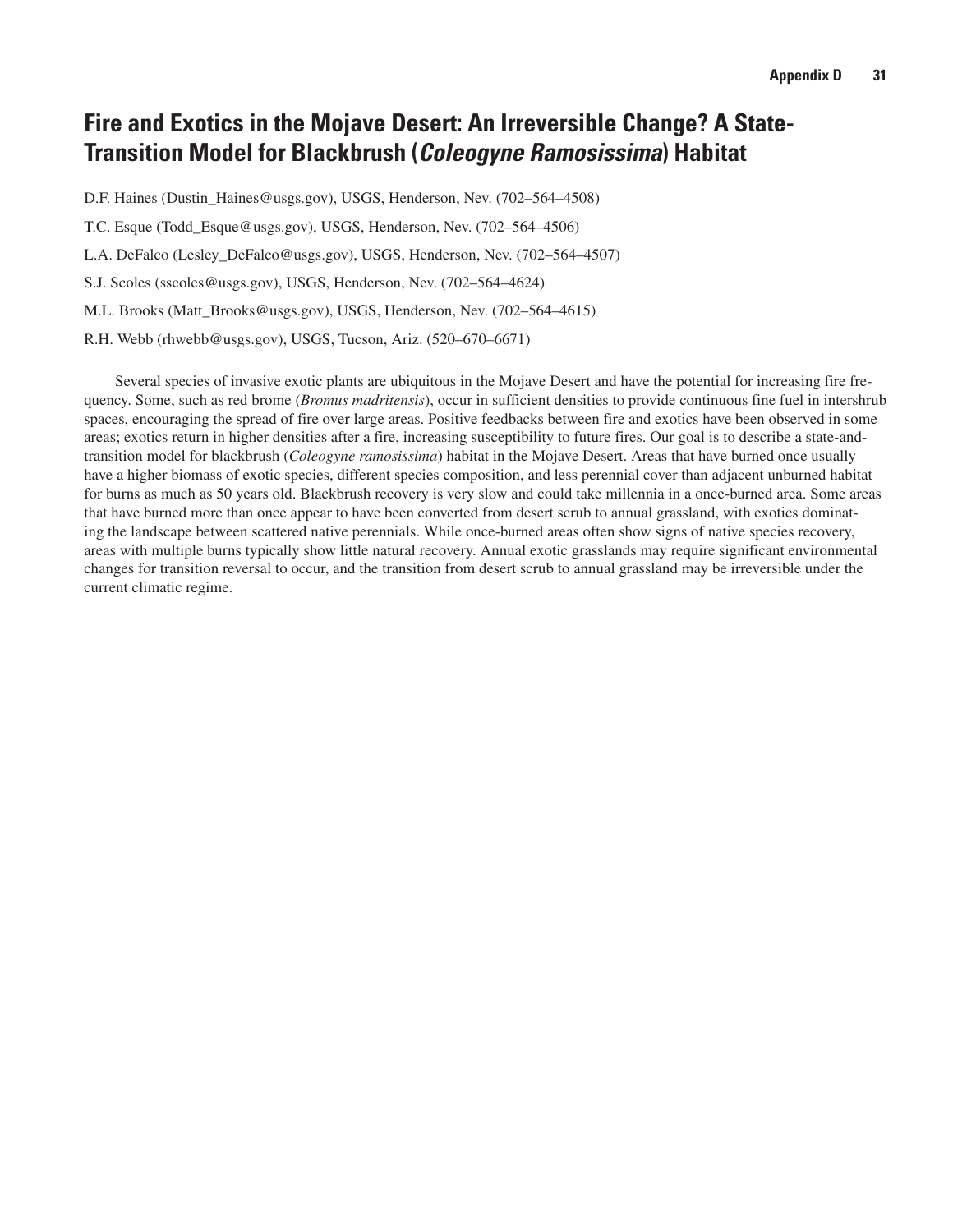# Fire and Exotics in the Mojave Desert: An Irreversible Change? A State-Transition Model for Blackbrush (*Coleogyne Ramosissima*) Habitat

D.F. Haines (Dustin_Haines@usgs.gov), USGS, Henderson, Nev. (702–564–4508)

T.C. Esque (Todd_Esque@usgs.gov), USGS, Henderson, Nev. (702–564–4506)

L.A. DeFalco (Lesley_DeFalco@usgs.gov), USGS, Henderson, Nev. (702–564–4507)

S.J. Scoles (sscoles@usgs.gov), USGS, Henderson, Nev. (702–564–4624)

M.L. Brooks (Matt_Brooks@usgs.gov), USGS, Henderson, Nev. (702–564–4615)

R.H. Webb (rhwebb@usgs.gov), USGS, Tucson, Ariz. (520–670–6671)

Several species of invasive exotic plants are ubiquitous in the Mojave Desert and have the potential for increasing fire frequency. Some, such as red brome (*Bromus madritensis*), occur in sufficient densities to provide continuous fine fuel in intershrub spaces, encouraging the spread of fire over large areas. Positive feedbacks between fire and exotics have been observed in some areas; exotics return in higher densities after a fire, increasing susceptibility to future fires. Our goal is to describe a state-and-transition model for blackbrush (*Coleogyne ramosissima*) habitat in the Mojave Desert. Areas that have burned once usually have a higher biomass of exotic species, different species composition, and less perennial cover than adjacent unburned habitat for burns as much as 50 years old. Blackbrush recovery is very slow and could take millennia in a once-burned area. Some areas that have burned more than once appear to have been converted from desert scrub to annual grassland, with exotics dominating the landscape between scattered native perennials. While once-burned areas often show signs of native species recovery, areas with multiple burns typically show little natural recovery. Annual exotic grasslands may require significant environmental changes for transition reversal to occur, and the transition from desert scrub to annual grassland may be irreversible under the current climatic regime.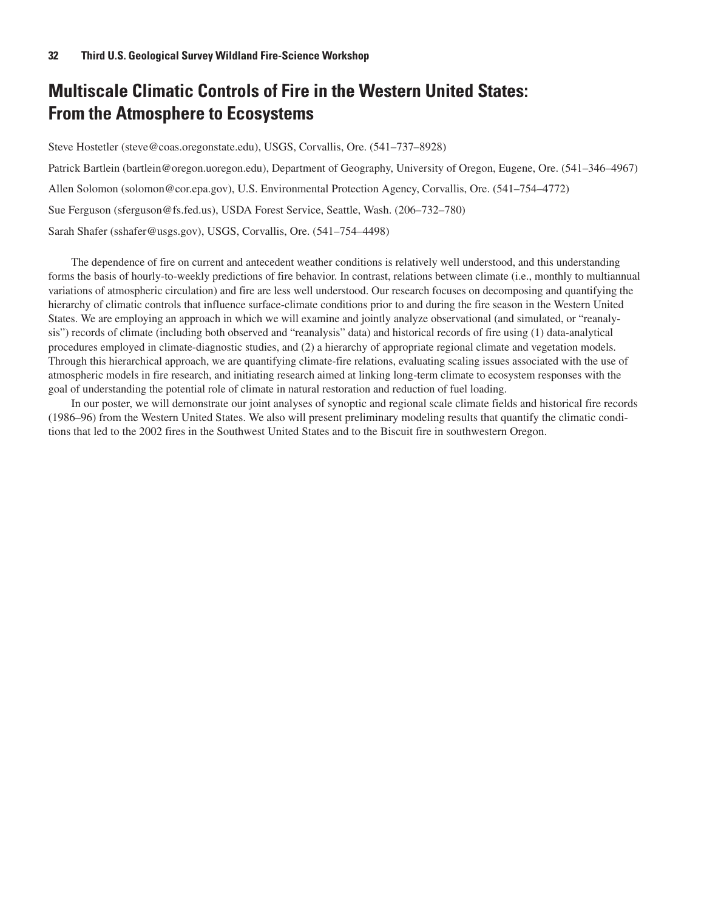# Multiscale Climatic Controls of Fire in the Western United States: From the Atmosphere to Ecosystems

Steve Hostetler (steve@coas.oregonstate.edu), USGS, Corvallis, Ore. (541–737–8928)

Patrick Bartlein (bartlein@oregon.uoregon.edu), Department of Geography, University of Oregon, Eugene, Ore. (541–346–4967)

Allen Solomon (solomon@cor.epa.gov), U.S. Environmental Protection Agency, Corvallis, Ore. (541–754–4772)

Sue Ferguson (sferguson@fs.fed.us), USDA Forest Service, Seattle, Wash. (206–732–780)

Sarah Shafer (sshafer@usgs.gov), USGS, Corvallis, Ore. (541–754–4498)

The dependence of fire on current and antecedent weather conditions is relatively well understood, and this understanding forms the basis of hourly-to-weekly predictions of fire behavior. In contrast, relations between climate (i.e., monthly to multiannual variations of atmospheric circulation) and fire are less well understood. Our research focuses on decomposing and quantifying the hierarchy of climatic controls that influence surface-climate conditions prior to and during the fire season in the Western United States. We are employing an approach in which we will examine and jointly analyze observational (and simulated, or "reanalysis") records of climate (including both observed and "reanalysis" data) and historical records of fire using (1) data-analytical procedures employed in climate-diagnostic studies, and (2) a hierarchy of appropriate regional climate and vegetation models. Through this hierarchical approach, we are quantifying climate-fire relations, evaluating scaling issues associated with the use of atmospheric models in fire research, and initiating research aimed at linking long-term climate to ecosystem responses with the goal of understanding the potential role of climate in natural restoration and reduction of fuel loading.

In our poster, we will demonstrate our joint analyses of synoptic and regional scale climate fields and historical fire records (1986–96) from the Western United States. We also will present preliminary modeling results that quantify the climatic conditions that led to the 2002 fires in the Southwest United States and to the Biscuit fire in southwestern Oregon.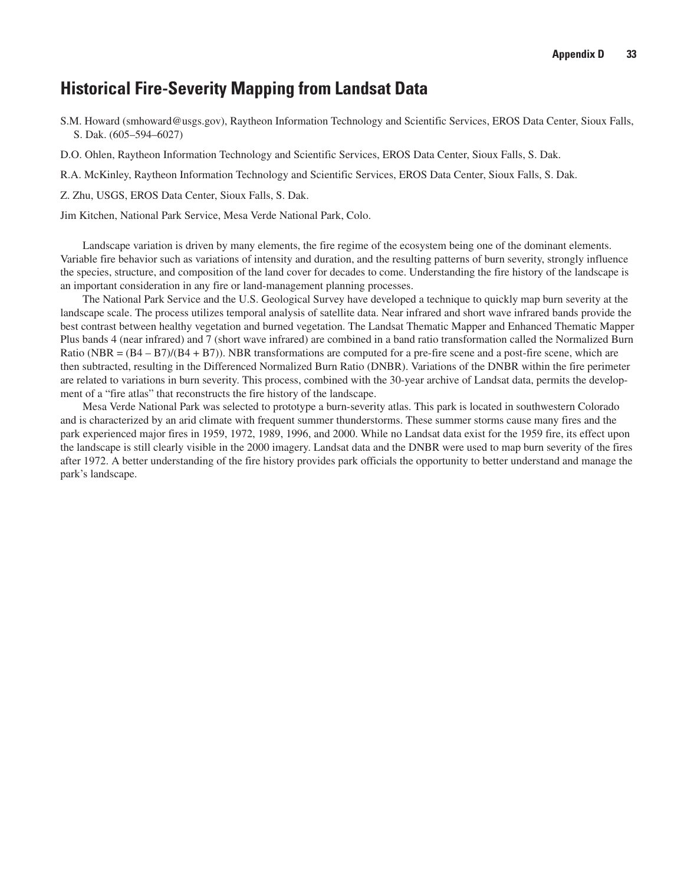## Historical Fire-Severity Mapping from Landsat Data

S.M. Howard (smhoward@usgs.gov), Raytheon Information Technology and Scientific Services, EROS Data Center, Sioux Falls, S. Dak. (605–594–6027)

D.O. Ohlen, Raytheon Information Technology and Scientific Services, EROS Data Center, Sioux Falls, S. Dak.

R.A. McKinley, Raytheon Information Technology and Scientific Services, EROS Data Center, Sioux Falls, S. Dak.

Z. Zhu, USGS, EROS Data Center, Sioux Falls, S. Dak.

Jim Kitchen, National Park Service, Mesa Verde National Park, Colo.

Landscape variation is driven by many elements, the fire regime of the ecosystem being one of the dominant elements. Variable fire behavior such as variations of intensity and duration, and the resulting patterns of burn severity, strongly influence the species, structure, and composition of the land cover for decades to come. Understanding the fire history of the landscape is an important consideration in any fire or land-management planning processes.

The National Park Service and the U.S. Geological Survey have developed a technique to quickly map burn severity at the landscape scale. The process utilizes temporal analysis of satellite data. Near infrared and short wave infrared bands provide the best contrast between healthy vegetation and burned vegetation. The Landsat Thematic Mapper and Enhanced Thematic Mapper Plus bands 4 (near infrared) and 7 (short wave infrared) are combined in a band ratio transformation called the Normalized Burn Ratio ($NBR = (B4 - B7)/(B4 + B7)$). NBR transformations are computed for a pre-fire scene and a post-fire scene, which are then subtracted, resulting in the Differenced Normalized Burn Ratio (DNBR). Variations of the DNBR within the fire perimeter are related to variations in burn severity. This process, combined with the 30-year archive of Landsat data, permits the development of a "fire atlas" that reconstructs the fire history of the landscape.

Mesa Verde National Park was selected to prototype a burn-severity atlas. This park is located in southwestern Colorado and is characterized by an arid climate with frequent summer thunderstorms. These summer storms cause many fires and the park experienced major fires in 1959, 1972, 1989, 1996, and 2000. While no Landsat data exist for the 1959 fire, its effect upon the landscape is still clearly visible in the 2000 imagery. Landsat data and the DNBR were used to map burn severity of the fires after 1972. A better understanding of the fire history provides park officials the opportunity to better understand and manage the park's landscape.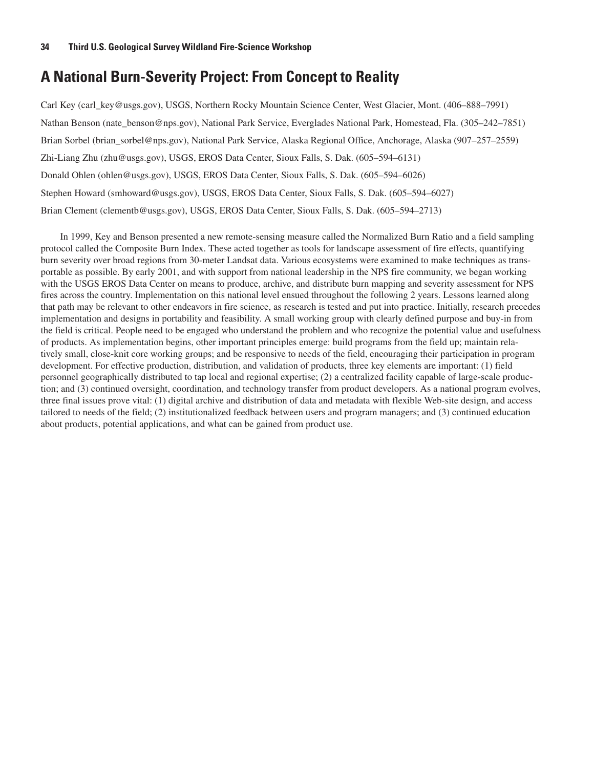# A National Burn-Severity Project: From Concept to Reality

Carl Key (carl_key@usgs.gov), USGS, Northern Rocky Mountain Science Center, West Glacier, Mont. (406–888–7991)

Nathan Benson (nate_benson@nps.gov), National Park Service, Everglades National Park, Homestead, Fla. (305–242–7851)

Brian Sorbel (brian_sorbel@nps.gov), National Park Service, Alaska Regional Office, Anchorage, Alaska (907–257–2559)

Zhi-Liang Zhu (zhu@usgs.gov), USGS, EROS Data Center, Sioux Falls, S. Dak. (605–594–6131)

Donald Ohlen (ohlen@usgs.gov), USGS, EROS Data Center, Sioux Falls, S. Dak. (605–594–6026)

Stephen Howard (smhoward@usgs.gov), USGS, EROS Data Center, Sioux Falls, S. Dak. (605–594–6027)

Brian Clement (clementb@usgs.gov), USGS, EROS Data Center, Sioux Falls, S. Dak. (605–594–2713)

In 1999, Key and Benson presented a new remote-sensing measure called the Normalized Burn Ratio and a field sampling protocol called the Composite Burn Index. These acted together as tools for landscape assessment of fire effects, quantifying burn severity over broad regions from 30-meter Landsat data. Various ecosystems were examined to make techniques as transportable as possible. By early 2001, and with support from national leadership in the NPS fire community, we began working with the USGS EROS Data Center on means to produce, archive, and distribute burn mapping and severity assessment for NPS fires across the country. Implementation on this national level ensued throughout the following 2 years. Lessons learned along that path may be relevant to other endeavors in fire science, as research is tested and put into practice. Initially, research precedes implementation and designs in portability and feasibility. A small working group with clearly defined purpose and buy-in from the field is critical. People need to be engaged who understand the problem and who recognize the potential value and usefulness of products. As implementation begins, other important principles emerge: build programs from the field up; maintain relatively small, close-knit core working groups; and be responsive to needs of the field, encouraging their participation in program development. For effective production, distribution, and validation of products, three key elements are important: (1) field personnel geographically distributed to tap local and regional expertise; (2) a centralized facility capable of large-scale production; and (3) continued oversight, coordination, and technology transfer from product developers. As a national program evolves, three final issues prove vital: (1) digital archive and distribution of data and metadata with flexible Web-site design, and access tailored to needs of the field; (2) institutionalized feedback between users and program managers; and (3) continued education about products, potential applications, and what can be gained from product use.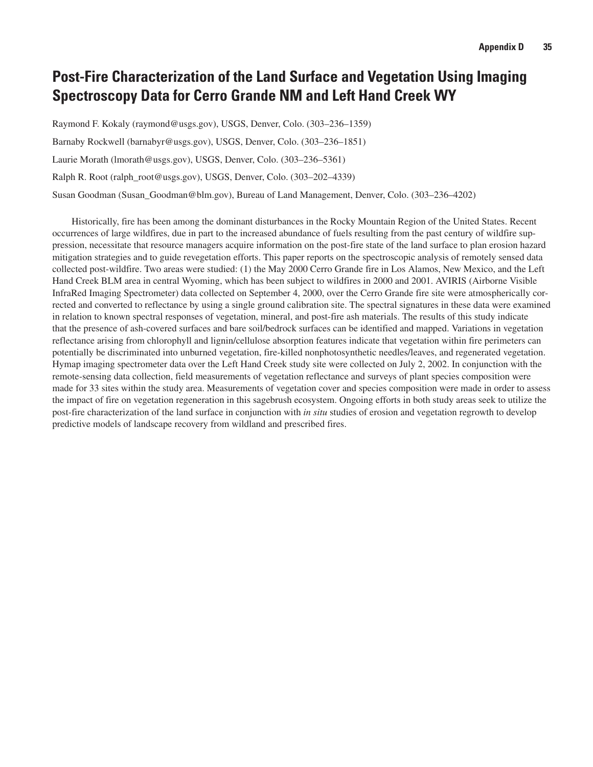# Post-Fire Characterization of the Land Surface and Vegetation Using Imaging Spectroscopy Data for Cerro Grande NM and Left Hand Creek WY

Raymond F. Kokaly (raymond@usgs.gov), USGS, Denver, Colo. (303–236–1359)

Barnaby Rockwell (barnabyr@usgs.gov), USGS, Denver, Colo. (303–236–1851)

Laurie Morath (lmorath@usgs.gov), USGS, Denver, Colo. (303–236–5361)

Ralph R. Root (ralph_root@usgs.gov), USGS, Denver, Colo. (303–202–4339)

Susan Goodman (Susan_Goodman@blm.gov), Bureau of Land Management, Denver, Colo. (303–236–4202)

Historically, fire has been among the dominant disturbances in the Rocky Mountain Region of the United States. Recent occurrences of large wildfires, due in part to the increased abundance of fuels resulting from the past century of wildfire suppression, necessitate that resource managers acquire information on the post-fire state of the land surface to plan erosion hazard mitigation strategies and to guide revegetation efforts. This paper reports on the spectroscopic analysis of remotely sensed data collected post-wildfire. Two areas were studied: (1) the May 2000 Cerro Grande fire in Los Alamos, New Mexico, and the Left Hand Creek BLM area in central Wyoming, which has been subject to wildfires in 2000 and 2001. AVIRIS (Airborne Visible InfraRed Imaging Spectrometer) data collected on September 4, 2000, over the Cerro Grande fire site were atmospherically corrected and converted to reflectance by using a single ground calibration site. The spectral signatures in these data were examined in relation to known spectral responses of vegetation, mineral, and post-fire ash materials. The results of this study indicate that the presence of ash-covered surfaces and bare soil/bedrock surfaces can be identified and mapped. Variations in vegetation reflectance arising from chlorophyll and lignin/cellulose absorption features indicate that vegetation within fire perimeters can potentially be discriminated into unburned vegetation, fire-killed nonphotosynthetic needles/leaves, and regenerated vegetation. Hymap imaging spectrometer data over the Left Hand Creek study site were collected on July 2, 2002. In conjunction with the remote-sensing data collection, field measurements of vegetation reflectance and surveys of plant species composition were made for 33 sites within the study area. Measurements of vegetation cover and species composition were made in order to assess the impact of fire on vegetation regeneration in this sagebrush ecosystem. Ongoing efforts in both study areas seek to utilize the post-fire characterization of the land surface in conjunction with *in situ* studies of erosion and vegetation regrowth to develop predictive models of landscape recovery from wildland and prescribed fires.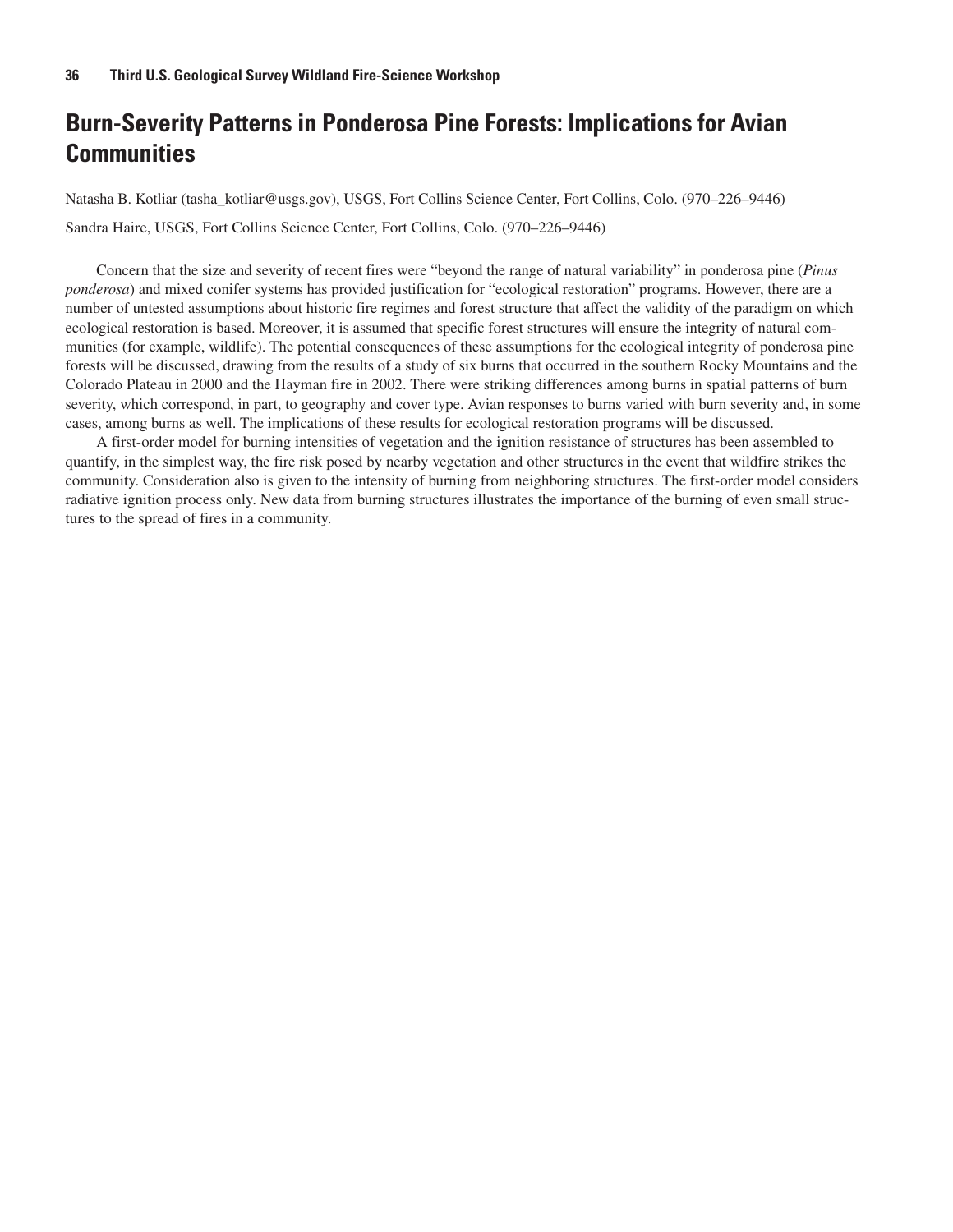# Burn-Severity Patterns in Ponderosa Pine Forests: Implications for Avian Communities

Natasha B. Kotliar (tasha_kotliar@usgs.gov), USGS, Fort Collins Science Center, Fort Collins, Colo. (970–226–9446)

Sandra Haire, USGS, Fort Collins Science Center, Fort Collins, Colo. (970–226–9446)

Concern that the size and severity of recent fires were "beyond the range of natural variability" in ponderosa pine (*Pinus ponderosa*) and mixed conifer systems has provided justification for "ecological restoration" programs. However, there are a number of untested assumptions about historic fire regimes and forest structure that affect the validity of the paradigm on which ecological restoration is based. Moreover, it is assumed that specific forest structures will ensure the integrity of natural communities (for example, wildlife). The potential consequences of these assumptions for the ecological integrity of ponderosa pine forests will be discussed, drawing from the results of a study of six burns that occurred in the southern Rocky Mountains and the Colorado Plateau in 2000 and the Hayman fire in 2002. There were striking differences among burns in spatial patterns of burn severity, which correspond, in part, to geography and cover type. Avian responses to burns varied with burn severity and, in some cases, among burns as well. The implications of these results for ecological restoration programs will be discussed.

A first-order model for burning intensities of vegetation and the ignition resistance of structures has been assembled to quantify, in the simplest way, the fire risk posed by nearby vegetation and other structures in the event that wildfire strikes the community. Consideration also is given to the intensity of burning from neighboring structures. The first-order model considers radiative ignition process only. New data from burning structures illustrates the importance of the burning of even small structures to the spread of fires in a community.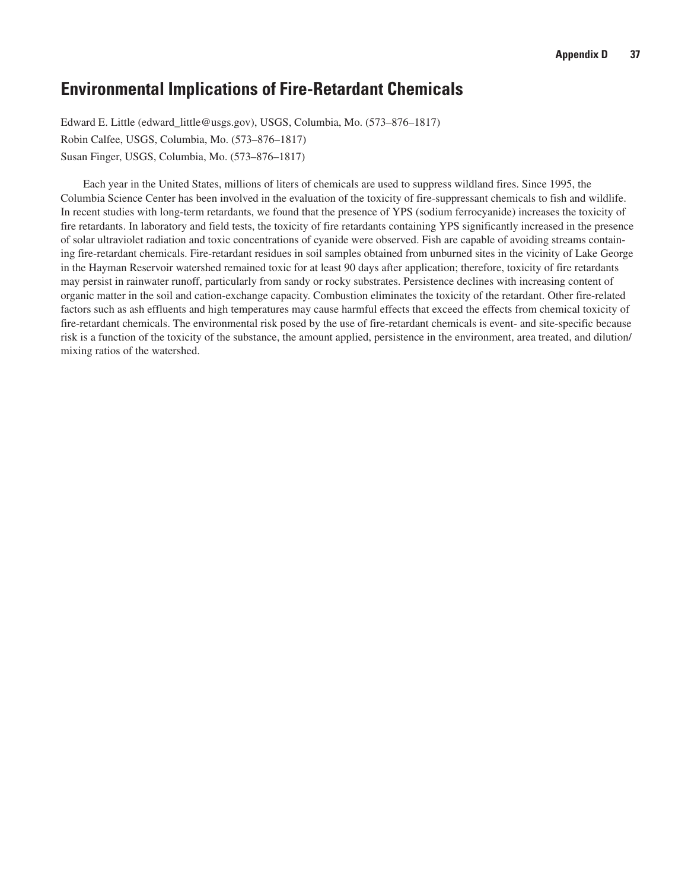## Environmental Implications of Fire-Retardant Chemicals

Edward E. Little (edward_little@usgs.gov), USGS, Columbia, Mo. (573–876–1817)

Robin Calfee, USGS, Columbia, Mo. (573–876–1817)

Susan Finger, USGS, Columbia, Mo. (573–876–1817)

Each year in the United States, millions of liters of chemicals are used to suppress wildland fires. Since 1995, the Columbia Science Center has been involved in the evaluation of the toxicity of fire-suppressant chemicals to fish and wildlife. In recent studies with long-term retardants, we found that the presence of YPS (sodium ferrocyanide) increases the toxicity of fire retardants. In laboratory and field tests, the toxicity of fire retardants containing YPS significantly increased in the presence of solar ultraviolet radiation and toxic concentrations of cyanide were observed. Fish are capable of avoiding streams containing fire-retardant chemicals. Fire-retardant residues in soil samples obtained from unburned sites in the vicinity of Lake George in the Hayman Reservoir watershed remained toxic for at least 90 days after application; therefore, toxicity of fire retardants may persist in rainwater runoff, particularly from sandy or rocky substrates. Persistence declines with increasing content of organic matter in the soil and cation-exchange capacity. Combustion eliminates the toxicity of the retardant. Other fire-related factors such as ash effluents and high temperatures may cause harmful effects that exceed the effects from chemical toxicity of fire-retardant chemicals. The environmental risk posed by the use of fire-retardant chemicals is event- and site-specific because risk is a function of the toxicity of the substance, the amount applied, persistence in the environment, area treated, and dilution/mixing ratios of the watershed.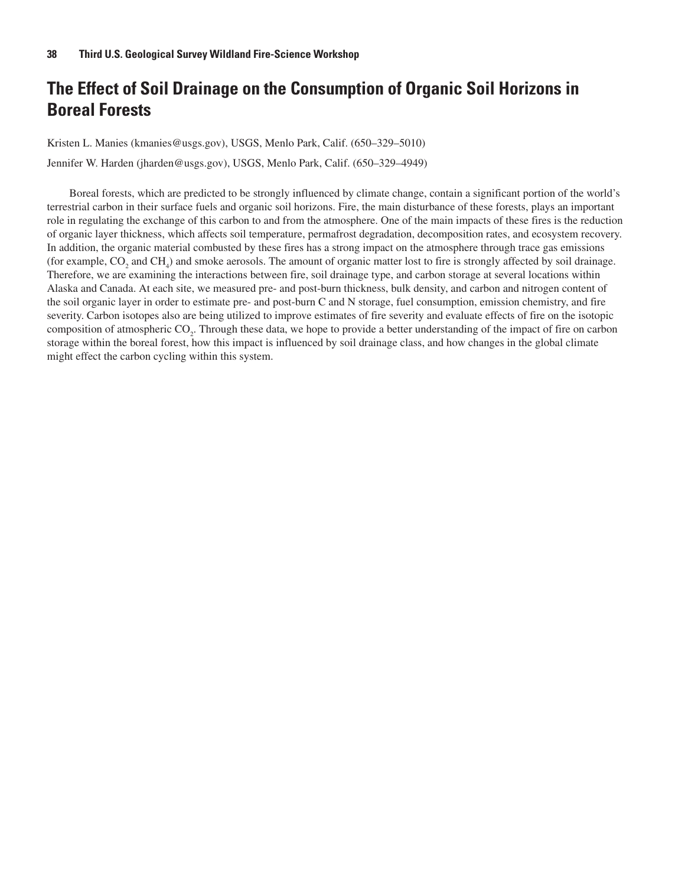# The Effect of Soil Drainage on the Consumption of Organic Soil Horizons in Boreal Forests

Kristen L. Manies (kmanies@usgs.gov), USGS, Menlo Park, Calif. (650–329–5010)

Jennifer W. Harden (jharden@usgs.gov), USGS, Menlo Park, Calif. (650–329–4949)

Boreal forests, which are predicted to be strongly influenced by climate change, contain a significant portion of the world's terrestrial carbon in their surface fuels and organic soil horizons. Fire, the main disturbance of these forests, plays an important role in regulating the exchange of this carbon to and from the atmosphere. One of the main impacts of these fires is the reduction of organic layer thickness, which affects soil temperature, permafrost degradation, decomposition rates, and ecosystem recovery. In addition, the organic material combusted by these fires has a strong impact on the atmosphere through trace gas emissions (for example, $CO_2$ and $CH_4$) and smoke aerosols. The amount of organic matter lost to fire is strongly affected by soil drainage. Therefore, we are examining the interactions between fire, soil drainage type, and carbon storage at several locations within Alaska and Canada. At each site, we measured pre- and post-burn thickness, bulk density, and carbon and nitrogen content of the soil organic layer in order to estimate pre- and post-burn C and N storage, fuel consumption, emission chemistry, and fire severity. Carbon isotopes also are being utilized to improve estimates of fire severity and evaluate effects of fire on the isotopic composition of atmospheric $CO_2$. Through these data, we hope to provide a better understanding of the impact of fire on carbon storage within the boreal forest, how this impact is influenced by soil drainage class, and how changes in the global climate might effect the carbon cycling within this system.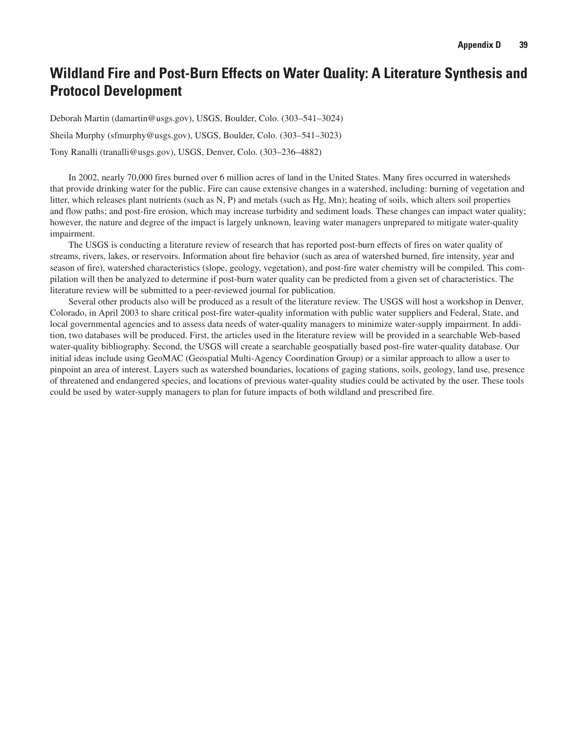# Wildland Fire and Post-Burn Effects on Water Quality: A Literature Synthesis and Protocol Development

Deborah Martin (damartin@usgs.gov), USGS, Boulder, Colo. (303–541–3024)

Sheila Murphy (sfmurphy@usgs.gov), USGS, Boulder, Colo. (303–541–3023)

Tony Ranalli (tranalli@usgs.gov), USGS, Denver, Colo. (303–236–4882)

In 2002, nearly 70,000 fires burned over 6 million acres of land in the United States. Many fires occurred in watersheds that provide drinking water for the public. Fire can cause extensive changes in a watershed, including: burning of vegetation and litter, which releases plant nutrients (such as N, P) and metals (such as Hg, Mn); heating of soils, which alters soil properties and flow paths; and post-fire erosion, which may increase turbidity and sediment loads. These changes can impact water quality; however, the nature and degree of the impact is largely unknown, leaving water managers unprepared to mitigate water-quality impairment.

The USGS is conducting a literature review of research that has reported post-burn effects of fires on water quality of streams, rivers, lakes, or reservoirs. Information about fire behavior (such as area of watershed burned, fire intensity, year and season of fire), watershed characteristics (slope, geology, vegetation), and post-fire water chemistry will be compiled. This compilation will then be analyzed to determine if post-burn water quality can be predicted from a given set of characteristics. The literature review will be submitted to a peer-reviewed journal for publication.

Several other products also will be produced as a result of the literature review. The USGS will host a workshop in Denver, Colorado, in April 2003 to share critical post-fire water-quality information with public water suppliers and Federal, State, and local governmental agencies and to assess data needs of water-quality managers to minimize water-supply impairment. In addition, two databases will be produced. First, the articles used in the literature review will be provided in a searchable Web-based water-quality bibliography. Second, the USGS will create a searchable geospatially based post-fire water-quality database. Our initial ideas include using GeoMAC (Geospatial Multi-Agency Coordination Group) or a similar approach to allow a user to pinpoint an area of interest. Layers such as watershed boundaries, locations of gaging stations, soils, geology, land use, presence of threatened and endangered species, and locations of previous water-quality studies could be activated by the user. These tools could be used by water-supply managers to plan for future impacts of both wildland and prescribed fire.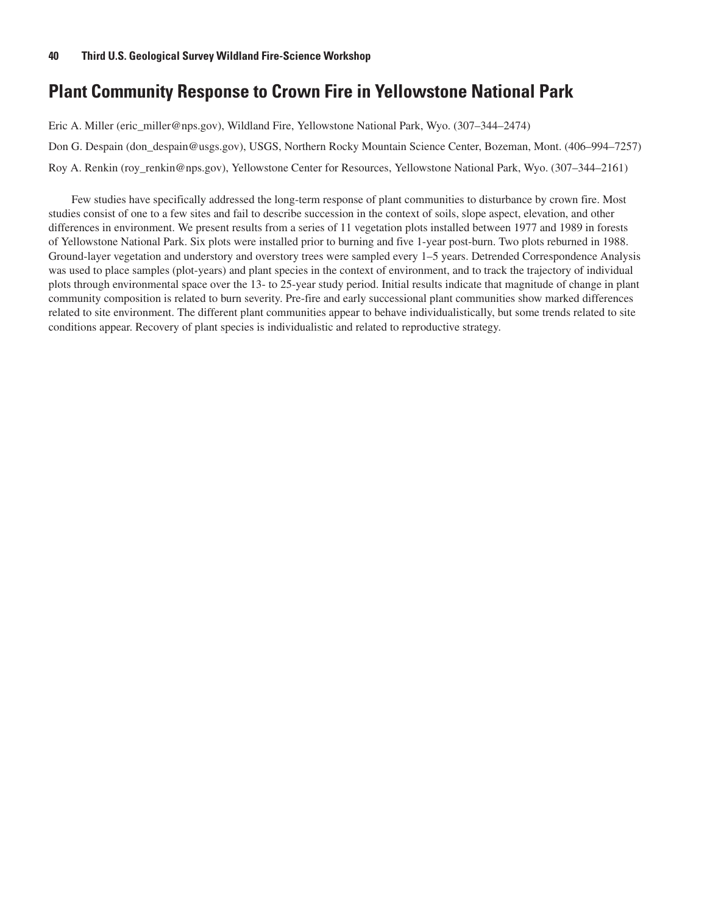## Plant Community Response to Crown Fire in Yellowstone National Park

Eric A. Miller (eric_miller@nps.gov), Wildland Fire, Yellowstone National Park, Wyo. (307–344–2474)

Don G. Despain (don_despain@usgs.gov), USGS, Northern Rocky Mountain Science Center, Bozeman, Mont. (406–994–7257)

Roy A. Renkin (roy_renkin@nps.gov), Yellowstone Center for Resources, Yellowstone National Park, Wyo. (307–344–2161)

Few studies have specifically addressed the long-term response of plant communities to disturbance by crown fire. Most studies consist of one to a few sites and fail to describe succession in the context of soils, slope aspect, elevation, and other differences in environment. We present results from a series of 11 vegetation plots installed between 1977 and 1989 in forests of Yellowstone National Park. Six plots were installed prior to burning and five 1-year post-burn. Two plots reburned in 1988. Ground-layer vegetation and understory and overstory trees were sampled every 1–5 years. Detrended Correspondence Analysis was used to place samples (plot-years) and plant species in the context of environment, and to track the trajectory of individual plots through environmental space over the 13- to 25-year study period. Initial results indicate that magnitude of change in plant community composition is related to burn severity. Pre-fire and early successional plant communities show marked differences related to site environment. The different plant communities appear to behave individualistically, but some trends related to site conditions appear. Recovery of plant species is individualistic and related to reproductive strategy.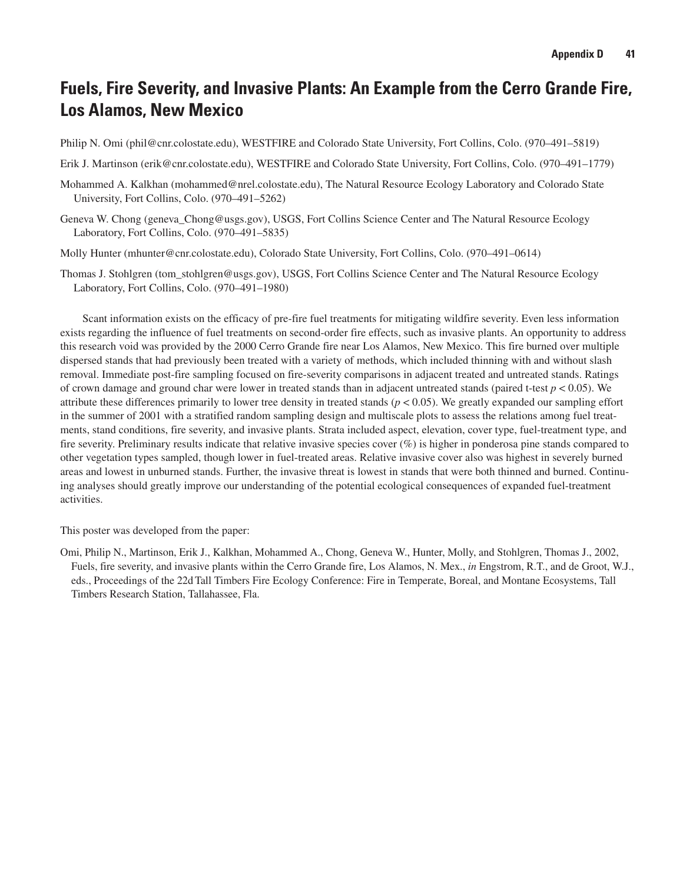# Fuels, Fire Severity, and Invasive Plants: An Example from the Cerro Grande Fire, Los Alamos, New Mexico

Philip N. Omi (phil@cnr.colostate.edu), WESTFIRE and Colorado State University, Fort Collins, Colo. (970–491–5819)

Erik J. Martinson (erik@cnr.colostate.edu), WESTFIRE and Colorado State University, Fort Collins, Colo. (970–491–1779)

Mohammed A. Kalkhan (mohammed@nrel.colostate.edu), The Natural Resource Ecology Laboratory and Colorado State University, Fort Collins, Colo. (970–491–5262)

Geneva W. Chong (geneva_Chong@usgs.gov), USGS, Fort Collins Science Center and The Natural Resource Ecology Laboratory, Fort Collins, Colo. (970–491–5835)

Molly Hunter (mhunter@cnr.colostate.edu), Colorado State University, Fort Collins, Colo. (970–491–0614)

Thomas J. Stohlgren (tom_stohlgren@usgs.gov), USGS, Fort Collins Science Center and The Natural Resource Ecology Laboratory, Fort Collins, Colo. (970–491–1980)

Scant information exists on the efficacy of pre-fire fuel treatments for mitigating wildfire severity. Even less information exists regarding the influence of fuel treatments on second-order fire effects, such as invasive plants. An opportunity to address this research void was provided by the 2000 Cerro Grande fire near Los Alamos, New Mexico. This fire burned over multiple dispersed stands that had previously been treated with a variety of methods, which included thinning with and without slash removal. Immediate post-fire sampling focused on fire-severity comparisons in adjacent treated and untreated stands. Ratings of crown damage and ground char were lower in treated stands than in adjacent untreated stands (paired t-test $p < 0.05$). We attribute these differences primarily to lower tree density in treated stands ($p < 0.05$). We greatly expanded our sampling effort in the summer of 2001 with a stratified random sampling design and multiscale plots to assess the relations among fuel treatments, stand conditions, fire severity, and invasive plants. Strata included aspect, elevation, cover type, fuel-treatment type, and fire severity. Preliminary results indicate that relative invasive species cover (%) is higher in ponderosa pine stands compared to other vegetation types sampled, though lower in fuel-treated areas. Relative invasive cover also was highest in severely burned areas and lowest in unburned stands. Further, the invasive threat is lowest in stands that were both thinned and burned. Continuing analyses should greatly improve our understanding of the potential ecological consequences of expanded fuel-treatment activities.

This poster was developed from the paper:

Omi, Philip N., Martinson, Erik J., Kalkhan, Mohammed A., Chong, Geneva W., Hunter, Molly, and Stohlgren, Thomas J., 2002, Fuels, fire severity, and invasive plants within the Cerro Grande fire, Los Alamos, N. Mex., *in* Engstrom, R.T., and de Groot, W.J., eds., Proceedings of the 22d Tall Timbers Fire Ecology Conference: Fire in Temperate, Boreal, and Montane Ecosystems, Tall Timbers Research Station, Tallahassee, Fla.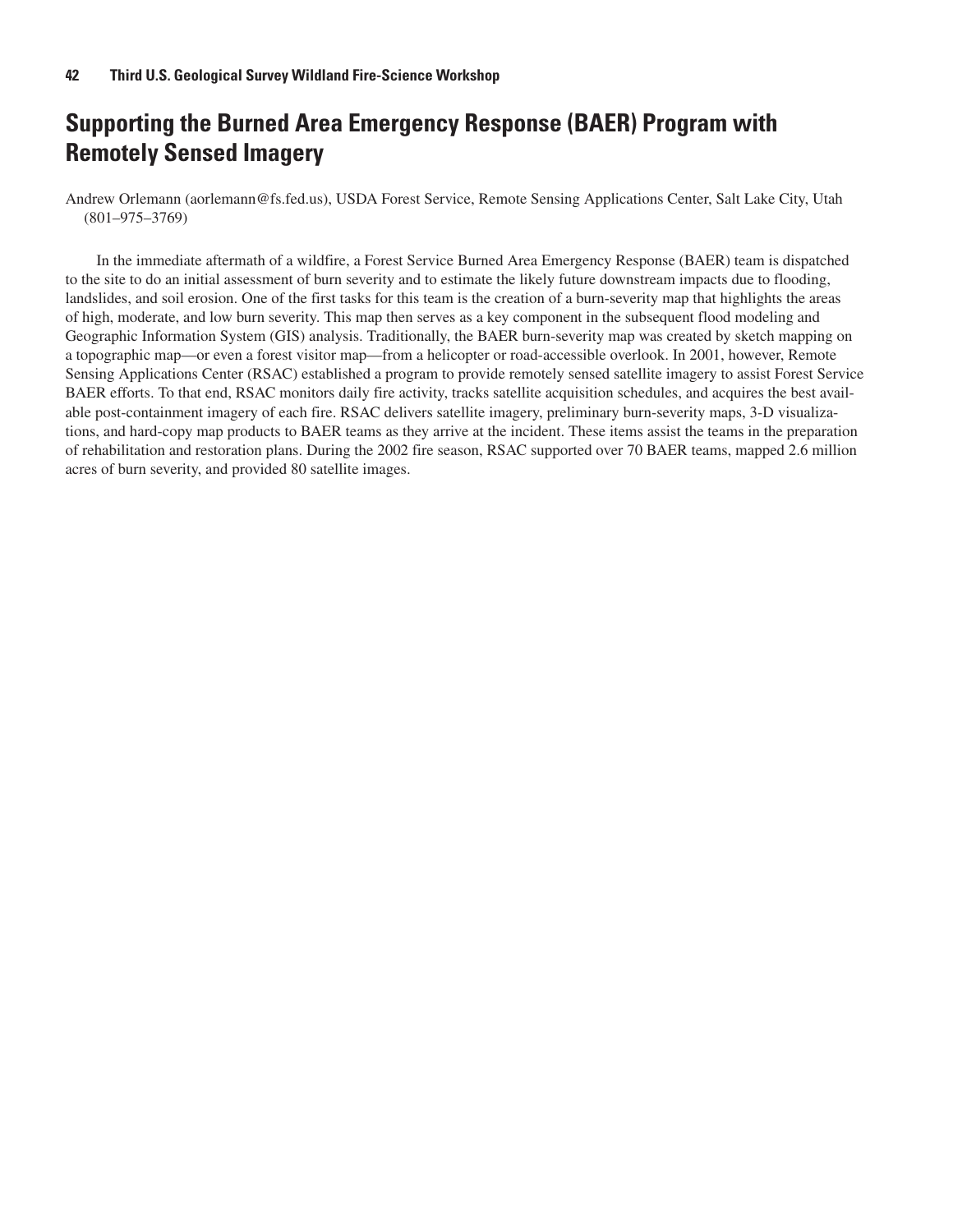## Supporting the Burned Area Emergency Response (BAER) Program with Remotely Sensed Imagery

Andrew Orlemann (aorlemann@fs.fed.us), USDA Forest Service, Remote Sensing Applications Center, Salt Lake City, Utah (801–975–3769)

In the immediate aftermath of a wildfire, a Forest Service Burned Area Emergency Response (BAER) team is dispatched to the site to do an initial assessment of burn severity and to estimate the likely future downstream impacts due to flooding, landslides, and soil erosion. One of the first tasks for this team is the creation of a burn-severity map that highlights the areas of high, moderate, and low burn severity. This map then serves as a key component in the subsequent flood modeling and Geographic Information System (GIS) analysis. Traditionally, the BAER burn-severity map was created by sketch mapping on a topographic map—or even a forest visitor map—from a helicopter or road-accessible overlook. In 2001, however, Remote Sensing Applications Center (RSAC) established a program to provide remotely sensed satellite imagery to assist Forest Service BAER efforts. To that end, RSAC monitors daily fire activity, tracks satellite acquisition schedules, and acquires the best available post-containment imagery of each fire. RSAC delivers satellite imagery, preliminary burn-severity maps, 3-D visualizations, and hard-copy map products to BAER teams as they arrive at the incident. These items assist the teams in the preparation of rehabilitation and restoration plans. During the 2002 fire season, RSAC supported over 70 BAER teams, mapped 2.6 million acres of burn severity, and provided 80 satellite images.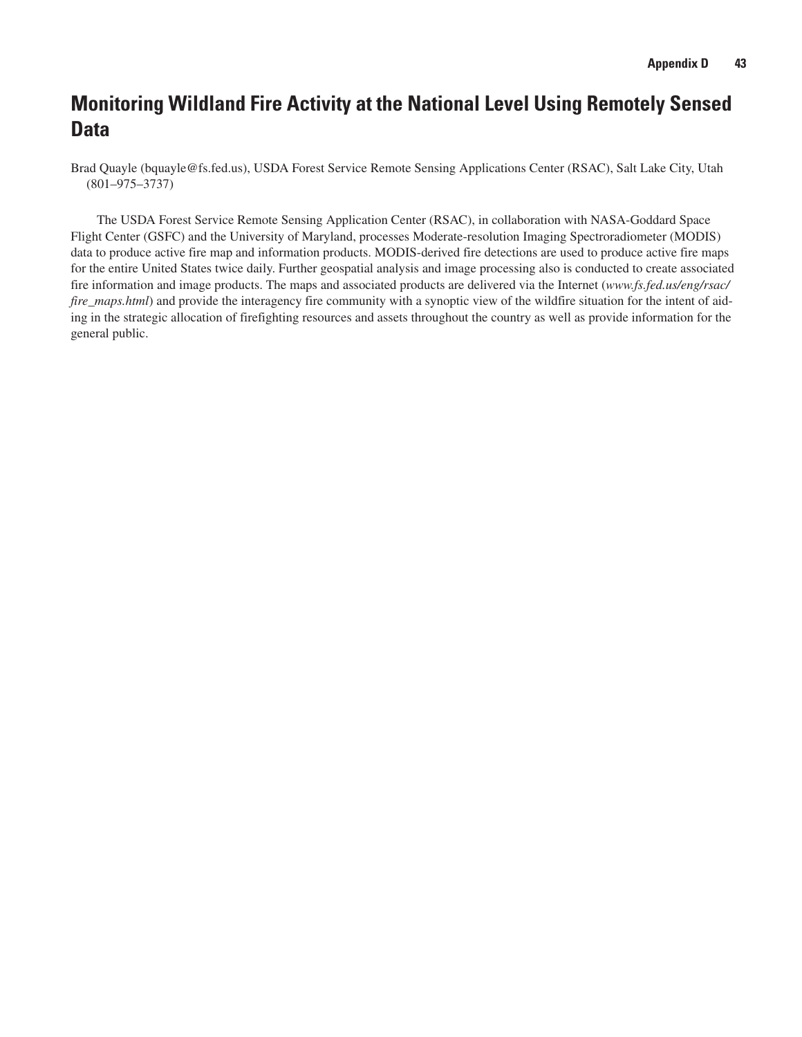# Monitoring Wildland Fire Activity at the National Level Using Remotely Sensed Data

Brad Quayle (bquayle@fs.fed.us), USDA Forest Service Remote Sensing Applications Center (RSAC), Salt Lake City, Utah (801–975–3737)

The USDA Forest Service Remote Sensing Application Center (RSAC), in collaboration with NASA-Goddard Space Flight Center (GSFC) and the University of Maryland, processes Moderate-resolution Imaging Spectroradiometer (MODIS) data to produce active fire map and information products. MODIS-derived fire detections are used to produce active fire maps for the entire United States twice daily. Further geospatial analysis and image processing also is conducted to create associated fire information and image products. The maps and associated products are delivered via the Internet (*www.fs.fed.us/eng/rsac/fire_maps.html*) and provide the interagency fire community with a synoptic view of the wildfire situation for the intent of aiding in the strategic allocation of firefighting resources and assets throughout the country as well as provide information for the general public.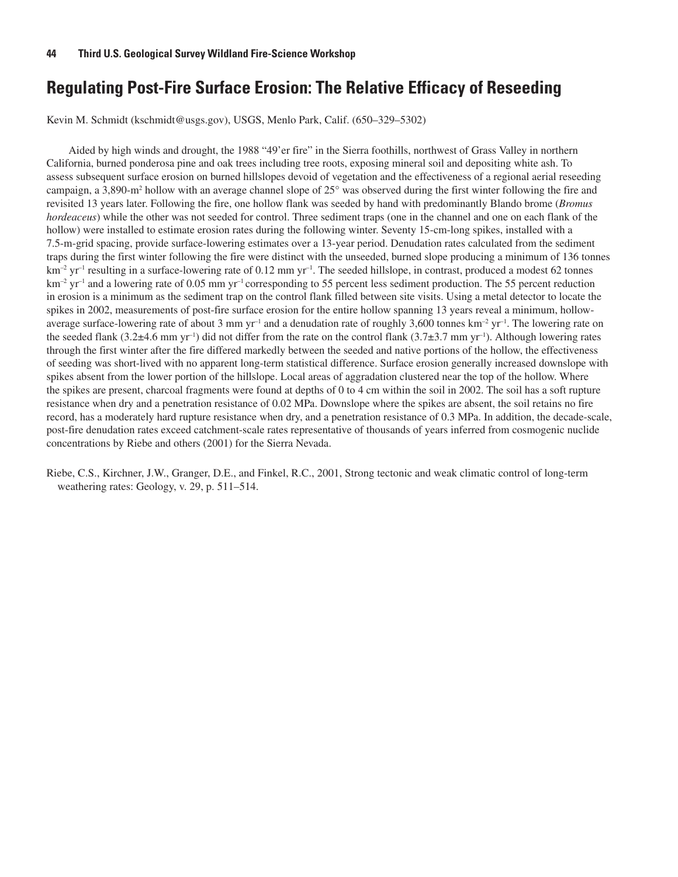# Regulating Post-Fire Surface Erosion: The Relative Efficacy of Reseeding

Kevin M. Schmidt (kschmidt@usgs.gov), USGS, Menlo Park, Calif. (650–329–5302)

Aided by high winds and drought, the 1988 "49'er fire" in the Sierra foothills, northwest of Grass Valley in northern California, burned ponderosa pine and oak trees including tree roots, exposing mineral soil and depositing white ash. To assess subsequent surface erosion on burned hillslopes devoid of vegetation and the effectiveness of a regional aerial reseeding campaign, a 3,890-$m^2$ hollow with an average channel slope of 25° was observed during the first winter following the fire and revisited 13 years later. Following the fire, one hollow flank was seeded by hand with predominantly Blando brome (*Bromus hordeaceus*) while the other was not seeded for control. Three sediment traps (one in the channel and one on each flank of the hollow) were installed to estimate erosion rates during the following winter. Seventy 15-cm-long spikes, installed with a 7.5-m-grid spacing, provide surface-lowering estimates over a 13-year period. Denudation rates calculated from the sediment traps during the first winter following the fire were distinct with the unseeded, burned slope producing a minimum of 136 tonnes $km^{-2}$ $yr^{-1}$ resulting in a surface-lowering rate of 0.12 mm $yr^{-1}$. The seeded hillslope, in contrast, produced a modest 62 tonnes $km^{-2}$ $yr^{-1}$ and a lowering rate of 0.05 mm $yr^{-1}$ corresponding to 55 percent less sediment production. The 55 percent reduction in erosion is a minimum as the sediment trap on the control flank filled between site visits. Using a metal detector to locate the spikes in 2002, measurements of post-fire surface erosion for the entire hollow spanning 13 years reveal a minimum, hollow-average surface-lowering rate of about 3 mm $yr^{-1}$ and a denudation rate of roughly 3,600 tonnes $km^{-2}$ $yr^{-1}$. The lowering rate on the seeded flank (3.2±4.6 mm $yr^{-1}$) did not differ from the rate on the control flank (3.7±3.7 mm $yr^{-1}$). Although lowering rates through the first winter after the fire differed markedly between the seeded and native portions of the hollow, the effectiveness of seeding was short-lived with no apparent long-term statistical difference. Surface erosion generally increased downslope with spikes absent from the lower portion of the hillslope. Local areas of aggradation clustered near the top of the hollow. Where the spikes are present, charcoal fragments were found at depths of 0 to 4 cm within the soil in 2002. The soil has a soft rupture resistance when dry and a penetration resistance of 0.02 MPa. Downslope where the spikes are absent, the soil retains no fire record, has a moderately hard rupture resistance when dry, and a penetration resistance of 0.3 MPa. In addition, the decade-scale, post-fire denudation rates exceed catchment-scale rates representative of thousands of years inferred from cosmogenic nuclide concentrations by Riebe and others (2001) for the Sierra Nevada.

Riebe, C.S., Kirchner, J.W., Granger, D.E., and Finkel, R.C., 2001, Strong tectonic and weak climatic control of long-term weathering rates: Geology, v. 29, p. 511–514.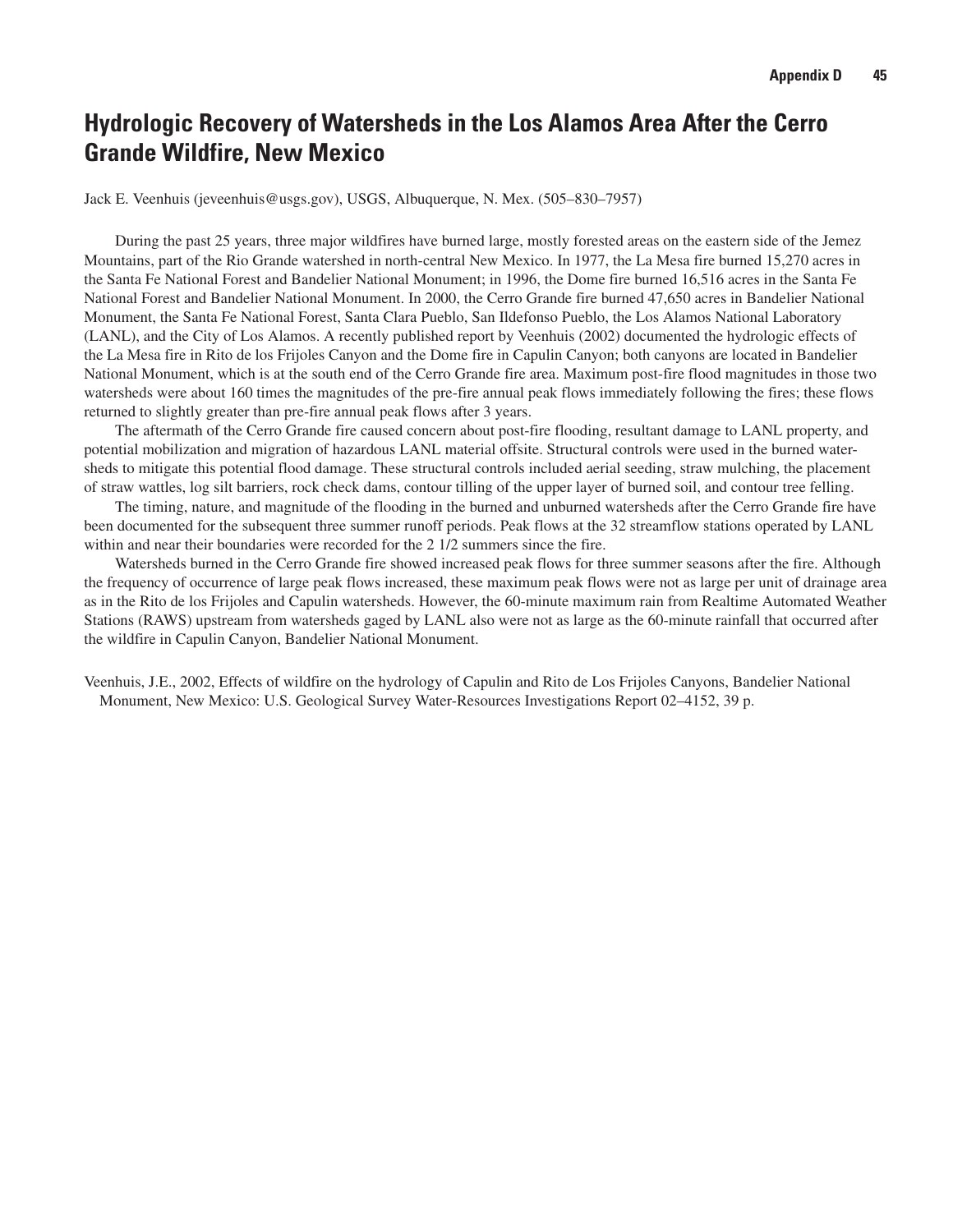# Hydrologic Recovery of Watersheds in the Los Alamos Area After the Cerro Grande Wildfire, New Mexico

Jack E. Veenhuis (jeveenhuis@usgs.gov), USGS, Albuquerque, N. Mex. (505–830–7957)

During the past 25 years, three major wildfires have burned large, mostly forested areas on the eastern side of the Jemez Mountains, part of the Rio Grande watershed in north-central New Mexico. In 1977, the La Mesa fire burned 15,270 acres in the Santa Fe National Forest and Bandelier National Monument; in 1996, the Dome fire burned 16,516 acres in the Santa Fe National Forest and Bandelier National Monument. In 2000, the Cerro Grande fire burned 47,650 acres in Bandelier National Monument, the Santa Fe National Forest, Santa Clara Pueblo, San Ildefonso Pueblo, the Los Alamos National Laboratory (LANL), and the City of Los Alamos. A recently published report by Veenhuis (2002) documented the hydrologic effects of the La Mesa fire in Rito de los Frijoles Canyon and the Dome fire in Capulin Canyon; both canyons are located in Bandelier National Monument, which is at the south end of the Cerro Grande fire area. Maximum post-fire flood magnitudes in those two watersheds were about 160 times the magnitudes of the pre-fire annual peak flows immediately following the fires; these flows returned to slightly greater than pre-fire annual peak flows after 3 years.

The aftermath of the Cerro Grande fire caused concern about post-fire flooding, resultant damage to LANL property, and potential mobilization and migration of hazardous LANL material offsite. Structural controls were used in the burned watersheds to mitigate this potential flood damage. These structural controls included aerial seeding, straw mulching, the placement of straw wattles, log silt barriers, rock check dams, contour tilling of the upper layer of burned soil, and contour tree felling.

The timing, nature, and magnitude of the flooding in the burned and unburned watersheds after the Cerro Grande fire have been documented for the subsequent three summer runoff periods. Peak flows at the 32 streamflow stations operated by LANL within and near their boundaries were recorded for the 2 1/2 summers since the fire.

Watersheds burned in the Cerro Grande fire showed increased peak flows for three summer seasons after the fire. Although the frequency of occurrence of large peak flows increased, these maximum peak flows were not as large per unit of drainage area as in the Rito de los Frijoles and Capulin watersheds. However, the 60-minute maximum rain from Realtime Automated Weather Stations (RAWS) upstream from watersheds gaged by LANL also were not as large as the 60-minute rainfall that occurred after the wildfire in Capulin Canyon, Bandelier National Monument.

Veenhuis, J.E., 2002, Effects of wildfire on the hydrology of Capulin and Rito de Los Frijoles Canyons, Bandelier National Monument, New Mexico: U.S. Geological Survey Water-Resources Investigations Report 02–4152, 39 p.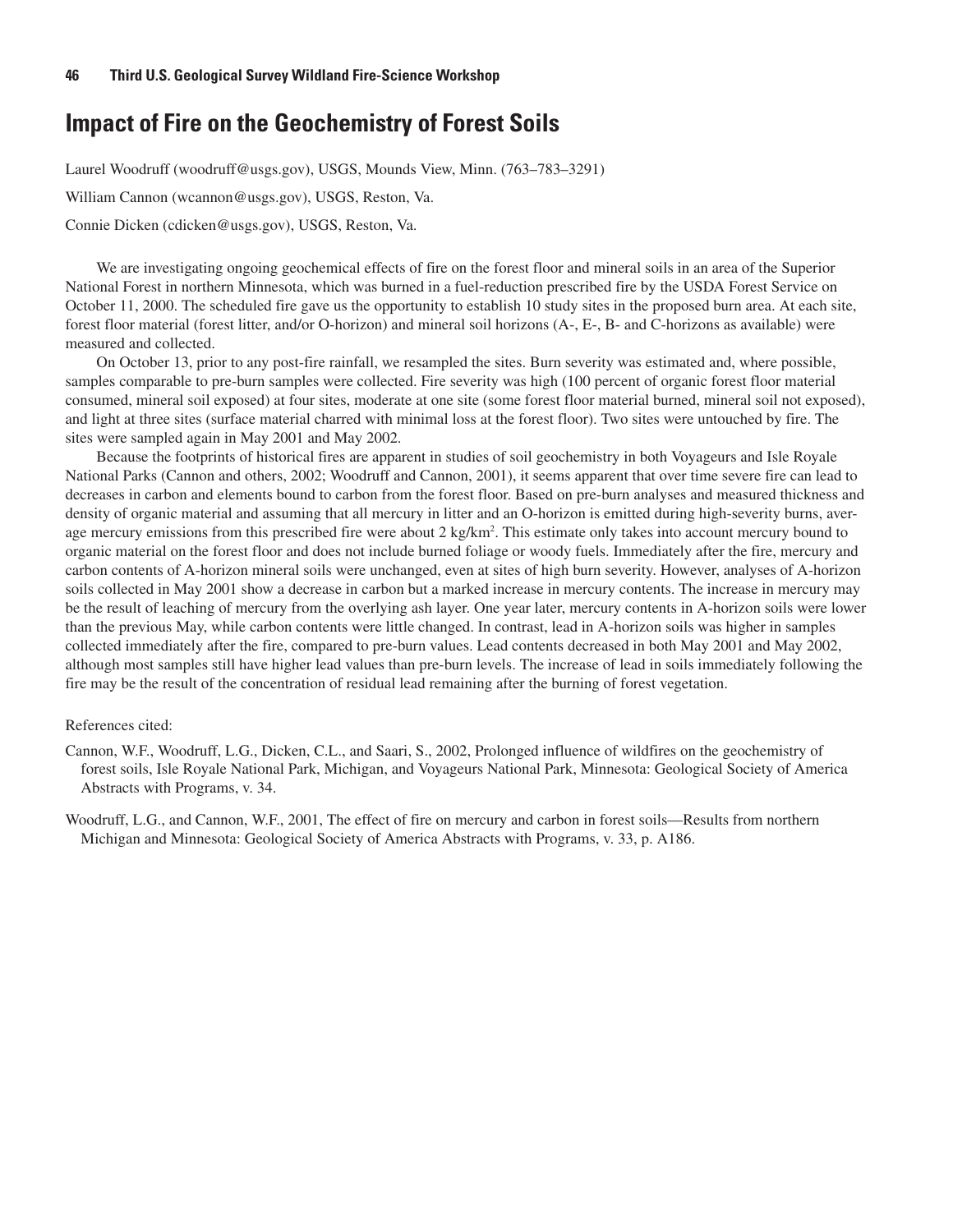# Impact of Fire on the Geochemistry of Forest Soils

Laurel Woodruff (woodruff@usgs.gov), USGS, Mounds View, Minn. (763–783–3291)

William Cannon (wcannon@usgs.gov), USGS, Reston, Va.

Connie Dicken (cdicken@usgs.gov), USGS, Reston, Va.

We are investigating ongoing geochemical effects of fire on the forest floor and mineral soils in an area of the Superior National Forest in northern Minnesota, which was burned in a fuel-reduction prescribed fire by the USDA Forest Service on October 11, 2000. The scheduled fire gave us the opportunity to establish 10 study sites in the proposed burn area. At each site, forest floor material (forest litter, and/or O-horizon) and mineral soil horizons (A-, E-, B- and C-horizons as available) were measured and collected.

On October 13, prior to any post-fire rainfall, we resampled the sites. Burn severity was estimated and, where possible, samples comparable to pre-burn samples were collected. Fire severity was high (100 percent of organic forest floor material consumed, mineral soil exposed) at four sites, moderate at one site (some forest floor material burned, mineral soil not exposed), and light at three sites (surface material charred with minimal loss at the forest floor). Two sites were untouched by fire. The sites were sampled again in May 2001 and May 2002.

Because the footprints of historical fires are apparent in studies of soil geochemistry in both Voyageurs and Isle Royale National Parks (Cannon and others, 2002; Woodruff and Cannon, 2001), it seems apparent that over time severe fire can lead to decreases in carbon and elements bound to carbon from the forest floor. Based on pre-burn analyses and measured thickness and density of organic material and assuming that all mercury in litter and an O-horizon is emitted during high-severity burns, average mercury emissions from this prescribed fire were about 2 $kg/km^2$. This estimate only takes into account mercury bound to organic material on the forest floor and does not include burned foliage or woody fuels. Immediately after the fire, mercury and carbon contents of A-horizon mineral soils were unchanged, even at sites of high burn severity. However, analyses of A-horizon soils collected in May 2001 show a decrease in carbon but a marked increase in mercury contents. The increase in mercury may be the result of leaching of mercury from the overlying ash layer. One year later, mercury contents in A-horizon soils were lower than the previous May, while carbon contents were little changed. In contrast, lead in A-horizon soils was higher in samples collected immediately after the fire, compared to pre-burn values. Lead contents decreased in both May 2001 and May 2002, although most samples still have higher lead values than pre-burn levels. The increase of lead in soils immediately following the fire may be the result of the concentration of residual lead remaining after the burning of forest vegetation.

References cited:

Cannon, W.F., Woodruff, L.G., Dicken, C.L., and Saari, S., 2002, Prolonged influence of wildfires on the geochemistry of forest soils, Isle Royale National Park, Michigan, and Voyageurs National Park, Minnesota: Geological Society of America Abstracts with Programs, v. 34.

Woodruff, L.G., and Cannon, W.F., 2001, The effect of fire on mercury and carbon in forest soils—Results from northern Michigan and Minnesota: Geological Society of America Abstracts with Programs, v. 33, p. A186.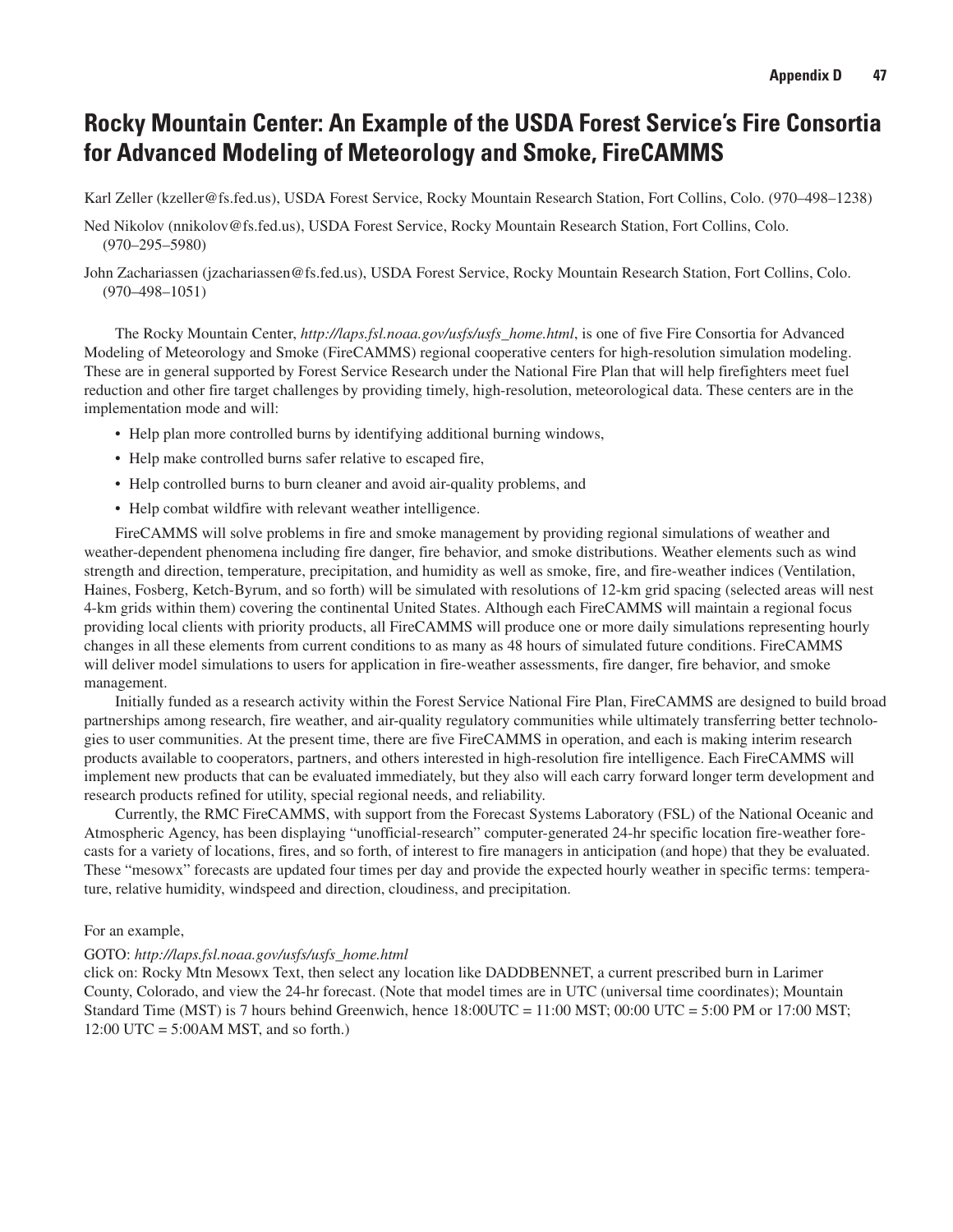# Rocky Mountain Center: An Example of the USDA Forest Service's Fire Consortia for Advanced Modeling of Meteorology and Smoke, FireCAMMS

Karl Zeller (kzeller@fs.fed.us), USDA Forest Service, Rocky Mountain Research Station, Fort Collins, Colo. (970–498–1238)

Ned Nikolov (nnikolov@fs.fed.us), USDA Forest Service, Rocky Mountain Research Station, Fort Collins, Colo. (970–295–5980)

John Zachariassen (jzachariassen@fs.fed.us), USDA Forest Service, Rocky Mountain Research Station, Fort Collins, Colo. (970–498–1051)

The Rocky Mountain Center, *http://laps.fsl.noaa.gov/usfs/usfs_home.html*, is one of five Fire Consortia for Advanced Modeling of Meteorology and Smoke (FireCAMMS) regional cooperative centers for high-resolution simulation modeling. These are in general supported by Forest Service Research under the National Fire Plan that will help firefighters meet fuel reduction and other fire target challenges by providing timely, high-resolution, meteorological data. These centers are in the implementation mode and will:

- Help plan more controlled burns by identifying additional burning windows,
- Help make controlled burns safer relative to escaped fire,
- Help controlled burns to burn cleaner and avoid air-quality problems, and
- Help combat wildfire with relevant weather intelligence.

FireCAMMS will solve problems in fire and smoke management by providing regional simulations of weather and weather-dependent phenomena including fire danger, fire behavior, and smoke distributions. Weather elements such as wind strength and direction, temperature, precipitation, and humidity as well as smoke, fire, and fire-weather indices (Ventilation, Haines, Fosberg, Ketch-Byrum, and so forth) will be simulated with resolutions of 12-km grid spacing (selected areas will nest 4-km grids within them) covering the continental United States. Although each FireCAMMS will maintain a regional focus providing local clients with priority products, all FireCAMMS will produce one or more daily simulations representing hourly changes in all these elements from current conditions to as many as 48 hours of simulated future conditions. FireCAMMS will deliver model simulations to users for application in fire-weather assessments, fire danger, fire behavior, and smoke management.

Initially funded as a research activity within the Forest Service National Fire Plan, FireCAMMS are designed to build broad partnerships among research, fire weather, and air-quality regulatory communities while ultimately transferring better technologies to user communities. At the present time, there are five FireCAMMS in operation, and each is making interim research products available to cooperators, partners, and others interested in high-resolution fire intelligence. Each FireCAMMS will implement new products that can be evaluated immediately, but they also will each carry forward longer term development and research products refined for utility, special regional needs, and reliability.

Currently, the RMC FireCAMMS, with support from the Forecast Systems Laboratory (FSL) of the National Oceanic and Atmospheric Agency, has been displaying "unofficial-research" computer-generated 24-hr specific location fire-weather forecasts for a variety of locations, fires, and so forth, of interest to fire managers in anticipation (and hope) that they be evaluated. These "mesowx" forecasts are updated four times per day and provide the expected hourly weather in specific terms: temperature, relative humidity, windspeed and direction, cloudiness, and precipitation.

For an example,

GOTO: *http://laps.fsl.noaa.gov/usfs/usfs_home.html*
click on: Rocky Mtn Mesowx Text, then select any location like DADDBENNET, a current prescribed burn in Larimer County, Colorado, and view the 24-hr forecast. (Note that model times are in UTC (universal time coordinates); Mountain Standard Time (MST) is 7 hours behind Greenwich, hence 18:00UTC = 11:00 MST; 00:00 UTC = 5:00 PM or 17:00 MST; 12:00 UTC = 5:00AM MST, and so forth.)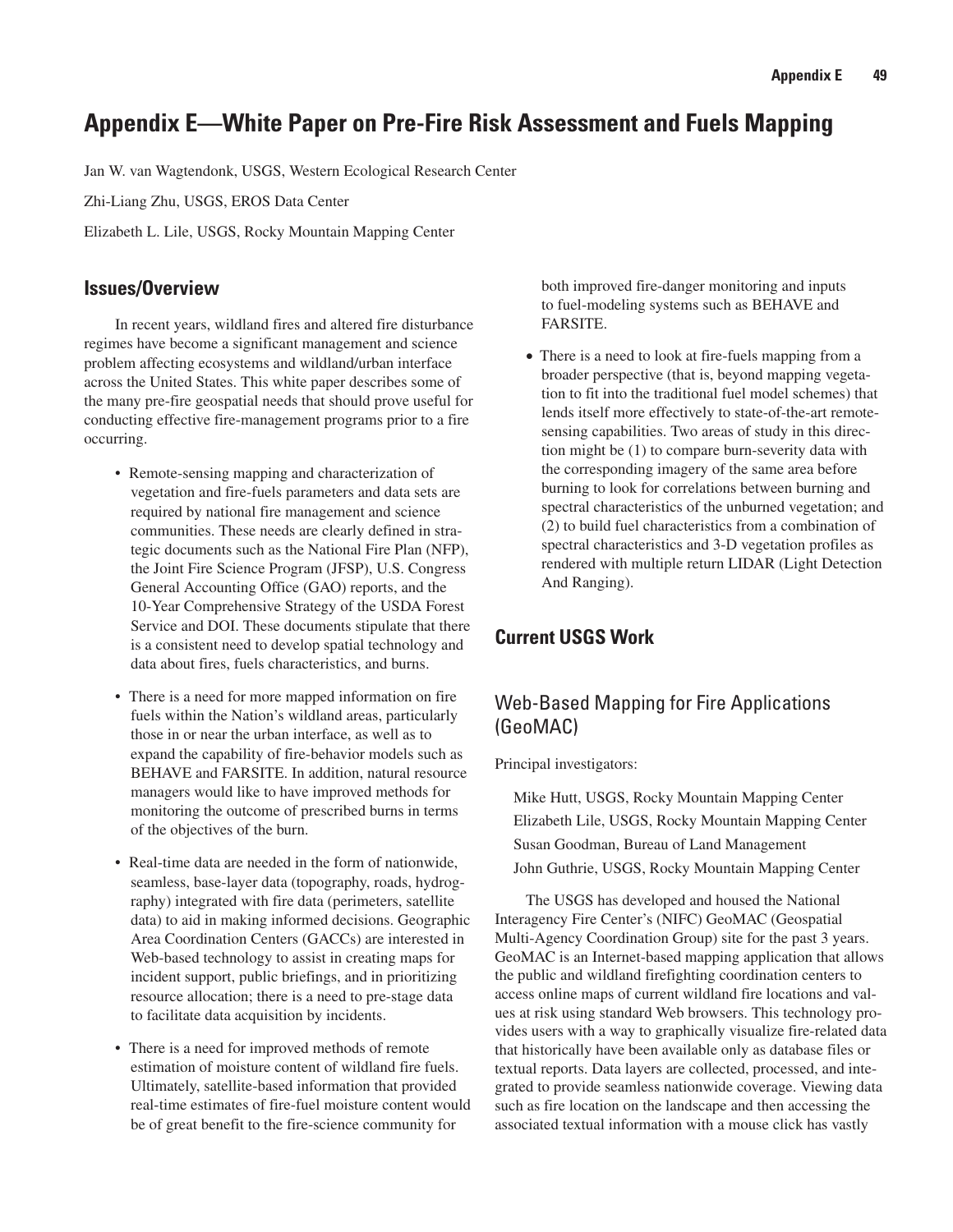# Appendix E—White Paper on Pre-Fire Risk Assessment and Fuels Mapping

Jan W. van Wagtendonk, USGS, Western Ecological Research Center

Zhi-Liang Zhu, USGS, EROS Data Center

Elizabeth L. Lile, USGS, Rocky Mountain Mapping Center

## Issues/Overview

In recent years, wildland fires and altered fire disturbance regimes have become a significant management and science problem affecting ecosystems and wildland/urban interface across the United States. This white paper describes some of the many pre-fire geospatial needs that should prove useful for conducting effective fire-management programs prior to a fire occurring.

- Remote-sensing mapping and characterization of vegetation and fire-fuels parameters and data sets are required by national fire management and science communities. These needs are clearly defined in strategic documents such as the National Fire Plan (NFP), the Joint Fire Science Program (JFSP), U.S. Congress General Accounting Office (GAO) reports, and the 10-Year Comprehensive Strategy of the USDA Forest Service and DOI. These documents stipulate that there is a consistent need to develop spatial technology and data about fires, fuels characteristics, and burns.
- There is a need for more mapped information on fire fuels within the Nation's wildland areas, particularly those in or near the urban interface, as well as to expand the capability of fire-behavior models such as BEHAVE and FARSITE. In addition, natural resource managers would like to have improved methods for monitoring the outcome of prescribed burns in terms of the objectives of the burn.
- Real-time data are needed in the form of nationwide, seamless, base-layer data (topography, roads, hydrography) integrated with fire data (perimeters, satellite data) to aid in making informed decisions. Geographic Area Coordination Centers (GACCs) are interested in Web-based technology to assist in creating maps for incident support, public briefings, and in prioritizing resource allocation; there is a need to pre-stage data to facilitate data acquisition by incidents.
- There is a need for improved methods of remote estimation of moisture content of wildland fire fuels. Ultimately, satellite-based information that provided real-time estimates of fire-fuel moisture content would be of great benefit to the fire-science community for both improved fire-danger monitoring and inputs to fuel-modeling systems such as BEHAVE and FARSITE.
- There is a need to look at fire-fuels mapping from a broader perspective (that is, beyond mapping vegetation to fit into the traditional fuel model schemes) that lends itself more effectively to state-of-the-art remote-sensing capabilities. Two areas of study in this direction might be (1) to compare burn-severity data with the corresponding imagery of the same area before burning to look for correlations between burning and spectral characteristics of the unburned vegetation; and (2) to build fuel characteristics from a combination of spectral characteristics and 3-D vegetation profiles as rendered with multiple return LIDAR (Light Detection And Ranging).

## Current USGS Work

### Web-Based Mapping for Fire Applications (GeoMAC)

Principal investigators:

Mike Hutt, USGS, Rocky Mountain Mapping Center
Elizabeth Lile, USGS, Rocky Mountain Mapping Center
Susan Goodman, Bureau of Land Management
John Guthrie, USGS, Rocky Mountain Mapping Center

The USGS has developed and housed the National Interagency Fire Center's (NIFC) GeoMAC (Geospatial Multi-Agency Coordination Group) site for the past 3 years. GeoMAC is an Internet-based mapping application that allows the public and wildland firefighting coordination centers to access online maps of current wildland fire locations and values at risk using standard Web browsers. This technology provides users with a way to graphically visualize fire-related data that historically have been available only as database files or textual reports. Data layers are collected, processed, and integrated to provide seamless nationwide coverage. Viewing data such as fire location on the landscape and then accessing the associated textual information with a mouse click has vastly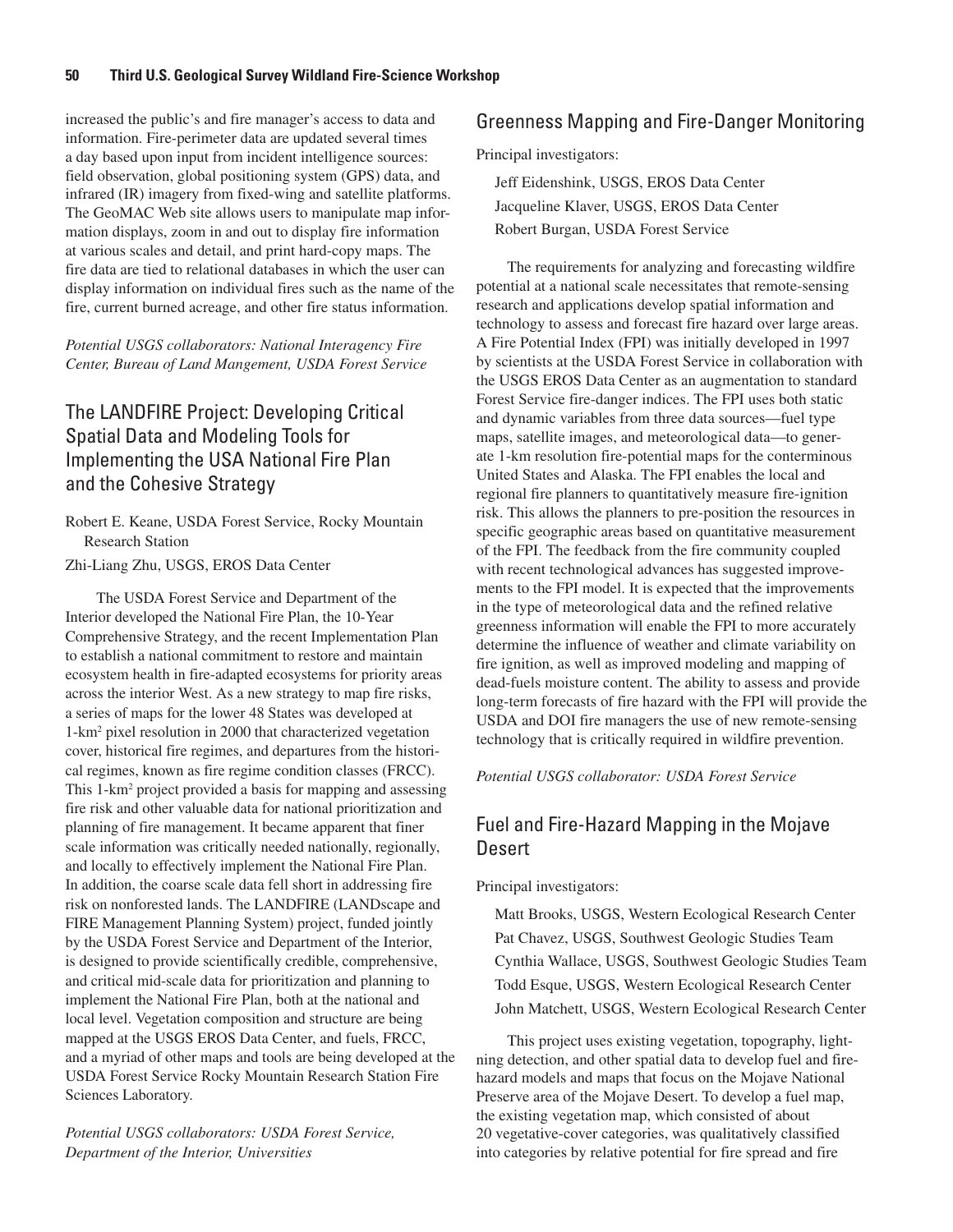increased the public's and fire manager's access to data and information. Fire-perimeter data are updated several times a day based upon input from incident intelligence sources: field observation, global positioning system (GPS) data, and infrared (IR) imagery from fixed-wing and satellite platforms. The GeoMAC Web site allows users to manipulate map information displays, zoom in and out to display fire information at various scales and detail, and print hard-copy maps. The fire data are tied to relational databases in which the user can display information on individual fires such as the name of the fire, current burned acreage, and other fire status information.

*Potential USGS collaborators: National Interagency Fire Center, Bureau of Land Mangement, USDA Forest Service*

## The LANDFIRE Project: Developing Critical Spatial Data and Modeling Tools for Implementing the USA National Fire Plan and the Cohesive Strategy

Robert E. Keane, USDA Forest Service, Rocky Mountain Research Station

Zhi-Liang Zhu, USGS, EROS Data Center

The USDA Forest Service and Department of the Interior developed the National Fire Plan, the 10-Year Comprehensive Strategy, and the recent Implementation Plan to establish a national commitment to restore and maintain ecosystem health in fire-adapted ecosystems for priority areas across the interior West. As a new strategy to map fire risks, a series of maps for the lower 48 States was developed at 1-km$^2$ pixel resolution in 2000 that characterized vegetation cover, historical fire regimes, and departures from the historical regimes, known as fire regime condition classes (FRCC). This 1-km$^2$ project provided a basis for mapping and assessing fire risk and other valuable data for national prioritization and planning of fire management. It became apparent that finer scale information was critically needed nationally, regionally, and locally to effectively implement the National Fire Plan. In addition, the coarse scale data fell short in addressing fire risk on nonforested lands. The LANDFIRE (LANDscape and FIRE Management Planning System) project, funded jointly by the USDA Forest Service and Department of the Interior, is designed to provide scientifically credible, comprehensive, and critical mid-scale data for prioritization and planning to implement the National Fire Plan, both at the national and local level. Vegetation composition and structure are being mapped at the USGS EROS Data Center, and fuels, FRCC, and a myriad of other maps and tools are being developed at the USDA Forest Service Rocky Mountain Research Station Fire Sciences Laboratory.

*Potential USGS collaborators: USDA Forest Service, Department of the Interior, Universities*

## Greenness Mapping and Fire-Danger Monitoring

Principal investigators:

Jeff Eidenshink, USGS, EROS Data Center
Jacqueline Klaver, USGS, EROS Data Center
Robert Burgan, USDA Forest Service

The requirements for analyzing and forecasting wildfire potential at a national scale necessitates that remote-sensing research and applications develop spatial information and technology to assess and forecast fire hazard over large areas. A Fire Potential Index (FPI) was initially developed in 1997 by scientists at the USDA Forest Service in collaboration with the USGS EROS Data Center as an augmentation to standard Forest Service fire-danger indices. The FPI uses both static and dynamic variables from three data sources—fuel type maps, satellite images, and meteorological data—to generate 1-km resolution fire-potential maps for the conterminous United States and Alaska. The FPI enables the local and regional fire planners to quantitatively measure fire-ignition risk. This allows the planners to pre-position the resources in specific geographic areas based on quantitative measurement of the FPI. The feedback from the fire community coupled with recent technological advances has suggested improvements to the FPI model. It is expected that the improvements in the type of meteorological data and the refined relative greenness information will enable the FPI to more accurately determine the influence of weather and climate variability on fire ignition, as well as improved modeling and mapping of dead-fuels moisture content. The ability to assess and provide long-term forecasts of fire hazard with the FPI will provide the USDA and DOI fire managers the use of new remote-sensing technology that is critically required in wildfire prevention.

*Potential USGS collaborator: USDA Forest Service*

## Fuel and Fire-Hazard Mapping in the Mojave Desert

Principal investigators:

Matt Brooks, USGS, Western Ecological Research Center
Pat Chavez, USGS, Southwest Geologic Studies Team
Cynthia Wallace, USGS, Southwest Geologic Studies Team
Todd Esque, USGS, Western Ecological Research Center
John Matchett, USGS, Western Ecological Research Center

This project uses existing vegetation, topography, lightning detection, and other spatial data to develop fuel and fire-hazard models and maps that focus on the Mojave National Preserve area of the Mojave Desert. To develop a fuel map, the existing vegetation map, which consisted of about 20 vegetative-cover categories, was qualitatively classified into categories by relative potential for fire spread and fire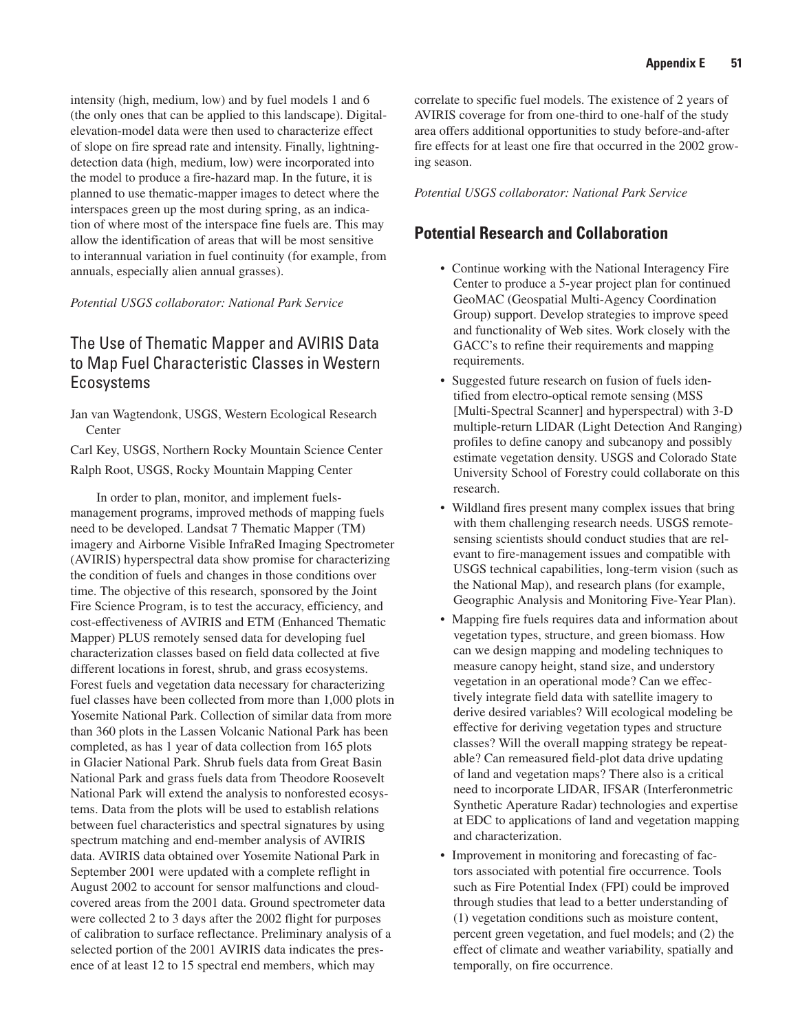intensity (high, medium, low) and by fuel models 1 and 6 (the only ones that can be applied to this landscape). Digital-elevation-model data were then used to characterize effect of slope on fire spread rate and intensity. Finally, lightning-detection data (high, medium, low) were incorporated into the model to produce a fire-hazard map. In the future, it is planned to use thematic-mapper images to detect where the interspaces green up the most during spring, as an indication of where most of the interspace fine fuels are. This may allow the identification of areas that will be most sensitive to interannual variation in fuel continuity (for example, from annuals, especially alien annual grasses).

*Potential USGS collaborator: National Park Service*

### The Use of Thematic Mapper and AVIRIS Data to Map Fuel Characteristic Classes in Western Ecosystems

Jan van Wagtendonk, USGS, Western Ecological Research Center

Carl Key, USGS, Northern Rocky Mountain Science Center

Ralph Root, USGS, Rocky Mountain Mapping Center

In order to plan, monitor, and implement fuels-management programs, improved methods of mapping fuels need to be developed. Landsat 7 Thematic Mapper (TM) imagery and Airborne Visible InfraRed Imaging Spectrometer (AVIRIS) hyperspectral data show promise for characterizing the condition of fuels and changes in those conditions over time. The objective of this research, sponsored by the Joint Fire Science Program, is to test the accuracy, efficiency, and cost-effectiveness of AVIRIS and ETM (Enhanced Thematic Mapper) PLUS remotely sensed data for developing fuel characterization classes based on field data collected at five different locations in forest, shrub, and grass ecosystems. Forest fuels and vegetation data necessary for characterizing fuel classes have been collected from more than 1,000 plots in Yosemite National Park. Collection of similar data from more than 360 plots in the Lassen Volcanic National Park has been completed, as has 1 year of data collection from 165 plots in Glacier National Park. Shrub fuels data from Great Basin National Park and grass fuels data from Theodore Roosevelt National Park will extend the analysis to nonforested ecosystems. Data from the plots will be used to establish relations between fuel characteristics and spectral signatures by using spectrum matching and end-member analysis of AVIRIS data. AVIRIS data obtained over Yosemite National Park in September 2001 were updated with a complete reflight in August 2002 to account for sensor malfunctions and cloud-covered areas from the 2001 data. Ground spectrometer data were collected 2 to 3 days after the 2002 flight for purposes of calibration to surface reflectance. Preliminary analysis of a selected portion of the 2001 AVIRIS data indicates the presence of at least 12 to 15 spectral end members, which may correlate to specific fuel models. The existence of 2 years of AVIRIS coverage for from one-third to one-half of the study area offers additional opportunities to study before-and-after fire effects for at least one fire that occurred in the 2002 growing season.

*Potential USGS collaborator: National Park Service*

## Potential Research and Collaboration

- Continue working with the National Interagency Fire Center to produce a 5-year project plan for continued GeoMAC (Geospatial Multi-Agency Coordination Group) support. Develop strategies to improve speed and functionality of Web sites. Work closely with the GACC's to refine their requirements and mapping requirements.
- Suggested future research on fusion of fuels identified from electro-optical remote sensing (MSS [Multi-Spectral Scanner] and hyperspectral) with 3-D multiple-return LIDAR (Light Detection And Ranging) profiles to define canopy and subcanopy and possibly estimate vegetation density. USGS and Colorado State University School of Forestry could collaborate on this research.
- Wildland fires present many complex issues that bring with them challenging research needs. USGS remote-sensing scientists should conduct studies that are relevant to fire-management issues and compatible with USGS technical capabilities, long-term vision (such as the National Map), and research plans (for example, Geographic Analysis and Monitoring Five-Year Plan).
- Mapping fire fuels requires data and information about vegetation types, structure, and green biomass. How can we design mapping and modeling techniques to measure canopy height, stand size, and understory vegetation in an operational mode? Can we effectively integrate field data with satellite imagery to derive desired variables? Will ecological modeling be effective for deriving vegetation types and structure classes? Will the overall mapping strategy be repeatable? Can remeasured field-plot data drive updating of land and vegetation maps? There also is a critical need to incorporate LIDAR, IFSAR (Interferonmetric Synthetic Aperature Radar) technologies and expertise at EDC to applications of land and vegetation mapping and characterization.
- Improvement in monitoring and forecasting of factors associated with potential fire occurrence. Tools such as Fire Potential Index (FPI) could be improved through studies that lead to a better understanding of (1) vegetation conditions such as moisture content, percent green vegetation, and fuel models; and (2) the effect of climate and weather variability, spatially and temporally, on fire occurrence.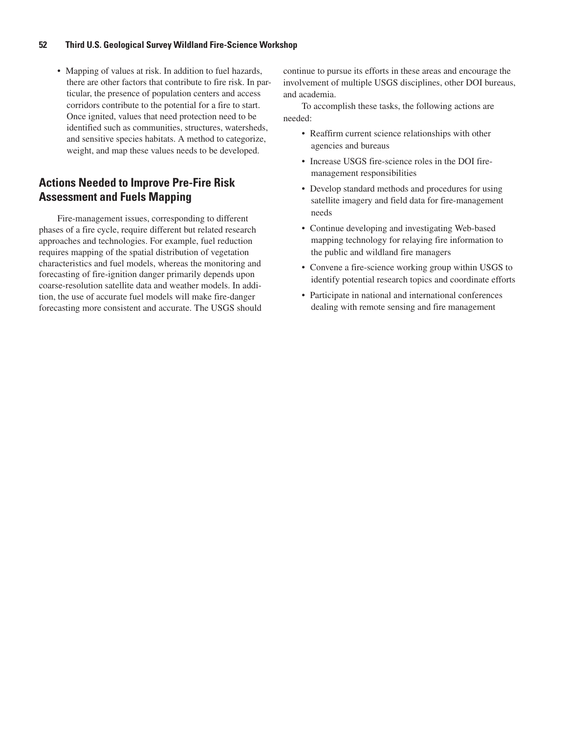- Mapping of values at risk. In addition to fuel hazards, there are other factors that contribute to fire risk. In particular, the presence of population centers and access corridors contribute to the potential for a fire to start. Once ignited, values that need protection need to be identified such as communities, structures, watersheds, and sensitive species habitats. A method to categorize, weight, and map these values needs to be developed.

## Actions Needed to Improve Pre-Fire Risk Assessment and Fuels Mapping

Fire-management issues, corresponding to different phases of a fire cycle, require different but related research approaches and technologies. For example, fuel reduction requires mapping of the spatial distribution of vegetation characteristics and fuel models, whereas the monitoring and forecasting of fire-ignition danger primarily depends upon coarse-resolution satellite data and weather models. In addition, the use of accurate fuel models will make fire-danger forecasting more consistent and accurate. The USGS should continue to pursue its efforts in these areas and encourage the involvement of multiple USGS disciplines, other DOI bureaus, and academia.

To accomplish these tasks, the following actions are needed:

- Reaffirm current science relationships with other agencies and bureaus
- Increase USGS fire-science roles in the DOI fire-management responsibilities
- Develop standard methods and procedures for using satellite imagery and field data for fire-management needs
- Continue developing and investigating Web-based mapping technology for relaying fire information to the public and wildland fire managers
- Convene a fire-science working group within USGS to identify potential research topics and coordinate efforts
- Participate in national and international conferences dealing with remote sensing and fire management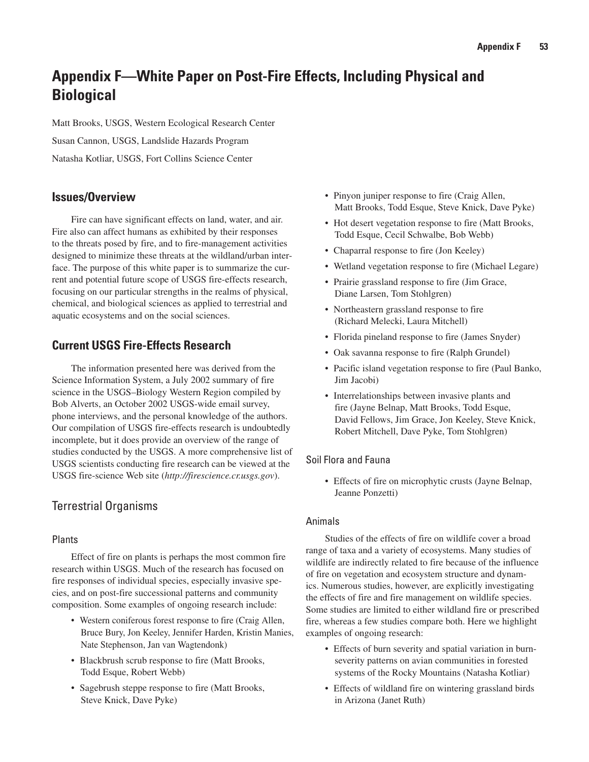# Appendix F—White Paper on Post-Fire Effects, Including Physical and Biological

Matt Brooks, USGS, Western Ecological Research Center

Susan Cannon, USGS, Landslide Hazards Program

Natasha Kotliar, USGS, Fort Collins Science Center

## Issues/Overview

Fire can have significant effects on land, water, and air. Fire also can affect humans as exhibited by their responses to the threats posed by fire, and to fire-management activities designed to minimize these threats at the wildland/urban interface. The purpose of this white paper is to summarize the current and potential future scope of USGS fire-effects research, focusing on our particular strengths in the realms of physical, chemical, and biological sciences as applied to terrestrial and aquatic ecosystems and on the social sciences.

## Current USGS Fire-Effects Research

The information presented here was derived from the Science Information System, a July 2002 summary of fire science in the USGS–Biology Western Region compiled by Bob Alverts, an October 2002 USGS-wide email survey, phone interviews, and the personal knowledge of the authors. Our compilation of USGS fire-effects research is undoubtedly incomplete, but it does provide an overview of the range of studies conducted by the USGS. A more comprehensive list of USGS scientists conducting fire research can be viewed at the USGS fire-science Web site (*http://firescience.cr.usgs.gov*).

### Terrestrial Organisms

#### Plants

Effect of fire on plants is perhaps the most common fire research within USGS. Much of the research has focused on fire responses of individual species, especially invasive species, and on post-fire successional patterns and community composition. Some examples of ongoing research include:

- Western coniferous forest response to fire (Craig Allen, Bruce Bury, Jon Keeley, Jennifer Harden, Kristin Manies, Nate Stephenson, Jan van Wagtendonk)
- Blackbrush scrub response to fire (Matt Brooks, Todd Esque, Robert Webb)
- Sagebrush steppe response to fire (Matt Brooks, Steve Knick, Dave Pyke)
- Pinyon juniper response to fire (Craig Allen, Matt Brooks, Todd Esque, Steve Knick, Dave Pyke)
- Hot desert vegetation response to fire (Matt Brooks, Todd Esque, Cecil Schwalbe, Bob Webb)
- Chaparral response to fire (Jon Keeley)
- Wetland vegetation response to fire (Michael Legare)
- Prairie grassland response to fire (Jim Grace, Diane Larsen, Tom Stohlgren)
- Northeastern grassland response to fire (Richard Melecki, Laura Mitchell)
- Florida pineland response to fire (James Snyder)
- Oak savanna response to fire (Ralph Grundel)
- Pacific island vegetation response to fire (Paul Banko, Jim Jacobi)
- Interrelationships between invasive plants and fire (Jayne Belnap, Matt Brooks, Todd Esque, David Fellows, Jim Grace, Jon Keeley, Steve Knick, Robert Mitchell, Dave Pyke, Tom Stohlgren)

#### Soil Flora and Fauna

- Effects of fire on microphytic crusts (Jayne Belnap, Jeanne Ponzetti)

#### Animals

Studies of the effects of fire on wildlife cover a broad range of taxa and a variety of ecosystems. Many studies of wildlife are indirectly related to fire because of the influence of fire on vegetation and ecosystem structure and dynamics. Numerous studies, however, are explicitly investigating the effects of fire and fire management on wildlife species. Some studies are limited to either wildland fire or prescribed fire, whereas a few studies compare both. Here we highlight examples of ongoing research:

- Effects of burn severity and spatial variation in burn-severity patterns on avian communities in forested systems of the Rocky Mountains (Natasha Kotliar)
- Effects of wildland fire on wintering grassland birds in Arizona (Janet Ruth)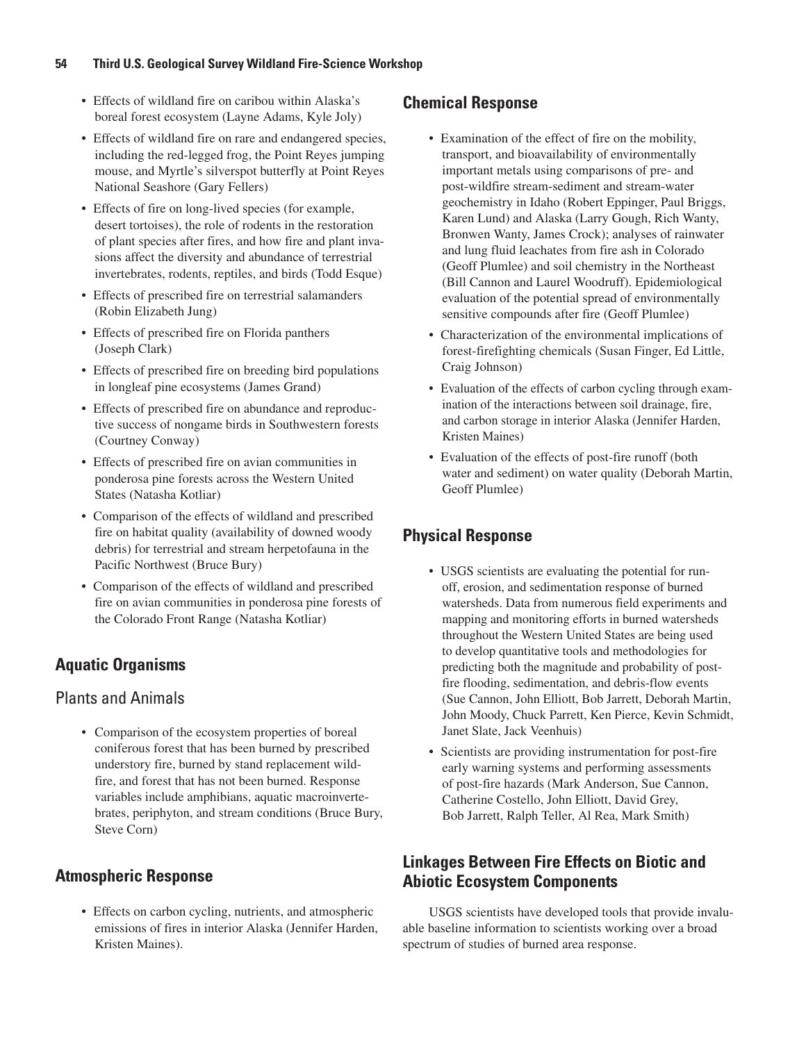- Effects of wildland fire on caribou within Alaska's boreal forest ecosystem (Layne Adams, Kyle Joly)
- Effects of wildland fire on rare and endangered species, including the red-legged frog, the Point Reyes jumping mouse, and Myrtle's silverspot butterfly at Point Reyes National Seashore (Gary Fellers)
- Effects of fire on long-lived species (for example, desert tortoises), the role of rodents in the restoration of plant species after fires, and how fire and plant invasions affect the diversity and abundance of terrestrial invertebrates, rodents, reptiles, and birds (Todd Esque)
- Effects of prescribed fire on terrestrial salamanders (Robin Elizabeth Jung)
- Effects of prescribed fire on Florida panthers (Joseph Clark)
- Effects of prescribed fire on breeding bird populations in longleaf pine ecosystems (James Grand)
- Effects of prescribed fire on abundance and reproductive success of nongame birds in Southwestern forests (Courtney Conway)
- Effects of prescribed fire on avian communities in ponderosa pine forests across the Western United States (Natasha Kotliar)
- Comparison of the effects of wildland and prescribed fire on habitat quality (availability of downed woody debris) for terrestrial and stream herpetofauna in the Pacific Northwest (Bruce Bury)
- Comparison of the effects of wildland and prescribed fire on avian communities in ponderosa pine forests of the Colorado Front Range (Natasha Kotliar)

## Aquatic Organisms

### Plants and Animals

- Comparison of the ecosystem properties of boreal coniferous forest that has been burned by prescribed understory fire, burned by stand replacement wildfire, and forest that has not been burned. Response variables include amphibians, aquatic macroinvertebrates, periphyton, and stream conditions (Bruce Bury, Steve Corn)

## Atmospheric Response

- Effects on carbon cycling, nutrients, and atmospheric emissions of fires in interior Alaska (Jennifer Harden, Kristen Maines).

## Chemical Response

- Examination of the effect of fire on the mobility, transport, and bioavailability of environmentally important metals using comparisons of pre- and post-wildfire stream-sediment and stream-water geochemistry in Idaho (Robert Eppinger, Paul Briggs, Karen Lund) and Alaska (Larry Gough, Rich Wanty, Bronwen Wanty, James Crock); analyses of rainwater and lung fluid leachates from fire ash in Colorado (Geoff Plumlee) and soil chemistry in the Northeast (Bill Cannon and Laurel Woodruff). Epidemiological evaluation of the potential spread of environmentally sensitive compounds after fire (Geoff Plumlee)
- Characterization of the environmental implications of forest-firefighting chemicals (Susan Finger, Ed Little, Craig Johnson)
- Evaluation of the effects of carbon cycling through examination of the interactions between soil drainage, fire, and carbon storage in interior Alaska (Jennifer Harden, Kristen Maines)
- Evaluation of the effects of post-fire runoff (both water and sediment) on water quality (Deborah Martin, Geoff Plumlee)

## Physical Response

- USGS scientists are evaluating the potential for runoff, erosion, and sedimentation response of burned watersheds. Data from numerous field experiments and mapping and monitoring efforts in burned watersheds throughout the Western United States are being used to develop quantitative tools and methodologies for predicting both the magnitude and probability of post-fire flooding, sedimentation, and debris-flow events (Sue Cannon, John Elliott, Bob Jarrett, Deborah Martin, John Moody, Chuck Parrett, Ken Pierce, Kevin Schmidt, Janet Slate, Jack Veenhuis)
- Scientists are providing instrumentation for post-fire early warning systems and performing assessments of post-fire hazards (Mark Anderson, Sue Cannon, Catherine Costello, John Elliott, David Grey, Bob Jarrett, Ralph Teller, Al Rea, Mark Smith)

## Linkages Between Fire Effects on Biotic and Abiotic Ecosystem Components

USGS scientists have developed tools that provide invaluable baseline information to scientists working over a broad spectrum of studies of burned area response.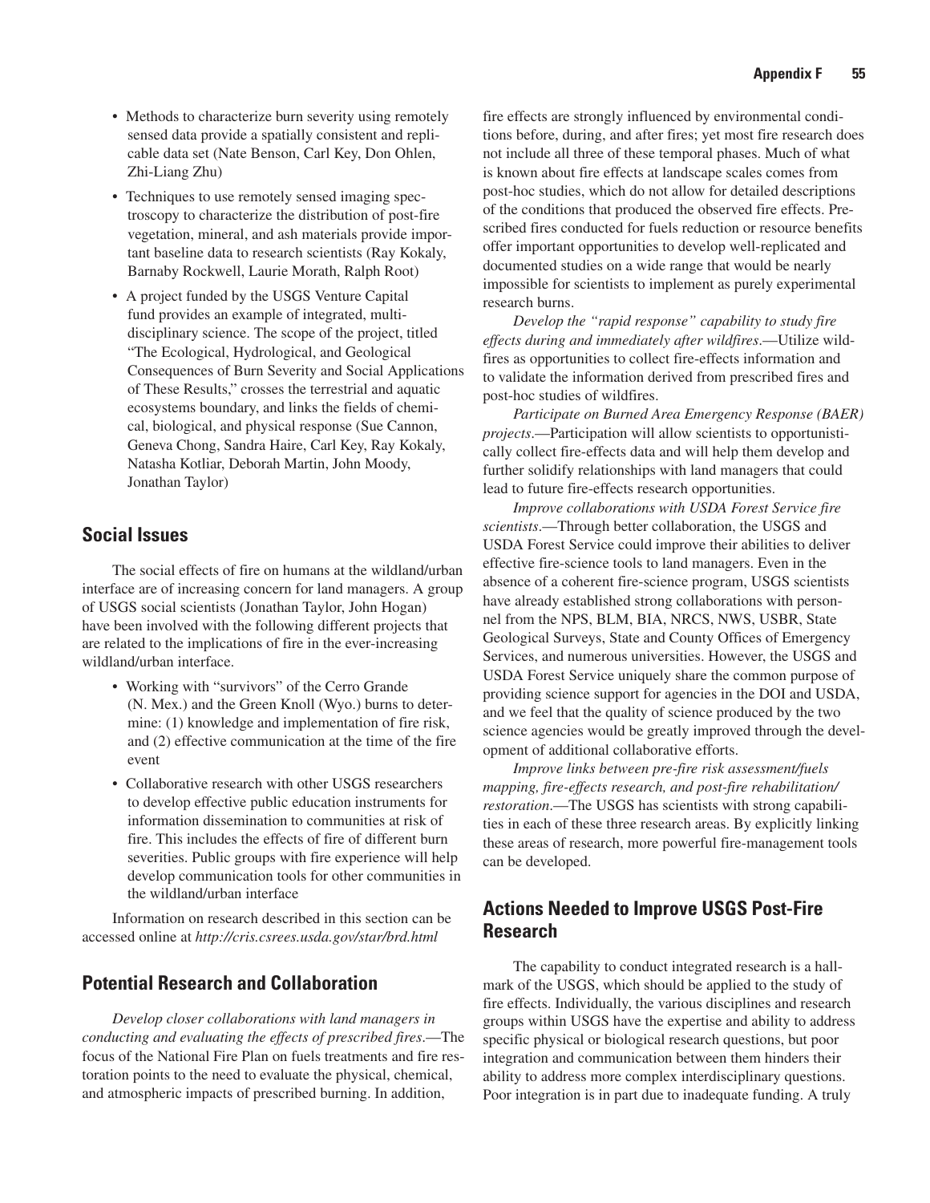- Methods to characterize burn severity using remotely sensed data provide a spatially consistent and replicable data set (Nate Benson, Carl Key, Don Ohlen, Zhi-Liang Zhu)
- Techniques to use remotely sensed imaging spectroscopy to characterize the distribution of post-fire vegetation, mineral, and ash materials provide important baseline data to research scientists (Ray Kokaly, Barnaby Rockwell, Laurie Morath, Ralph Root)
- A project funded by the USGS Venture Capital fund provides an example of integrated, multidisciplinary science. The scope of the project, titled "The Ecological, Hydrological, and Geological Consequences of Burn Severity and Social Applications of These Results," crosses the terrestrial and aquatic ecosystems boundary, and links the fields of chemical, biological, and physical response (Sue Cannon, Geneva Chong, Sandra Haire, Carl Key, Ray Kokaly, Natasha Kotliar, Deborah Martin, John Moody, Jonathan Taylor)

## Social Issues

The social effects of fire on humans at the wildland/urban interface are of increasing concern for land managers. A group of USGS social scientists (Jonathan Taylor, John Hogan) have been involved with the following different projects that are related to the implications of fire in the ever-increasing wildland/urban interface.

- Working with "survivors" of the Cerro Grande (N. Mex.) and the Green Knoll (Wyo.) burns to determine: (1) knowledge and implementation of fire risk, and (2) effective communication at the time of the fire event
- Collaborative research with other USGS researchers to develop effective public education instruments for information dissemination to communities at risk of fire. This includes the effects of fire of different burn severities. Public groups with fire experience will help develop communication tools for other communities in the wildland/urban interface

Information on research described in this section can be accessed online at *http://cris.csrees.usda.gov/star/brd.html*

## Potential Research and Collaboration

*Develop closer collaborations with land managers in conducting and evaluating the effects of prescribed fires*.—The focus of the National Fire Plan on fuels treatments and fire restoration points to the need to evaluate the physical, chemical, and atmospheric impacts of prescribed burning. In addition, fire effects are strongly influenced by environmental conditions before, during, and after fires; yet most fire research does not include all three of these temporal phases. Much of what is known about fire effects at landscape scales comes from post-hoc studies, which do not allow for detailed descriptions of the conditions that produced the observed fire effects. Prescribed fires conducted for fuels reduction or resource benefits offer important opportunities to develop well-replicated and documented studies on a wide range that would be nearly impossible for scientists to implement as purely experimental research burns.

*Develop the "rapid response" capability to study fire effects during and immediately after wildfires*.—Utilize wildfires as opportunities to collect fire-effects information and to validate the information derived from prescribed fires and post-hoc studies of wildfires.

*Participate on Burned Area Emergency Response (BAER) projects*.—Participation will allow scientists to opportunistically collect fire-effects data and will help them develop and further solidify relationships with land managers that could lead to future fire-effects research opportunities.

*Improve collaborations with USDA Forest Service fire scientists*.—Through better collaboration, the USGS and USDA Forest Service could improve their abilities to deliver effective fire-science tools to land managers. Even in the absence of a coherent fire-science program, USGS scientists have already established strong collaborations with personnel from the NPS, BLM, BIA, NRCS, NWS, USBR, State Geological Surveys, State and County Offices of Emergency Services, and numerous universities. However, the USGS and USDA Forest Service uniquely share the common purpose of providing science support for agencies in the DOI and USDA, and we feel that the quality of science produced by the two science agencies would be greatly improved through the development of additional collaborative efforts.

*Improve links between pre-fire risk assessment/fuels mapping, fire-effects research, and post-fire rehabilitation/restoration*.—The USGS has scientists with strong capabilities in each of these three research areas. By explicitly linking these areas of research, more powerful fire-management tools can be developed.

## Actions Needed to Improve USGS Post-Fire Research

The capability to conduct integrated research is a hallmark of the USGS, which should be applied to the study of fire effects. Individually, the various disciplines and research groups within USGS have the expertise and ability to address specific physical or biological research questions, but poor integration and communication between them hinders their ability to address more complex interdisciplinary questions. Poor integration is in part due to inadequate funding. A truly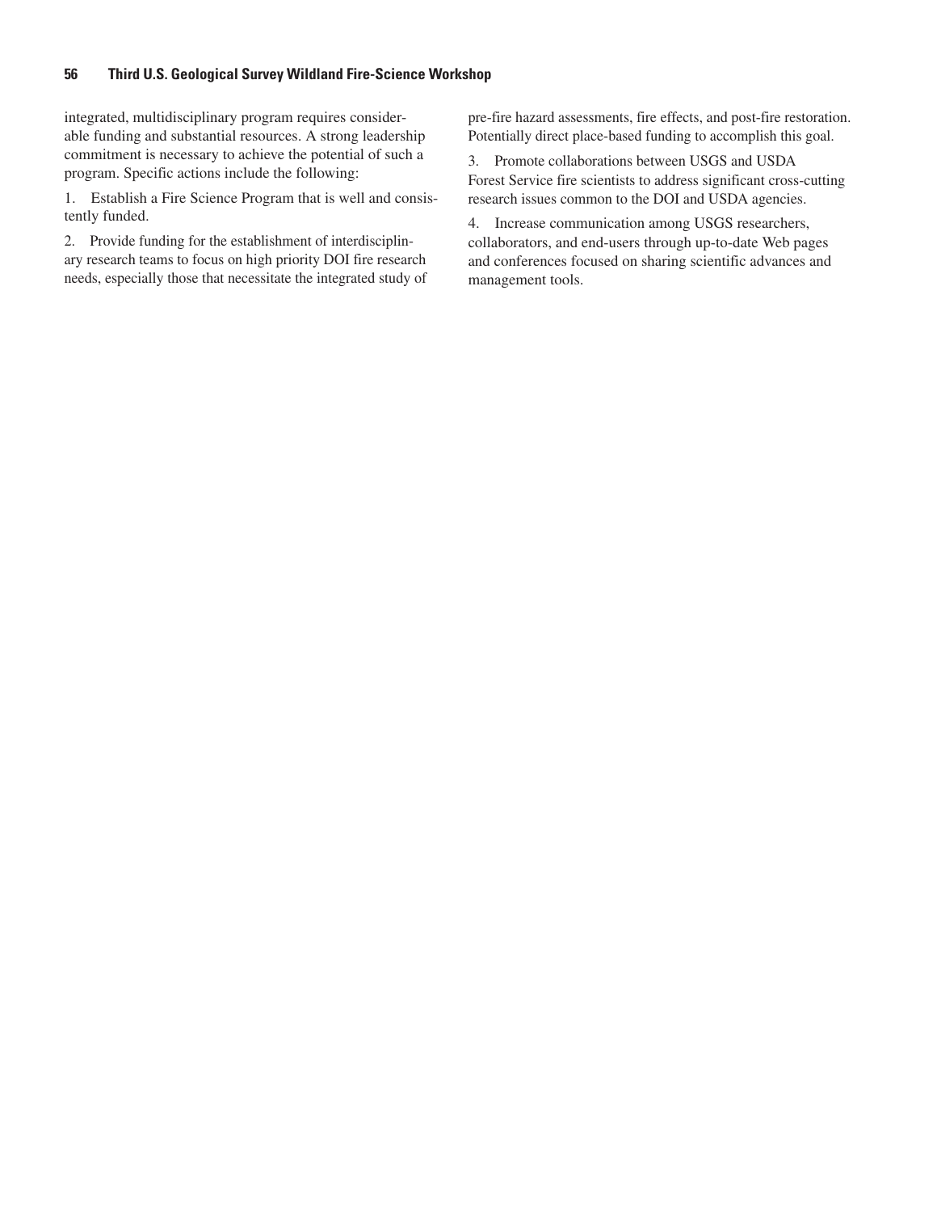integrated, multidisciplinary program requires considerable funding and substantial resources. A strong leadership commitment is necessary to achieve the potential of such a program. Specific actions include the following:

1. Establish a Fire Science Program that is well and consistently funded.

2. Provide funding for the establishment of interdisciplinary research teams to focus on high priority DOI fire research needs, especially those that necessitate the integrated study of pre-fire hazard assessments, fire effects, and post-fire restoration. Potentially direct place-based funding to accomplish this goal.

3. Promote collaborations between USGS and USDA Forest Service fire scientists to address significant cross-cutting research issues common to the DOI and USDA agencies.

4. Increase communication among USGS researchers, collaborators, and end-users through up-to-date Web pages and conferences focused on sharing scientific advances and management tools.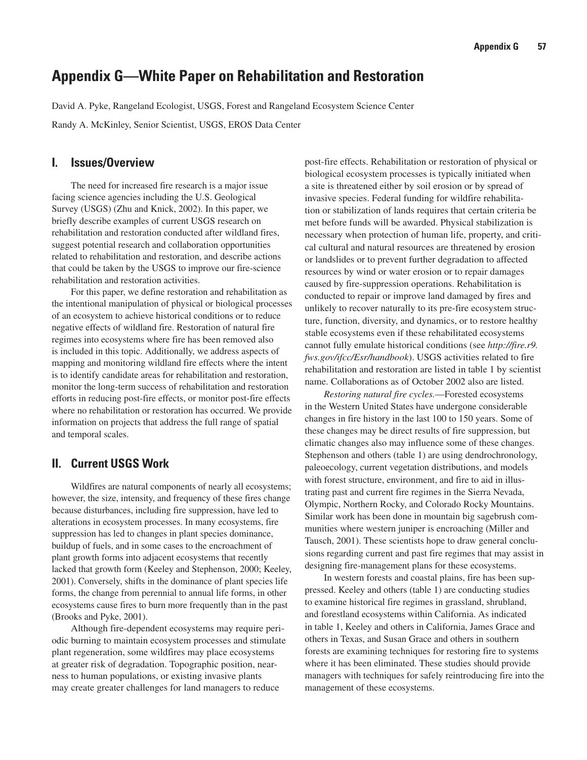# Appendix G—White Paper on Rehabilitation and Restoration

David A. Pyke, Rangeland Ecologist, USGS, Forest and Rangeland Ecosystem Science Center

Randy A. McKinley, Senior Scientist, USGS, EROS Data Center

## I. Issues/Overview

The need for increased fire research is a major issue facing science agencies including the U.S. Geological Survey (USGS) (Zhu and Knick, 2002). In this paper, we briefly describe examples of current USGS research on rehabilitation and restoration conducted after wildland fires, suggest potential research and collaboration opportunities related to rehabilitation and restoration, and describe actions that could be taken by the USGS to improve our fire-science rehabilitation and restoration activities.

For this paper, we define restoration and rehabilitation as the intentional manipulation of physical or biological processes of an ecosystem to achieve historical conditions or to reduce negative effects of wildland fire. Restoration of natural fire regimes into ecosystems where fire has been removed also is included in this topic. Additionally, we address aspects of mapping and monitoring wildland fire effects where the intent is to identify candidate areas for rehabilitation and restoration, monitor the long-term success of rehabilitation and restoration efforts in reducing post-fire effects, or monitor post-fire effects where no rehabilitation or restoration has occurred. We provide information on projects that address the full range of spatial and temporal scales.

## II. Current USGS Work

Wildfires are natural components of nearly all ecosystems; however, the size, intensity, and frequency of these fires change because disturbances, including fire suppression, have led to alterations in ecosystem processes. In many ecosystems, fire suppression has led to changes in plant species dominance, buildup of fuels, and in some cases to the encroachment of plant growth forms into adjacent ecosystems that recently lacked that growth form (Keeley and Stephenson, 2000; Keeley, 2001). Conversely, shifts in the dominance of plant species life forms, the change from perennial to annual life forms, in other ecosystems cause fires to burn more frequently than in the past (Brooks and Pyke, 2001).

Although fire-dependent ecosystems may require periodic burning to maintain ecosystem processes and stimulate plant regeneration, some wildfires may place ecosystems at greater risk of degradation. Topographic position, nearness to human populations, or existing invasive plants may create greater challenges for land managers to reduce post-fire effects. Rehabilitation or restoration of physical or biological ecosystem processes is typically initiated when a site is threatened either by soil erosion or by spread of invasive species. Federal funding for wildfire rehabilitation or stabilization of lands requires that certain criteria be met before funds will be awarded. Physical stabilization is necessary when protection of human life, property, and critical cultural and natural resources are threatened by erosion or landslides or to prevent further degradation to affected resources by wind or water erosion or to repair damages caused by fire-suppression operations. Rehabilitation is conducted to repair or improve land damaged by fires and unlikely to recover naturally to its pre-fire ecosystem structure, function, diversity, and dynamics, or to restore healthy stable ecosystems even if these rehabilitated ecosystems cannot fully emulate historical conditions (see *http://fire.r9.fws.gov/ifcc/Esr/handbook*). USGS activities related to fire rehabilitation and restoration are listed in table 1 by scientist name. Collaborations as of October 2002 also are listed.

*Restoring natural fire cycles.*—Forested ecosystems in the Western United States have undergone considerable changes in fire history in the last 100 to 150 years. Some of these changes may be direct results of fire suppression, but climatic changes also may influence some of these changes. Stephenson and others (table 1) are using dendrochronology, paleoecology, current vegetation distributions, and models with forest structure, environment, and fire to aid in illustrating past and current fire regimes in the Sierra Nevada, Olympic, Northern Rocky, and Colorado Rocky Mountains. Similar work has been done in mountain big sagebrush communities where western juniper is encroaching (Miller and Tausch, 2001). These scientists hope to draw general conclusions regarding current and past fire regimes that may assist in designing fire-management plans for these ecosystems.

In western forests and coastal plains, fire has been suppressed. Keeley and others (table 1) are conducting studies to examine historical fire regimes in grassland, shrubland, and forestland ecosystems within California. As indicated in table 1, Keeley and others in California, James Grace and others in Texas, and Susan Grace and others in southern forests are examining techniques for restoring fire to systems where it has been eliminated. These studies should provide managers with techniques for safely reintroducing fire into the management of these ecosystems.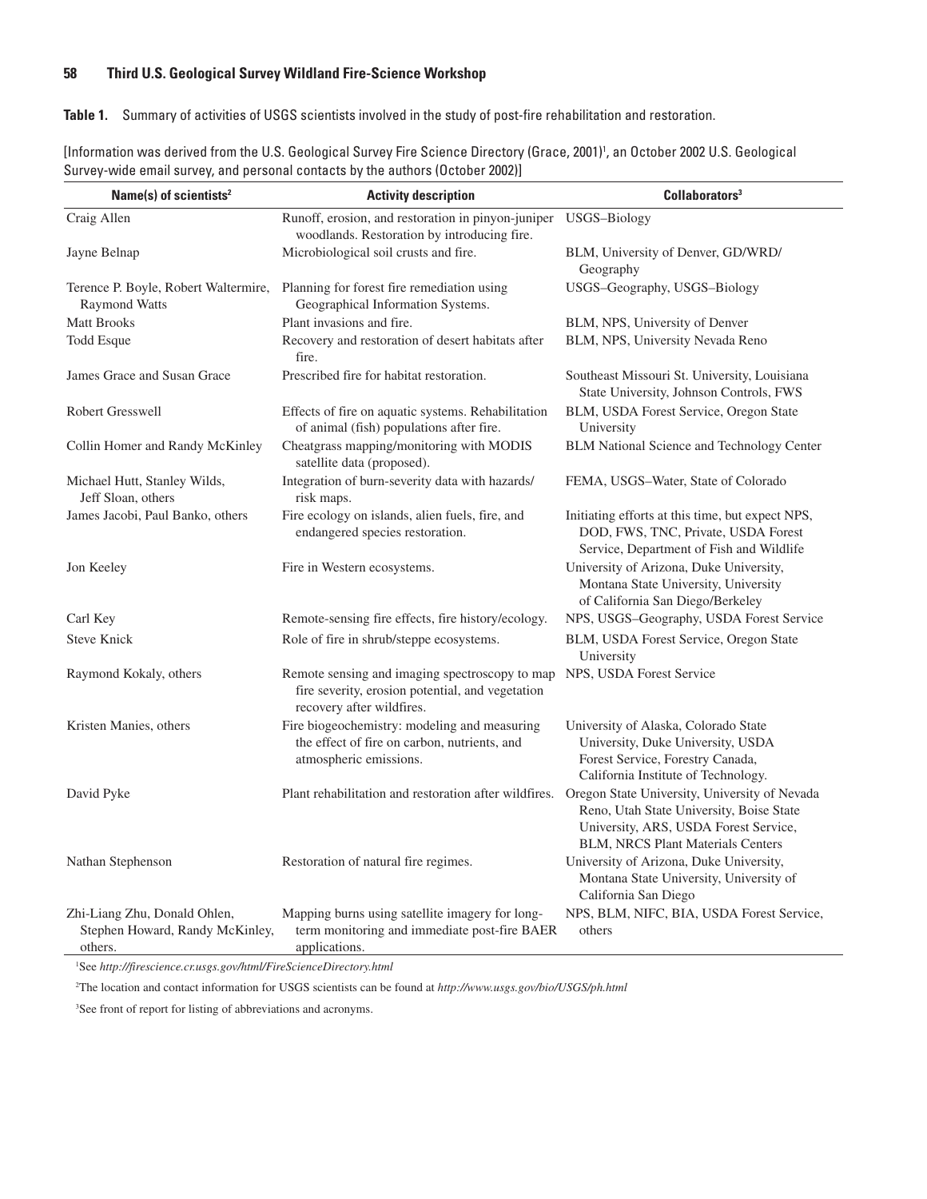**Table 1.** Summary of activities of USGS scientists involved in the study of post-fire rehabilitation and restoration.

[Information was derived from the U.S. Geological Survey Fire Science Directory (Grace, 2001)[1], an October 2002 U.S. Geological Survey-wide email survey, and personal contacts by the authors (October 2002)]

| Name(s) of scientists[2] | Activity description | Collaborators[3] |
|---|---|---|
| Craig Allen | Runoff, erosion, and restoration in pinyon-juniper woodlands. Restoration by introducing fire. | USGS–Biology |
| Jayne Belnap | Microbiological soil crusts and fire. | BLM, University of Denver, GD/WRD/ Geography |
| Terence P. Boyle, Robert Waltermire, Raymond Watts | Planning for forest fire remediation using Geographical Information Systems. | USGS–Geography, USGS–Biology |
| Matt Brooks | Plant invasions and fire. | BLM, NPS, University of Denver |
| Todd Esque | Recovery and restoration of desert habitats after fire. | BLM, NPS, University Nevada Reno |
| James Grace and Susan Grace | Prescribed fire for habitat restoration. | Southeast Missouri St. University, Louisiana State University, Johnson Controls, FWS |
| Robert Gresswell | Effects of fire on aquatic systems. Rehabilitation of animal (fish) populations after fire. | BLM, USDA Forest Service, Oregon State University |
| Collin Homer and Randy McKinley | Cheatgrass mapping/monitoring with MODIS satellite data (proposed). | BLM National Science and Technology Center |
| Michael Hutt, Stanley Wilds, Jeff Sloan, others | Integration of burn-severity data with hazards/ risk maps. | FEMA, USGS–Water, State of Colorado |
| James Jacobi, Paul Banko, others | Fire ecology on islands, alien fuels, fire, and endangered species restoration. | Initiating efforts at this time, but expect NPS, DOD, FWS, TNC, Private, USDA Forest Service, Department of Fish and Wildlife |
| Jon Keeley | Fire in Western ecosystems. | University of Arizona, Duke University, Montana State University, University of California San Diego/Berkeley |
| Carl Key | Remote-sensing fire effects, fire history/ecology. | NPS, USGS–Geography, USDA Forest Service |
| Steve Knick | Role of fire in shrub/steppe ecosystems. | BLM, USDA Forest Service, Oregon State University |
| Raymond Kokaly, others | Remote sensing and imaging spectroscopy to map fire severity, erosion potential, and vegetation recovery after wildfires. | NPS, USDA Forest Service |
| Kristen Manies, others | Fire biogeochemistry: modeling and measuring the effect of fire on carbon, nutrients, and atmospheric emissions. | University of Alaska, Colorado State University, Duke University, USDA Forest Service, Forestry Canada, California Institute of Technology. |
| David Pyke | Plant rehabilitation and restoration after wildfires. | Oregon State University, University of Nevada Reno, Utah State University, Boise State University, ARS, USDA Forest Service, BLM, NRCS Plant Materials Centers |
| Nathan Stephenson | Restoration of natural fire regimes. | University of Arizona, Duke University, Montana State University, University of California San Diego |
| Zhi-Liang Zhu, Donald Ohlen, Stephen Howard, Randy McKinley, others. | Mapping burns using satellite imagery for long-term monitoring and immediate post-fire BAER applications. | NPS, BLM, NIFC, BIA, USDA Forest Service, others |

[1]See *http://firescience.cr.usgs.gov/html/FireScienceDirectory.html*

[2]The location and contact information for USGS scientists can be found at *http://www.usgs.gov/bio/USGS/ph.html*

[3]See front of report for listing of abbreviations and acronyms.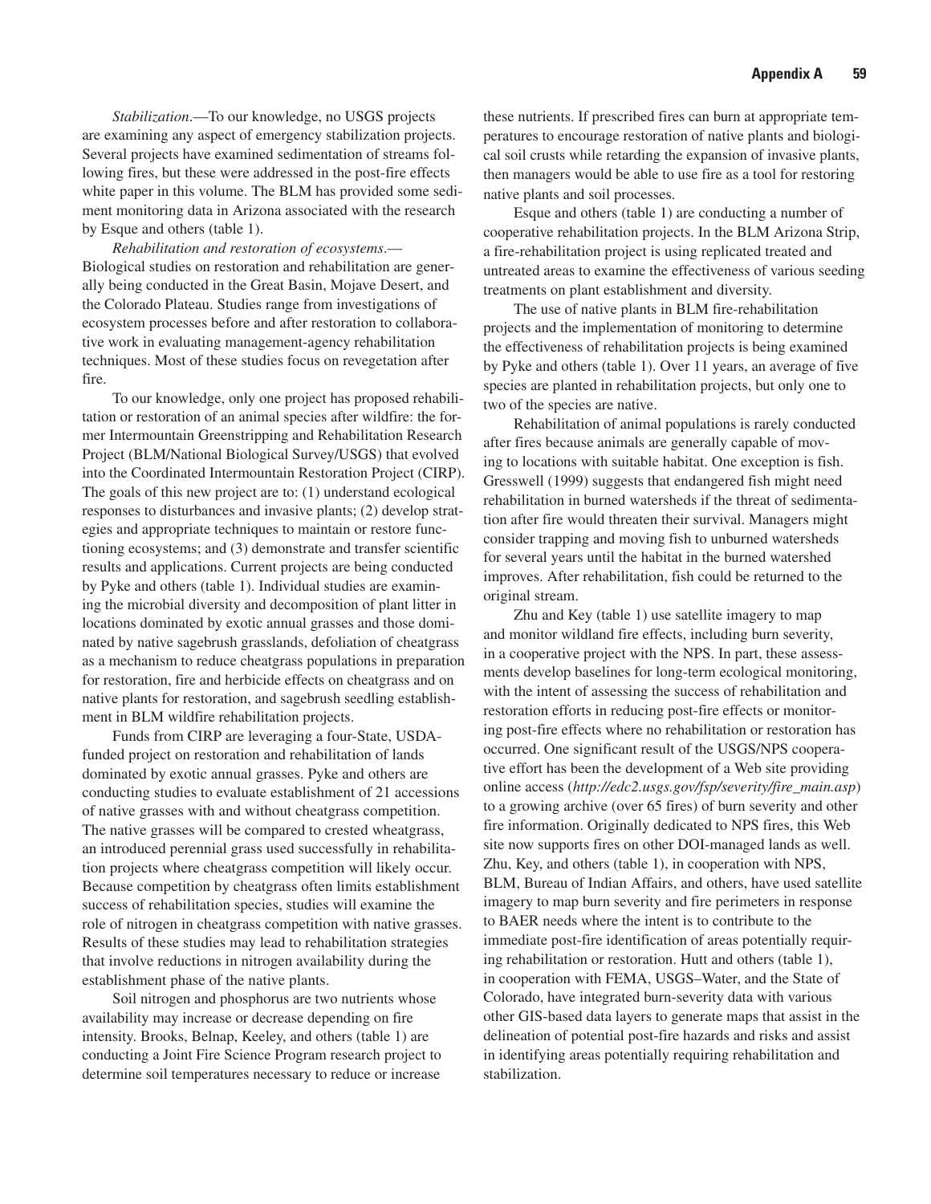*Stabilization*.—To our knowledge, no USGS projects are examining any aspect of emergency stabilization projects. Several projects have examined sedimentation of streams following fires, but these were addressed in the post-fire effects white paper in this volume. The BLM has provided some sediment monitoring data in Arizona associated with the research by Esque and others (table 1).

*Rehabilitation and restoration of ecosystems*.—Biological studies on restoration and rehabilitation are generally being conducted in the Great Basin, Mojave Desert, and the Colorado Plateau. Studies range from investigations of ecosystem processes before and after restoration to collaborative work in evaluating management-agency rehabilitation techniques. Most of these studies focus on revegetation after fire.

To our knowledge, only one project has proposed rehabilitation or restoration of an animal species after wildfire: the former Intermountain Greenstripping and Rehabilitation Research Project (BLM/National Biological Survey/USGS) that evolved into the Coordinated Intermountain Restoration Project (CIRP). The goals of this new project are to: (1) understand ecological responses to disturbances and invasive plants; (2) develop strategies and appropriate techniques to maintain or restore functioning ecosystems; and (3) demonstrate and transfer scientific results and applications. Current projects are being conducted by Pyke and others (table 1). Individual studies are examining the microbial diversity and decomposition of plant litter in locations dominated by exotic annual grasses and those dominated by native sagebrush grasslands, defoliation of cheatgrass as a mechanism to reduce cheatgrass populations in preparation for restoration, fire and herbicide effects on cheatgrass and on native plants for restoration, and sagebrush seedling establishment in BLM wildfire rehabilitation projects.

Funds from CIRP are leveraging a four-State, USDA-funded project on restoration and rehabilitation of lands dominated by exotic annual grasses. Pyke and others are conducting studies to evaluate establishment of 21 accessions of native grasses with and without cheatgrass competition. The native grasses will be compared to crested wheatgrass, an introduced perennial grass used successfully in rehabilitation projects where cheatgrass competition will likely occur. Because competition by cheatgrass often limits establishment success of rehabilitation species, studies will examine the role of nitrogen in cheatgrass competition with native grasses. Results of these studies may lead to rehabilitation strategies that involve reductions in nitrogen availability during the establishment phase of the native plants.

Soil nitrogen and phosphorus are two nutrients whose availability may increase or decrease depending on fire intensity. Brooks, Belnap, Keeley, and others (table 1) are conducting a Joint Fire Science Program research project to determine soil temperatures necessary to reduce or increase these nutrients. If prescribed fires can burn at appropriate temperatures to encourage restoration of native plants and biological soil crusts while retarding the expansion of invasive plants, then managers would be able to use fire as a tool for restoring native plants and soil processes.

Esque and others (table 1) are conducting a number of cooperative rehabilitation projects. In the BLM Arizona Strip, a fire-rehabilitation project is using replicated treated and untreated areas to examine the effectiveness of various seeding treatments on plant establishment and diversity.

The use of native plants in BLM fire-rehabilitation projects and the implementation of monitoring to determine the effectiveness of rehabilitation projects is being examined by Pyke and others (table 1). Over 11 years, an average of five species are planted in rehabilitation projects, but only one to two of the species are native.

Rehabilitation of animal populations is rarely conducted after fires because animals are generally capable of moving to locations with suitable habitat. One exception is fish. Gresswell (1999) suggests that endangered fish might need rehabilitation in burned watersheds if the threat of sedimentation after fire would threaten their survival. Managers might consider trapping and moving fish to unburned watersheds for several years until the habitat in the burned watershed improves. After rehabilitation, fish could be returned to the original stream.

Zhu and Key (table 1) use satellite imagery to map and monitor wildland fire effects, including burn severity, in a cooperative project with the NPS. In part, these assessments develop baselines for long-term ecological monitoring, with the intent of assessing the success of rehabilitation and restoration efforts in reducing post-fire effects or monitoring post-fire effects where no rehabilitation or restoration has occurred. One significant result of the USGS/NPS cooperative effort has been the development of a Web site providing online access (*http://edc2.usgs.gov/fsp/severity/fire_main.asp*) to a growing archive (over 65 fires) of burn severity and other fire information. Originally dedicated to NPS fires, this Web site now supports fires on other DOI-managed lands as well. Zhu, Key, and others (table 1), in cooperation with NPS, BLM, Bureau of Indian Affairs, and others, have used satellite imagery to map burn severity and fire perimeters in response to BAER needs where the intent is to contribute to the immediate post-fire identification of areas potentially requiring rehabilitation or restoration. Hutt and others (table 1), in cooperation with FEMA, USGS–Water, and the State of Colorado, have integrated burn-severity data with various other GIS-based data layers to generate maps that assist in the delineation of potential post-fire hazards and risks and assist in identifying areas potentially requiring rehabilitation and stabilization.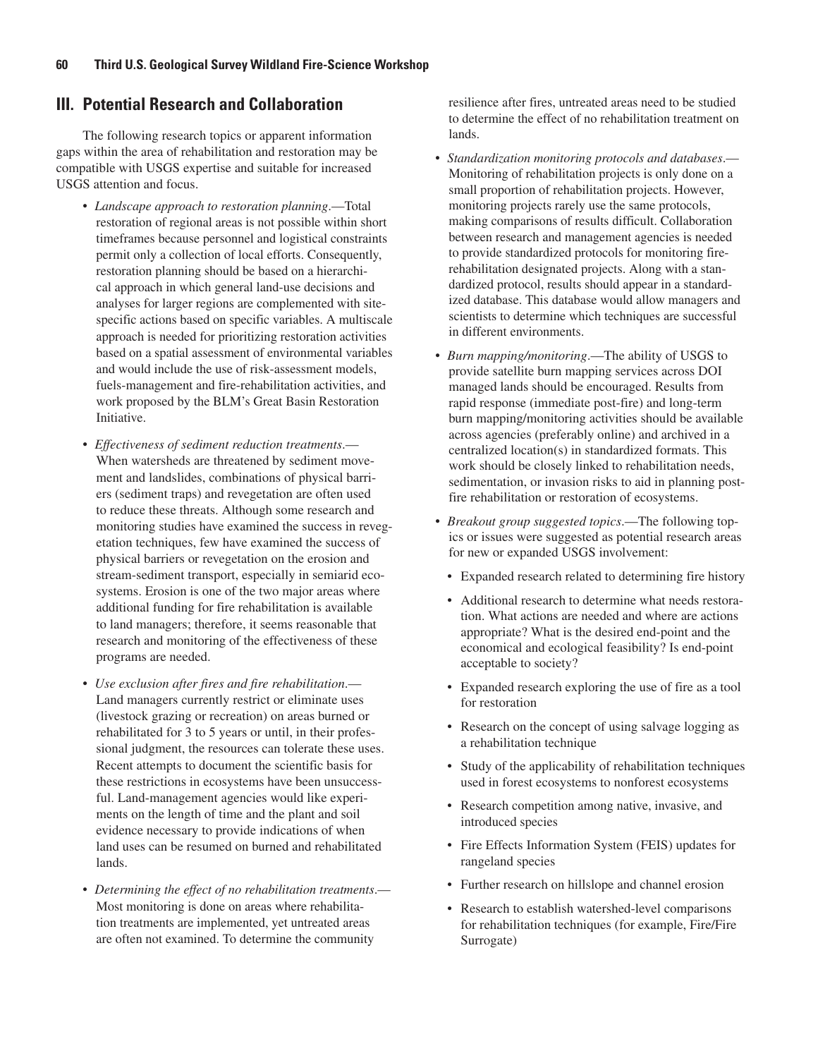## III. Potential Research and Collaboration

The following research topics or apparent information gaps within the area of rehabilitation and restoration may be compatible with USGS expertise and suitable for increased USGS attention and focus.

- *Landscape approach to restoration planning*.—Total restoration of regional areas is not possible within short timeframes because personnel and logistical constraints permit only a collection of local efforts. Consequently, restoration planning should be based on a hierarchical approach in which general land-use decisions and analyses for larger regions are complemented with site-specific actions based on specific variables. A multiscale approach is needed for prioritizing restoration activities based on a spatial assessment of environmental variables and would include the use of risk-assessment models, fuels-management and fire-rehabilitation activities, and work proposed by the BLM's Great Basin Restoration Initiative.

- *Effectiveness of sediment reduction treatments*.—When watersheds are threatened by sediment movement and landslides, combinations of physical barriers (sediment traps) and revegetation are often used to reduce these threats. Although some research and monitoring studies have examined the success in revegetation techniques, few have examined the success of physical barriers or revegetation on the erosion and stream-sediment transport, especially in semiarid ecosystems. Erosion is one of the two major areas where additional funding for fire rehabilitation is available to land managers; therefore, it seems reasonable that research and monitoring of the effectiveness of these programs are needed.

- *Use exclusion after fires and fire rehabilitation*.—Land managers currently restrict or eliminate uses (livestock grazing or recreation) on areas burned or rehabilitated for 3 to 5 years or until, in their professional judgment, the resources can tolerate these uses. Recent attempts to document the scientific basis for these restrictions in ecosystems have been unsuccessful. Land-management agencies would like experiments on the length of time and the plant and soil evidence necessary to provide indications of when land uses can be resumed on burned and rehabilitated lands.

- *Determining the effect of no rehabilitation treatments*.—Most monitoring is done on areas where rehabilitation treatments are implemented, yet untreated areas are often not examined. To determine the community resilience after fires, untreated areas need to be studied to determine the effect of no rehabilitation treatment on lands.

- *Standardization monitoring protocols and databases*.—Monitoring of rehabilitation projects is only done on a small proportion of rehabilitation projects. However, monitoring projects rarely use the same protocols, making comparisons of results difficult. Collaboration between research and management agencies is needed to provide standardized protocols for monitoring fire-rehabilitation designated projects. Along with a standardized protocol, results should appear in a standardized database. This database would allow managers and scientists to determine which techniques are successful in different environments.

- *Burn mapping/monitoring*.—The ability of USGS to provide satellite burn mapping services across DOI managed lands should be encouraged. Results from rapid response (immediate post-fire) and long-term burn mapping/monitoring activities should be available across agencies (preferably online) and archived in a centralized location(s) in standardized formats. This work should be closely linked to rehabilitation needs, sedimentation, or invasion risks to aid in planning post-fire rehabilitation or restoration of ecosystems.

- *Breakout group suggested topics*.—The following topics or issues were suggested as potential research areas for new or expanded USGS involvement:
  - Expanded research related to determining fire history
  - Additional research to determine what needs restoration. What actions are needed and where are actions appropriate? What is the desired end-point and the economical and ecological feasibility? Is end-point acceptable to society?
  - Expanded research exploring the use of fire as a tool for restoration
  - Research on the concept of using salvage logging as a rehabilitation technique
  - Study of the applicability of rehabilitation techniques used in forest ecosystems to nonforest ecosystems
  - Research competition among native, invasive, and introduced species
  - Fire Effects Information System (FEIS) updates for rangeland species
  - Further research on hillslope and channel erosion
  - Research to establish watershed-level comparisons for rehabilitation techniques (for example, Fire/Fire Surrogate)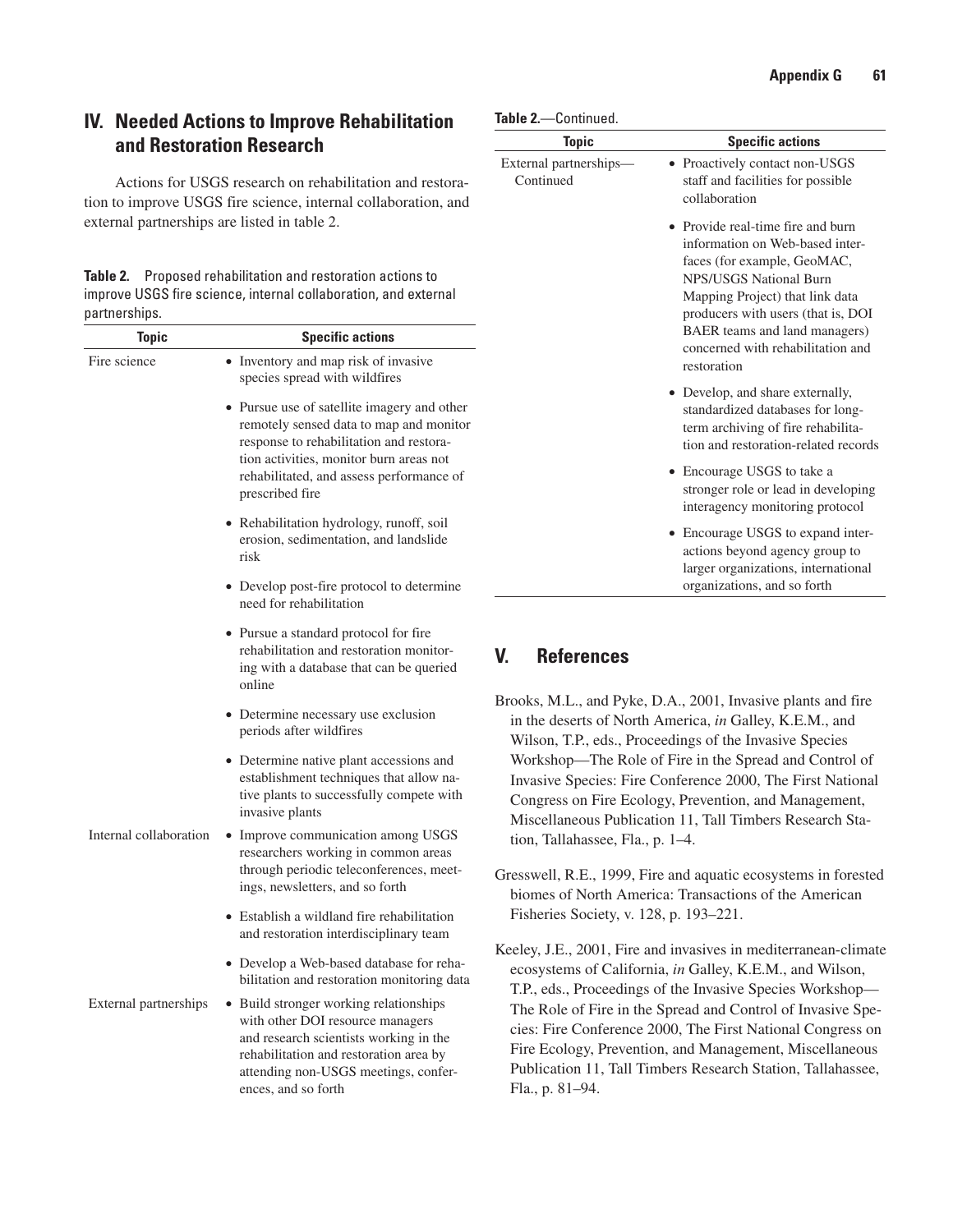## IV. Needed Actions to Improve Rehabilitation and Restoration Research

Actions for USGS research on rehabilitation and restoration to improve USGS fire science, internal collaboration, and external partnerships are listed in table 2.

**Table 2.** Proposed rehabilitation and restoration actions to improve USGS fire science, internal collaboration, and external partnerships.

| Topic | Specific actions |
|---|---|
| Fire science | • Inventory and map risk of invasive species spread with wildfires |
| | • Pursue use of satellite imagery and other remotely sensed data to map and monitor response to rehabilitation and restoration activities, monitor burn areas not rehabilitated, and assess performance of prescribed fire |
| | • Rehabilitation hydrology, runoff, soil erosion, sedimentation, and landslide risk |
| | • Develop post-fire protocol to determine need for rehabilitation |
| | • Pursue a standard protocol for fire rehabilitation and restoration monitoring with a database that can be queried online |
| | • Determine necessary use exclusion periods after wildfires |
| | • Determine native plant accessions and establishment techniques that allow native plants to successfully compete with invasive plants |
| Internal collaboration | • Improve communication among USGS researchers working in common areas through periodic teleconferences, meetings, newsletters, and so forth |
| | • Establish a wildland fire rehabilitation and restoration interdisciplinary team |
| | • Develop a Web-based database for rehabilitation and restoration monitoring data |
| External partnerships | • Build stronger working relationships with other DOI resource managers and research scientists working in the rehabilitation and restoration area by attending non-USGS meetings, conferences, and so forth |
| | • Proactively contact non-USGS staff and facilities for possible collaboration |
| | • Provide real-time fire and burn information on Web-based interfaces (for example, GeoMAC, NPS/USGS National Burn Mapping Project) that link data producers with users (that is, DOI BAER teams and land managers) concerned with rehabilitation and restoration |
| | • Develop, and share externally, standardized databases for long-term archiving of fire rehabilitation and restoration-related records |
| | • Encourage USGS to take a stronger role or lead in developing interagency monitoring protocol |
| | • Encourage USGS to expand interactions beyond agency group to larger organizations, international organizations, and so forth |

## V. References

Brooks, M.L., and Pyke, D.A., 2001, Invasive plants and fire in the deserts of North America, *in* Galley, K.E.M., and Wilson, T.P., eds., Proceedings of the Invasive Species Workshop—The Role of Fire in the Spread and Control of Invasive Species: Fire Conference 2000, The First National Congress on Fire Ecology, Prevention, and Management, Miscellaneous Publication 11, Tall Timbers Research Station, Tallahassee, Fla., p. 1–4.

Gresswell, R.E., 1999, Fire and aquatic ecosystems in forested biomes of North America: Transactions of the American Fisheries Society, v. 128, p. 193–221.

Keeley, J.E., 2001, Fire and invasives in mediterranean-climate ecosystems of California, *in* Galley, K.E.M., and Wilson, T.P., eds., Proceedings of the Invasive Species Workshop—The Role of Fire in the Spread and Control of Invasive Species: Fire Conference 2000, The First National Congress on Fire Ecology, Prevention, and Management, Miscellaneous Publication 11, Tall Timbers Research Station, Tallahassee, Fla., p. 81–94.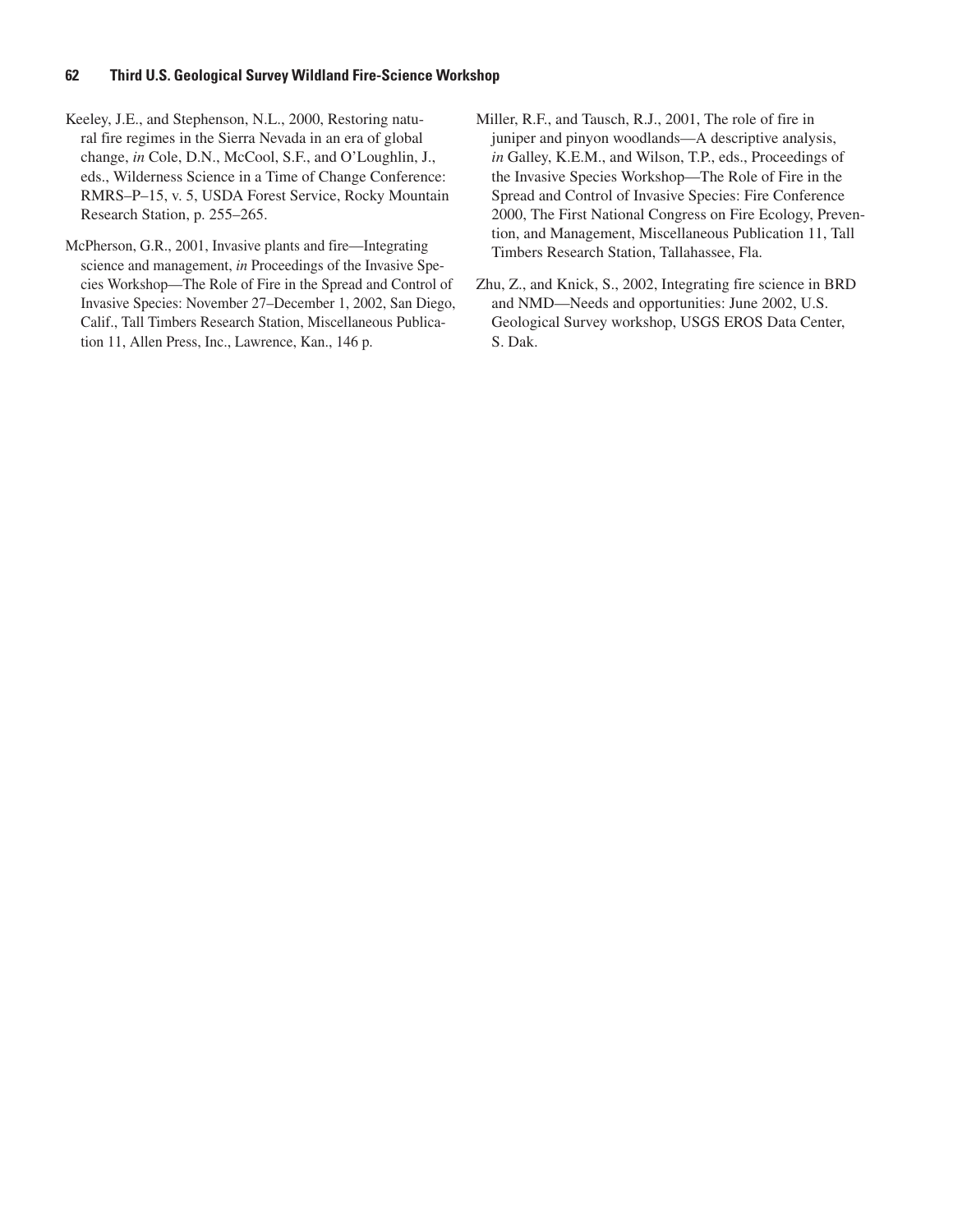Keeley, J.E., and Stephenson, N.L., 2000, Restoring natural fire regimes in the Sierra Nevada in an era of global change, *in* Cole, D.N., McCool, S.F., and O'Loughlin, J., eds., Wilderness Science in a Time of Change Conference: RMRS–P–15, v. 5, USDA Forest Service, Rocky Mountain Research Station, p. 255–265.

McPherson, G.R., 2001, Invasive plants and fire—Integrating science and management, *in* Proceedings of the Invasive Species Workshop—The Role of Fire in the Spread and Control of Invasive Species: November 27–December 1, 2002, San Diego, Calif., Tall Timbers Research Station, Miscellaneous Publication 11, Allen Press, Inc., Lawrence, Kan., 146 p.

Miller, R.F., and Tausch, R.J., 2001, The role of fire in juniper and pinyon woodlands—A descriptive analysis, *in* Galley, K.E.M., and Wilson, T.P., eds., Proceedings of the Invasive Species Workshop—The Role of Fire in the Spread and Control of Invasive Species: Fire Conference 2000, The First National Congress on Fire Ecology, Prevention, and Management, Miscellaneous Publication 11, Tall Timbers Research Station, Tallahassee, Fla.

Zhu, Z., and Knick, S., 2002, Integrating fire science in BRD and NMD—Needs and opportunities: June 2002, U.S. Geological Survey workshop, USGS EROS Data Center, S. Dak.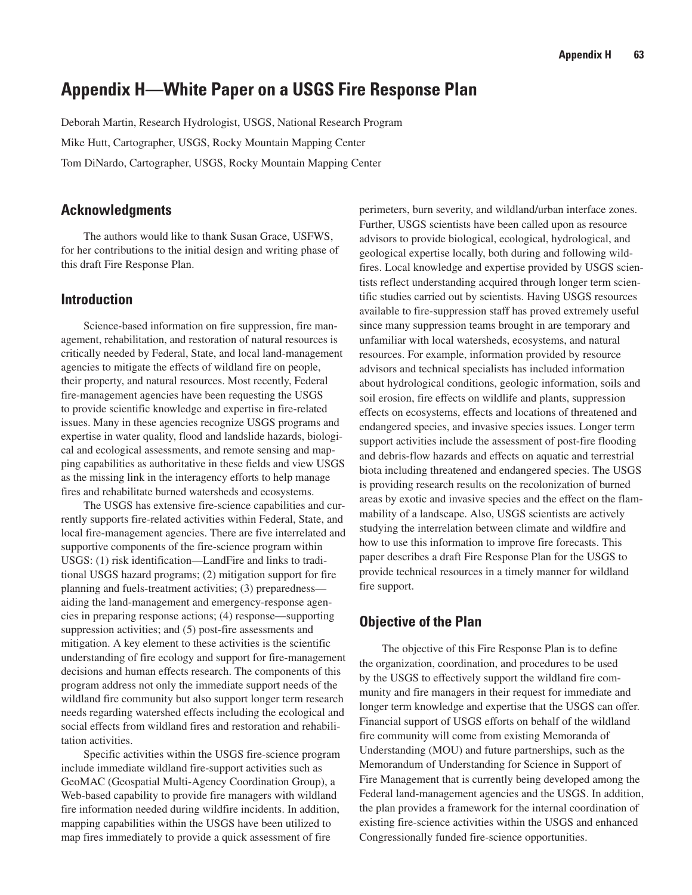# Appendix H—White Paper on a USGS Fire Response Plan

Deborah Martin, Research Hydrologist, USGS, National Research Program

Mike Hutt, Cartographer, USGS, Rocky Mountain Mapping Center

Tom DiNardo, Cartographer, USGS, Rocky Mountain Mapping Center

## Acknowledgments

The authors would like to thank Susan Grace, USFWS, for her contributions to the initial design and writing phase of this draft Fire Response Plan.

## Introduction

Science-based information on fire suppression, fire management, rehabilitation, and restoration of natural resources is critically needed by Federal, State, and local land-management agencies to mitigate the effects of wildland fire on people, their property, and natural resources. Most recently, Federal fire-management agencies have been requesting the USGS to provide scientific knowledge and expertise in fire-related issues. Many in these agencies recognize USGS programs and expertise in water quality, flood and landslide hazards, biological and ecological assessments, and remote sensing and mapping capabilities as authoritative in these fields and view USGS as the missing link in the interagency efforts to help manage fires and rehabilitate burned watersheds and ecosystems.

The USGS has extensive fire-science capabilities and currently supports fire-related activities within Federal, State, and local fire-management agencies. There are five interrelated and supportive components of the fire-science program within USGS: (1) risk identification—LandFire and links to traditional USGS hazard programs; (2) mitigation support for fire planning and fuels-treatment activities; (3) preparedness—aiding the land-management and emergency-response agencies in preparing response actions; (4) response—supporting suppression activities; and (5) post-fire assessments and mitigation. A key element to these activities is the scientific understanding of fire ecology and support for fire-management decisions and human effects research. The components of this program address not only the immediate support needs of the wildland fire community but also support longer term research needs regarding watershed effects including the ecological and social effects from wildland fires and restoration and rehabilitation activities.

Specific activities within the USGS fire-science program include immediate wildland fire-support activities such as GeoMAC (Geospatial Multi-Agency Coordination Group), a Web-based capability to provide fire managers with wildland fire information needed during wildfire incidents. In addition, mapping capabilities within the USGS have been utilized to map fires immediately to provide a quick assessment of fire perimeters, burn severity, and wildland/urban interface zones. Further, USGS scientists have been called upon as resource advisors to provide biological, ecological, hydrological, and geological expertise locally, both during and following wildfires. Local knowledge and expertise provided by USGS scientists reflect understanding acquired through longer term scientific studies carried out by scientists. Having USGS resources available to fire-suppression staff has proved extremely useful since many suppression teams brought in are temporary and unfamiliar with local watersheds, ecosystems, and natural resources. For example, information provided by resource advisors and technical specialists has included information about hydrological conditions, geologic information, soils and soil erosion, fire effects on wildlife and plants, suppression effects on ecosystems, effects and locations of threatened and endangered species, and invasive species issues. Longer term support activities include the assessment of post-fire flooding and debris-flow hazards and effects on aquatic and terrestrial biota including threatened and endangered species. The USGS is providing research results on the recolonization of burned areas by exotic and invasive species and the effect on the flammability of a landscape. Also, USGS scientists are actively studying the interrelation between climate and wildfire and how to use this information to improve fire forecasts. This paper describes a draft Fire Response Plan for the USGS to provide technical resources in a timely manner for wildland fire support.

## Objective of the Plan

The objective of this Fire Response Plan is to define the organization, coordination, and procedures to be used by the USGS to effectively support the wildland fire community and fire managers in their request for immediate and longer term knowledge and expertise that the USGS can offer. Financial support of USGS efforts on behalf of the wildland fire community will come from existing Memoranda of Understanding (MOU) and future partnerships, such as the Memorandum of Understanding for Science in Support of Fire Management that is currently being developed among the Federal land-management agencies and the USGS. In addition, the plan provides a framework for the internal coordination of existing fire-science activities within the USGS and enhanced Congressionally funded fire-science opportunities.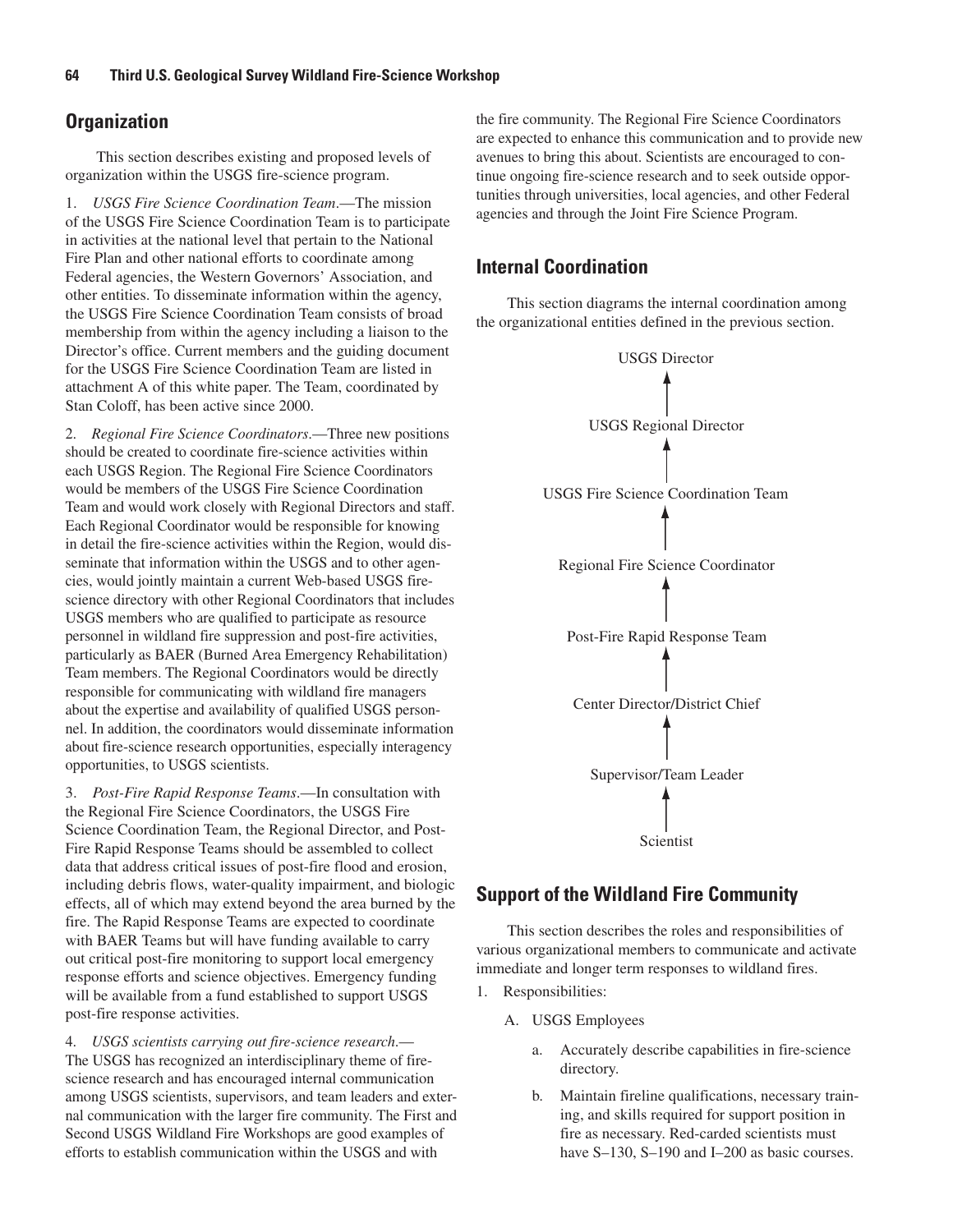## Organization

This section describes existing and proposed levels of organization within the USGS fire-science program.

1. *USGS Fire Science Coordination Team*.—The mission of the USGS Fire Science Coordination Team is to participate in activities at the national level that pertain to the National Fire Plan and other national efforts to coordinate among Federal agencies, the Western Governors' Association, and other entities. To disseminate information within the agency, the USGS Fire Science Coordination Team consists of broad membership from within the agency including a liaison to the Director's office. Current members and the guiding document for the USGS Fire Science Coordination Team are listed in attachment A of this white paper. The Team, coordinated by Stan Coloff, has been active since 2000.

2. *Regional Fire Science Coordinators*.—Three new positions should be created to coordinate fire-science activities within each USGS Region. The Regional Fire Science Coordinators would be members of the USGS Fire Science Coordination Team and would work closely with Regional Directors and staff. Each Regional Coordinator would be responsible for knowing in detail the fire-science activities within the Region, would disseminate that information within the USGS and to other agencies, would jointly maintain a current Web-based USGS fire-science directory with other Regional Coordinators that includes USGS members who are qualified to participate as resource personnel in wildland fire suppression and post-fire activities, particularly as BAER (Burned Area Emergency Rehabilitation) Team members. The Regional Coordinators would be directly responsible for communicating with wildland fire managers about the expertise and availability of qualified USGS personnel. In addition, the coordinators would disseminate information about fire-science research opportunities, especially interagency opportunities, to USGS scientists.

3. *Post-Fire Rapid Response Teams*.—In consultation with the Regional Fire Science Coordinators, the USGS Fire Science Coordination Team, the Regional Director, and Post-Fire Rapid Response Teams should be assembled to collect data that address critical issues of post-fire flood and erosion, including debris flows, water-quality impairment, and biologic effects, all of which may extend beyond the area burned by the fire. The Rapid Response Teams are expected to coordinate with BAER Teams but will have funding available to carry out critical post-fire monitoring to support local emergency response efforts and science objectives. Emergency funding will be available from a fund established to support USGS post-fire response activities.

4. *USGS scientists carrying out fire-science research*.—The USGS has recognized an interdisciplinary theme of fire-science research and has encouraged internal communication among USGS scientists, supervisors, and team leaders and external communication with the larger fire community. The First and Second USGS Wildland Fire Workshops are good examples of efforts to establish communication within the USGS and with the fire community. The Regional Fire Science Coordinators are expected to enhance this communication and to provide new avenues to bring this about. Scientists are encouraged to continue ongoing fire-science research and to seek outside opportunities through universities, local agencies, and other Federal agencies and through the Joint Fire Science Program.

## Internal Coordination

This section diagrams the internal coordination among the organizational entities defined in the previous section.

USGS Director
↑
USGS Regional Director
↑
USGS Fire Science Coordination Team
↑
Regional Fire Science Coordinator
↑
Post-Fire Rapid Response Team
↑
Center Director/District Chief
↑
Supervisor/Team Leader
↑
Scientist

## Support of the Wildland Fire Community

This section describes the roles and responsibilities of various organizational members to communicate and activate immediate and longer term responses to wildland fires.

1. Responsibilities:
   - A. USGS Employees
     - a. Accurately describe capabilities in fire-science directory.
     - b. Maintain fireline qualifications, necessary training, and skills required for support position in fire as necessary. Red-carded scientists must have S–130, S–190 and I–200 as basic courses.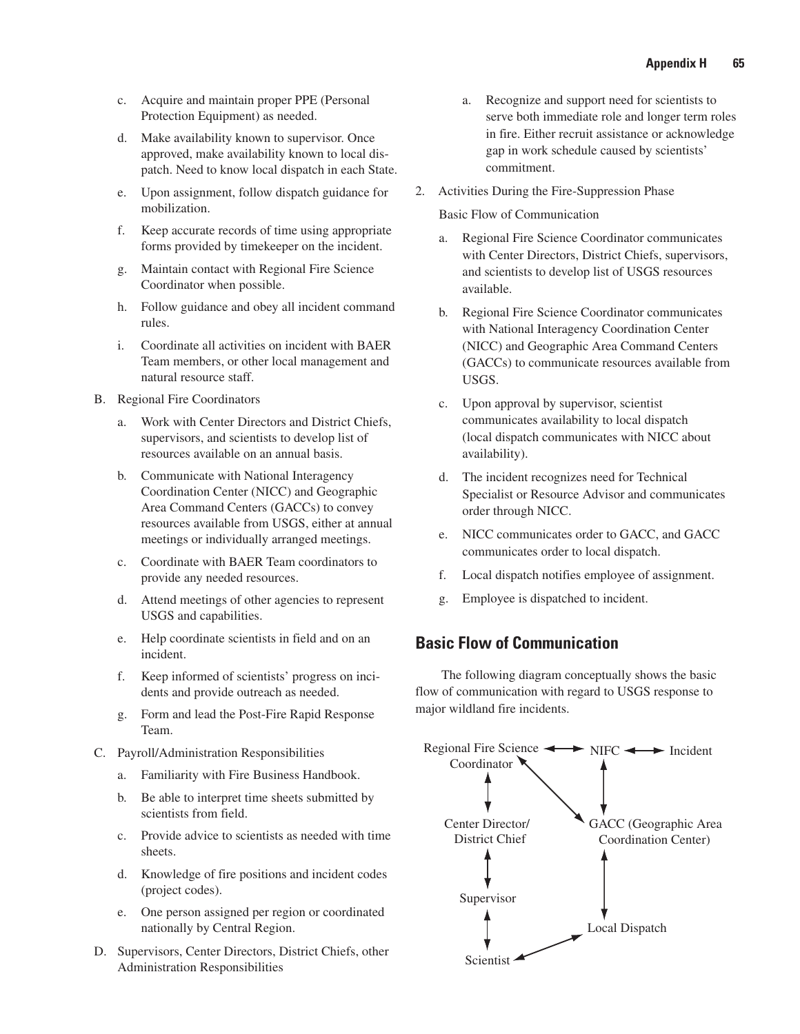c. Acquire and maintain proper PPE (Personal Protection Equipment) as needed.

d. Make availability known to supervisor. Once approved, make availability known to local dispatch. Need to know local dispatch in each State.

e. Upon assignment, follow dispatch guidance for mobilization.

f. Keep accurate records of time using appropriate forms provided by timekeeper on the incident.

g. Maintain contact with Regional Fire Science Coordinator when possible.

h. Follow guidance and obey all incident command rules.

i. Coordinate all activities on incident with BAER Team members, or other local management and natural resource staff.

B. Regional Fire Coordinators

a. Work with Center Directors and District Chiefs, supervisors, and scientists to develop list of resources available on an annual basis.

b. Communicate with National Interagency Coordination Center (NICC) and Geographic Area Command Centers (GACCs) to convey resources available from USGS, either at annual meetings or individually arranged meetings.

c. Coordinate with BAER Team coordinators to provide any needed resources.

d. Attend meetings of other agencies to represent USGS and capabilities.

e. Help coordinate scientists in field and on an incident.

f. Keep informed of scientists' progress on incidents and provide outreach as needed.

g. Form and lead the Post-Fire Rapid Response Team.

C. Payroll/Administration Responsibilities

a. Familiarity with Fire Business Handbook.

b. Be able to interpret time sheets submitted by scientists from field.

c. Provide advice to scientists as needed with time sheets.

d. Knowledge of fire positions and incident codes (project codes).

e. One person assigned per region or coordinated nationally by Central Region.

D. Supervisors, Center Directors, District Chiefs, other Administration Responsibilities

a. Recognize and support need for scientists to serve both immediate role and longer term roles in fire. Either recruit assistance or acknowledge gap in work schedule caused by scientists' commitment.

2. Activities During the Fire-Suppression Phase

Basic Flow of Communication

a. Regional Fire Science Coordinator communicates with Center Directors, District Chiefs, supervisors, and scientists to develop list of USGS resources available.

b. Regional Fire Science Coordinator communicates with National Interagency Coordination Center (NICC) and Geographic Area Command Centers (GACCs) to communicate resources available from USGS.

c. Upon approval by supervisor, scientist communicates availability to local dispatch (local dispatch communicates with NICC about availability).

d. The incident recognizes need for Technical Specialist or Resource Advisor and communicates order through NICC.

e. NICC communicates order to GACC, and GACC communicates order to local dispatch.

f. Local dispatch notifies employee of assignment.

g. Employee is dispatched to incident.

## Basic Flow of Communication

The following diagram conceptually shows the basic flow of communication with regard to USGS response to major wildland fire incidents.

Regional Fire Science Coordinator ↔ NIFC ↔ Incident

Regional Fire Science Coordinator ↔ Center Director/District Chief

Regional Fire Science Coordinator ↔ GACC (Geographic Area Coordination Center)

NIFC ↔ GACC (Geographic Area Coordination Center)

Center Director/District Chief ↔ Supervisor

GACC (Geographic Area Coordination Center) ↔ Local Dispatch

Supervisor ↔ Scientist

Scientist ↔ Local Dispatch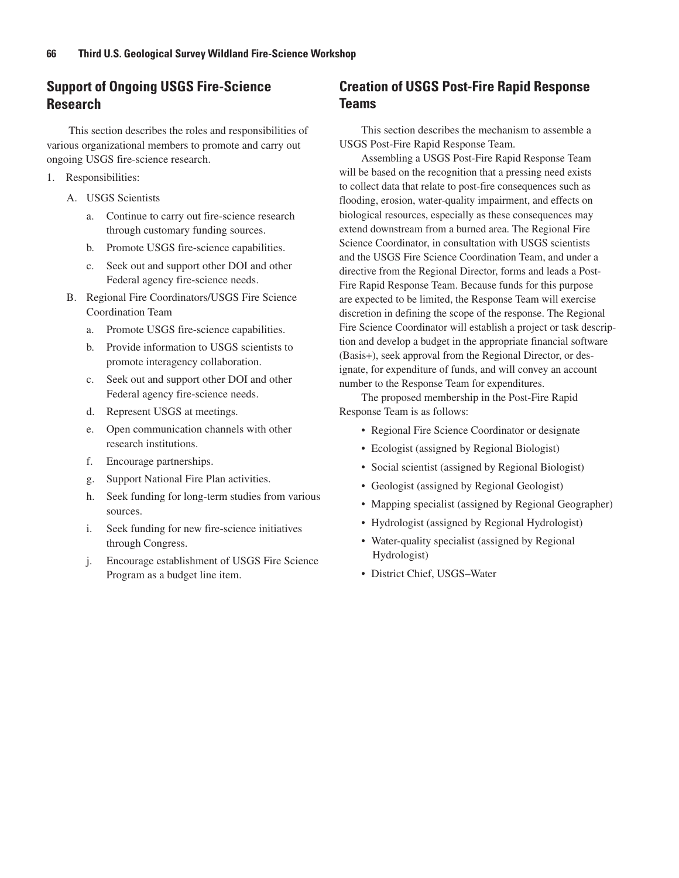## Support of Ongoing USGS Fire-Science Research

This section describes the roles and responsibilities of various organizational members to promote and carry out ongoing USGS fire-science research.

1. Responsibilities:
   - A. USGS Scientists
     - a. Continue to carry out fire-science research through customary funding sources.
     - b. Promote USGS fire-science capabilities.
     - c. Seek out and support other DOI and other Federal agency fire-science needs.
   - B. Regional Fire Coordinators/USGS Fire Science Coordination Team
     - a. Promote USGS fire-science capabilities.
     - b. Provide information to USGS scientists to promote interagency collaboration.
     - c. Seek out and support other DOI and other Federal agency fire-science needs.
     - d. Represent USGS at meetings.
     - e. Open communication channels with other research institutions.
     - f. Encourage partnerships.
     - g. Support National Fire Plan activities.
     - h. Seek funding for long-term studies from various sources.
     - i. Seek funding for new fire-science initiatives through Congress.
     - j. Encourage establishment of USGS Fire Science Program as a budget line item.

## Creation of USGS Post-Fire Rapid Response Teams

This section describes the mechanism to assemble a USGS Post-Fire Rapid Response Team.

Assembling a USGS Post-Fire Rapid Response Team will be based on the recognition that a pressing need exists to collect data that relate to post-fire consequences such as flooding, erosion, water-quality impairment, and effects on biological resources, especially as these consequences may extend downstream from a burned area. The Regional Fire Science Coordinator, in consultation with USGS scientists and the USGS Fire Science Coordination Team, and under a directive from the Regional Director, forms and leads a Post-Fire Rapid Response Team. Because funds for this purpose are expected to be limited, the Response Team will exercise discretion in defining the scope of the response. The Regional Fire Science Coordinator will establish a project or task description and develop a budget in the appropriate financial software (Basis+), seek approval from the Regional Director, or designate, for expenditure of funds, and will convey an account number to the Response Team for expenditures.

The proposed membership in the Post-Fire Rapid Response Team is as follows:

- Regional Fire Science Coordinator or designate
- Ecologist (assigned by Regional Biologist)
- Social scientist (assigned by Regional Biologist)
- Geologist (assigned by Regional Geologist)
- Mapping specialist (assigned by Regional Geographer)
- Hydrologist (assigned by Regional Hydrologist)
- Water-quality specialist (assigned by Regional Hydrologist)
- District Chief, USGS–Water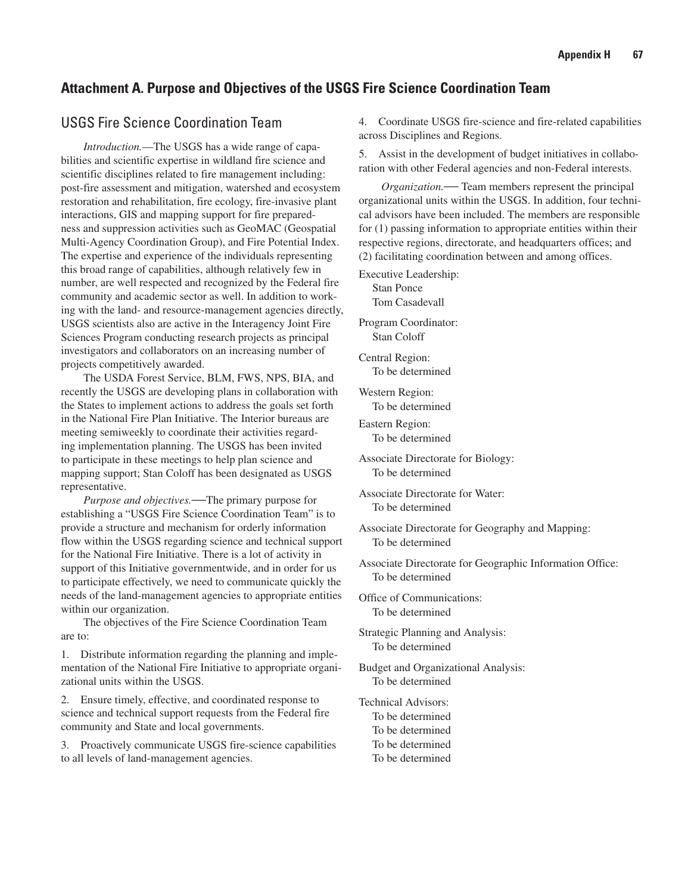## Attachment A. Purpose and Objectives of the USGS Fire Science Coordination Team

### USGS Fire Science Coordination Team

*Introduction.*—The USGS has a wide range of capabilities and scientific expertise in wildland fire science and scientific disciplines related to fire management including: post-fire assessment and mitigation, watershed and ecosystem restoration and rehabilitation, fire ecology, fire-invasive plant interactions, GIS and mapping support for fire preparedness and suppression activities such as GeoMAC (Geospatial Multi-Agency Coordination Group), and Fire Potential Index. The expertise and experience of the individuals representing this broad range of capabilities, although relatively few in number, are well respected and recognized by the Federal fire community and academic sector as well. In addition to working with the land- and resource-management agencies directly, USGS scientists also are active in the Interagency Joint Fire Sciences Program conducting research projects as principal investigators and collaborators on an increasing number of projects competitively awarded.

The USDA Forest Service, BLM, FWS, NPS, BIA, and recently the USGS are developing plans in collaboration with the States to implement actions to address the goals set forth in the National Fire Plan Initiative. The Interior bureaus are meeting semiweekly to coordinate their activities regarding implementation planning. The USGS has been invited to participate in these meetings to help plan science and mapping support; Stan Coloff has been designated as USGS representative.

*Purpose and objectives.*—The primary purpose for establishing a "USGS Fire Science Coordination Team" is to provide a structure and mechanism for orderly information flow within the USGS regarding science and technical support for the National Fire Initiative. There is a lot of activity in support of this Initiative governmentwide, and in order for us to participate effectively, we need to communicate quickly the needs of the land-management agencies to appropriate entities within our organization.

The objectives of the Fire Science Coordination Team are to:

1. Distribute information regarding the planning and implementation of the National Fire Initiative to appropriate organizational units within the USGS.

2. Ensure timely, effective, and coordinated response to science and technical support requests from the Federal fire community and State and local governments.

3. Proactively communicate USGS fire-science capabilities to all levels of land-management agencies.

4. Coordinate USGS fire-science and fire-related capabilities across Disciplines and Regions.

5. Assist in the development of budget initiatives in collaboration with other Federal agencies and non-Federal interests.

*Organization.*— Team members represent the principal organizational units within the USGS. In addition, four technical advisors have been included. The members are responsible for (1) passing information to appropriate entities within their respective regions, directorate, and headquarters offices; and (2) facilitating coordination between and among offices.

Executive Leadership:
Stan Ponce
Tom Casadevall

Program Coordinator:
Stan Coloff

Central Region:
To be determined

Western Region:
To be determined

Eastern Region:
To be determined

Associate Directorate for Biology:
To be determined

Associate Directorate for Water:
To be determined

Associate Directorate for Geography and Mapping:
To be determined

Associate Directorate for Geographic Information Office:
To be determined

Office of Communications:
To be determined

Strategic Planning and Analysis:
To be determined

Budget and Organizational Analysis:
To be determined

Technical Advisors:
To be determined
To be determined
To be determined
To be determined